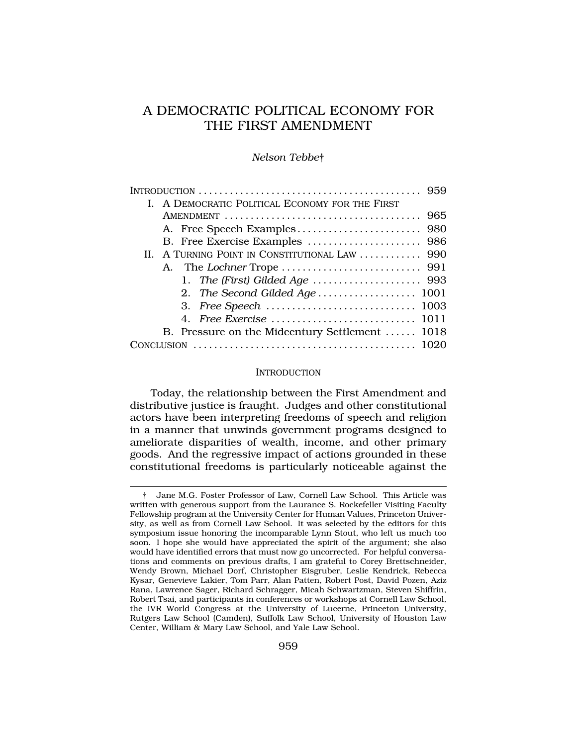# A DEMOCRATIC POLITICAL ECONOMY FOR THE FIRST AMENDMENT

*Nelson Tebbe*†

INTRODUCTION .......................................... 959
- I. A DEMOCRATIC POLITICAL ECONOMY FOR THE FIRST AMENDMENT .................................... 965
  - A. Free Speech Examples ........................ 980
  - B. Free Exercise Examples ...................... 986
- II. A TURNING POINT IN CONSTITUTIONAL LAW ............ 990
  - A. The *Lochner* Trope ........................... 991
    - 1. *The (First) Gilded Age* ..................... 993
    - 2. *The Second Gilded Age* ................... 1001
    - 3. *Free Speech* ............................. 1003
    - 4. *Free Exercise* ............................ 1011
  - B. Pressure on the Midcentury Settlement ...... 1018

CONCLUSION .......................................... 1020

## INTRODUCTION

Today, the relationship between the First Amendment and distributive justice is fraught. Judges and other constitutional actors have been interpreting freedoms of speech and religion in a manner that unwinds government programs designed to ameliorate disparities of wealth, income, and other primary goods. And the regressive impact of actions grounded in these constitutional freedoms is particularly noticeable against the

---

† Jane M.G. Foster Professor of Law, Cornell Law School. This Article was written with generous support from the Laurance S. Rockefeller Visiting Faculty Fellowship program at the University Center for Human Values, Princeton University, as well as from Cornell Law School. It was selected by the editors for this symposium issue honoring the incomparable Lynn Stout, who left us much too soon. I hope she would have appreciated the spirit of the argument; she also would have identified errors that must now go uncorrected. For helpful conversations and comments on previous drafts, I am grateful to Corey Brettschneider, Wendy Brown, Michael Dorf, Christopher Eisgruber, Leslie Kendrick, Rebecca Kysar, Genevieve Lakier, Tom Parr, Alan Patten, Robert Post, David Pozen, Aziz Rana, Lawrence Sager, Richard Schragger, Micah Schwartzman, Steven Shiffrin, Robert Tsai, and participants in conferences or workshops at Cornell Law School, the IVR World Congress at the University of Lucerne, Princeton University, Rutgers Law School (Camden), Suffolk Law School, University of Houston Law Center, William & Mary Law School, and Yale Law School.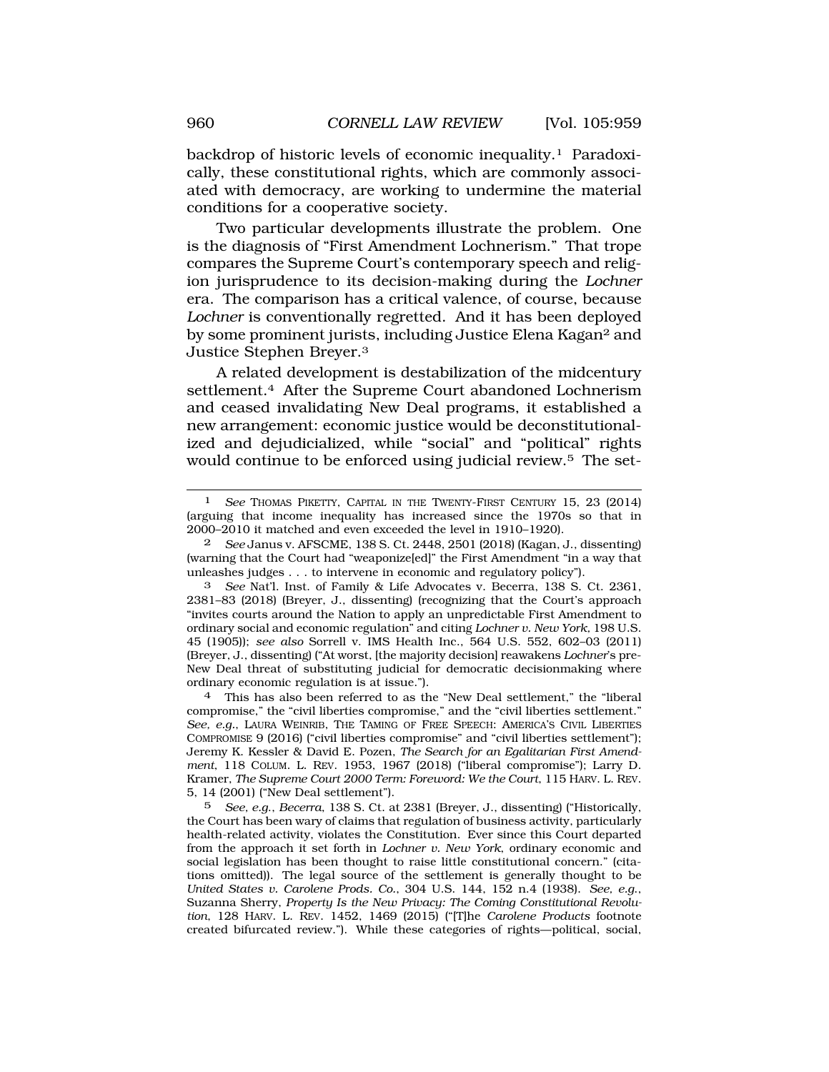backdrop of historic levels of economic inequality.[1] Paradoxically, these constitutional rights, which are commonly associated with democracy, are working to undermine the material conditions for a cooperative society.

Two particular developments illustrate the problem. One is the diagnosis of "First Amendment Lochnerism." That trope compares the Supreme Court's contemporary speech and religion jurisprudence to its decision-making during the *Lochner* era. The comparison has a critical valence, of course, because *Lochner* is conventionally regretted. And it has been deployed by some prominent jurists, including Justice Elena Kagan[2] and Justice Stephen Breyer.[3]

A related development is destabilization of the midcentury settlement.[4] After the Supreme Court abandoned Lochnerism and ceased invalidating New Deal programs, it established a new arrangement: economic justice would be deconstitutionalized and dejudicialized, while "social" and "political" rights would continue to be enforced using judicial review.[5] The set-

---

1 *See* THOMAS PIKETTY, CAPITAL IN THE TWENTY-FIRST CENTURY 15, 23 (2014) (arguing that income inequality has increased since the 1970s so that in 2000–2010 it matched and even exceeded the level in 1910–1920).

2 *See* Janus v. AFSCME, 138 S. Ct. 2448, 2501 (2018) (Kagan, J., dissenting) (warning that the Court had "weaponize[ed]" the First Amendment "in a way that unleashes judges . . . to intervene in economic and regulatory policy").

3 *See* Nat'l. Inst. of Family & Life Advocates v. Becerra, 138 S. Ct. 2361, 2381–83 (2018) (Breyer, J., dissenting) (recognizing that the Court's approach "invites courts around the Nation to apply an unpredictable First Amendment to ordinary social and economic regulation" and citing *Lochner v. New York*, 198 U.S. 45 (1905)); *see also* Sorrell v. IMS Health Inc., 564 U.S. 552, 602–03 (2011) (Breyer, J., dissenting) ("At worst, [the majority decision] reawakens *Lochner*'s pre-New Deal threat of substituting judicial for democratic decisionmaking where ordinary economic regulation is at issue.").

4 This has also been referred to as the "New Deal settlement," the "liberal compromise," the "civil liberties compromise," and the "civil liberties settlement." *See, e.g.*, LAURA WEINRIB, THE TAMING OF FREE SPEECH: AMERICA'S CIVIL LIBERTIES COMPROMISE 9 (2016) ("civil liberties compromise" and "civil liberties settlement"); Jeremy K. Kessler & David E. Pozen, *The Search for an Egalitarian First Amendment*, 118 COLUM. L. REV. 1953, 1967 (2018) ("liberal compromise"); Larry D. Kramer, *The Supreme Court 2000 Term: Foreword: We the Court*, 115 HARV. L. REV. 5, 14 (2001) ("New Deal settlement").

5 *See, e.g.*, *Becerra*, 138 S. Ct. at 2381 (Breyer, J., dissenting) ("Historically, the Court has been wary of claims that regulation of business activity, particularly health-related activity, violates the Constitution. Ever since this Court departed from the approach it set forth in *Lochner v. New York*, ordinary economic and social legislation has been thought to raise little constitutional concern." (citations omitted)). The legal source of the settlement is generally thought to be *United States v. Carolene Prods. Co.*, 304 U.S. 144, 152 n.4 (1938). *See, e.g.*, Suzanna Sherry, *Property Is the New Privacy: The Coming Constitutional Revolution*, 128 HARV. L. REV. 1452, 1469 (2015) ("[T]he *Carolene Products* footnote created bifurcated review."). While these categories of rights—political, social,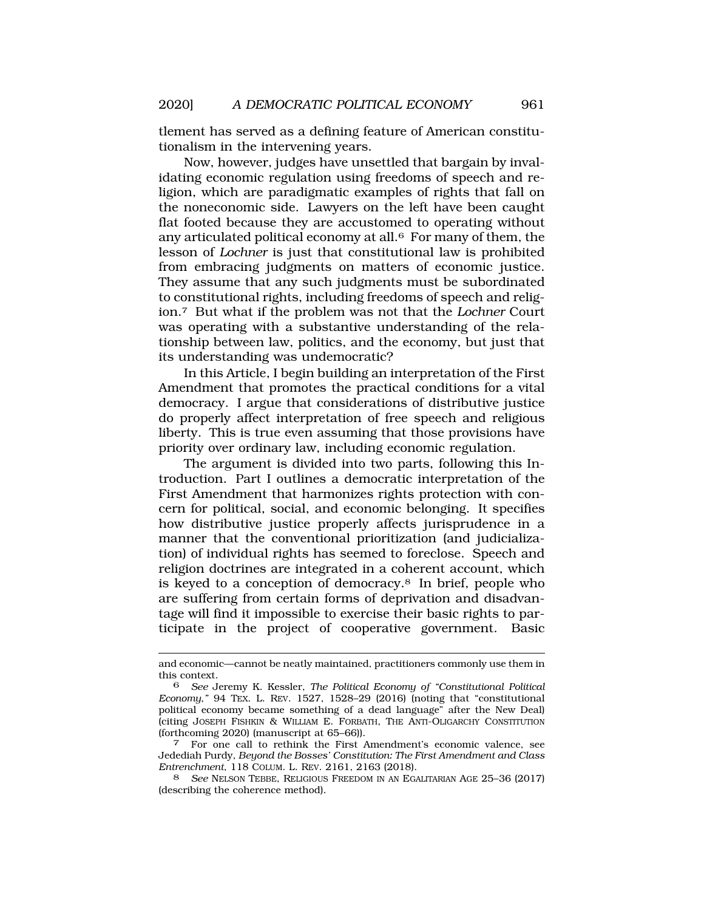tlement has served as a defining feature of American constitutionalism in the intervening years.

Now, however, judges have unsettled that bargain by invalidating economic regulation using freedoms of speech and religion, which are paradigmatic examples of rights that fall on the noneconomic side. Lawyers on the left have been caught flat footed because they are accustomed to operating without any articulated political economy at all.[6] For many of them, the lesson of *Lochner* is just that constitutional law is prohibited from embracing judgments on matters of economic justice. They assume that any such judgments must be subordinated to constitutional rights, including freedoms of speech and religion.[7] But what if the problem was not that the *Lochner* Court was operating with a substantive understanding of the relationship between law, politics, and the economy, but just that its understanding was undemocratic?

In this Article, I begin building an interpretation of the First Amendment that promotes the practical conditions for a vital democracy. I argue that considerations of distributive justice do properly affect interpretation of free speech and religious liberty. This is true even assuming that those provisions have priority over ordinary law, including economic regulation.

The argument is divided into two parts, following this Introduction. Part I outlines a democratic interpretation of the First Amendment that harmonizes rights protection with concern for political, social, and economic belonging. It specifies how distributive justice properly affects jurisprudence in a manner that the conventional prioritization (and judicialization) of individual rights has seemed to foreclose. Speech and religion doctrines are integrated in a coherent account, which is keyed to a conception of democracy.[8] In brief, people who are suffering from certain forms of deprivation and disadvantage will find it impossible to exercise their basic rights to participate in the project of cooperative government. Basic

---

and economic—cannot be neatly maintained, practitioners commonly use them in this context.

[6] *See* Jeremy K. Kessler, *The Political Economy of "Constitutional Political Economy*,*"* 94 TEX. L. REV. 1527, 1528–29 (2016) (noting that "constitutional political economy became something of a dead language" after the New Deal) (citing JOSEPH FISHKIN & WILLIAM E. FORBATH, THE ANTI-OLIGARCHY CONSTITUTION (forthcoming 2020) (manuscript at 65–66)).

[7] For one call to rethink the First Amendment's economic valence, see Jedediah Purdy, *Beyond the Bosses' Constitution: The First Amendment and Class Entrenchment*, 118 COLUM. L. REV. 2161, 2163 (2018).

[8] *See* NELSON TEBBE, RELIGIOUS FREEDOM IN AN EGALITARIAN AGE 25–36 (2017) (describing the coherence method).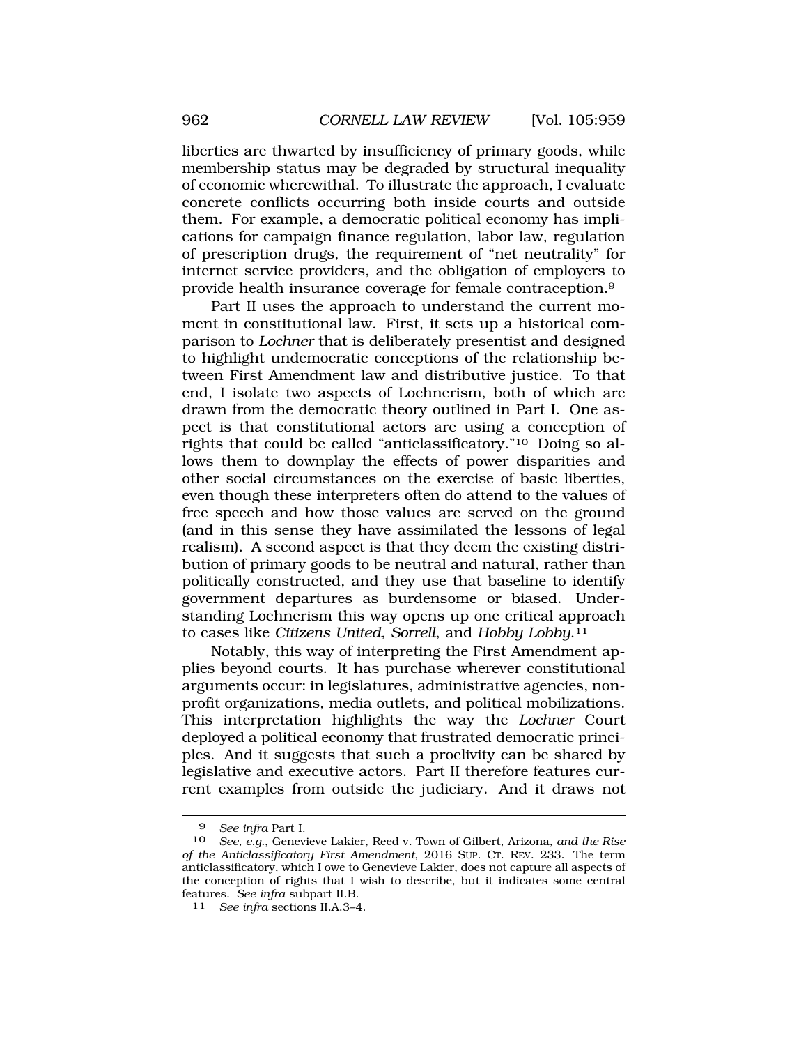liberties are thwarted by insufficiency of primary goods, while membership status may be degraded by structural inequality of economic wherewithal. To illustrate the approach, I evaluate concrete conflicts occurring both inside courts and outside them. For example, a democratic political economy has implications for campaign finance regulation, labor law, regulation of prescription drugs, the requirement of "net neutrality" for internet service providers, and the obligation of employers to provide health insurance coverage for female contraception.[9]

Part II uses the approach to understand the current moment in constitutional law. First, it sets up a historical comparison to *Lochner* that is deliberately presentist and designed to highlight undemocratic conceptions of the relationship between First Amendment law and distributive justice. To that end, I isolate two aspects of Lochnerism, both of which are drawn from the democratic theory outlined in Part I. One aspect is that constitutional actors are using a conception of rights that could be called "anticlassificatory."[10] Doing so allows them to downplay the effects of power disparities and other social circumstances on the exercise of basic liberties, even though these interpreters often do attend to the values of free speech and how those values are served on the ground (and in this sense they have assimilated the lessons of legal realism). A second aspect is that they deem the existing distribution of primary goods to be neutral and natural, rather than politically constructed, and they use that baseline to identify government departures as burdensome or biased. Understanding Lochnerism this way opens up one critical approach to cases like *Citizens United*, *Sorrell*, and *Hobby Lobby*.[11]

Notably, this way of interpreting the First Amendment applies beyond courts. It has purchase wherever constitutional arguments occur: in legislatures, administrative agencies, nonprofit organizations, media outlets, and political mobilizations. This interpretation highlights the way the *Lochner* Court deployed a political economy that frustrated democratic principles. And it suggests that such a proclivity can be shared by legislative and executive actors. Part II therefore features current examples from outside the judiciary. And it draws not

---

9 *See infra* Part I.

10 *See, e.g.*, Genevieve Lakier, Reed v. Town of Gilbert, Arizona*, and the Rise of the Anticlassificatory First Amendment*, 2016 SUP. CT. REV. 233. The term anticlassificatory, which I owe to Genevieve Lakier, does not capture all aspects of the conception of rights that I wish to describe, but it indicates some central features. *See infra* subpart II.B.

11 *See infra* sections II.A.3–4.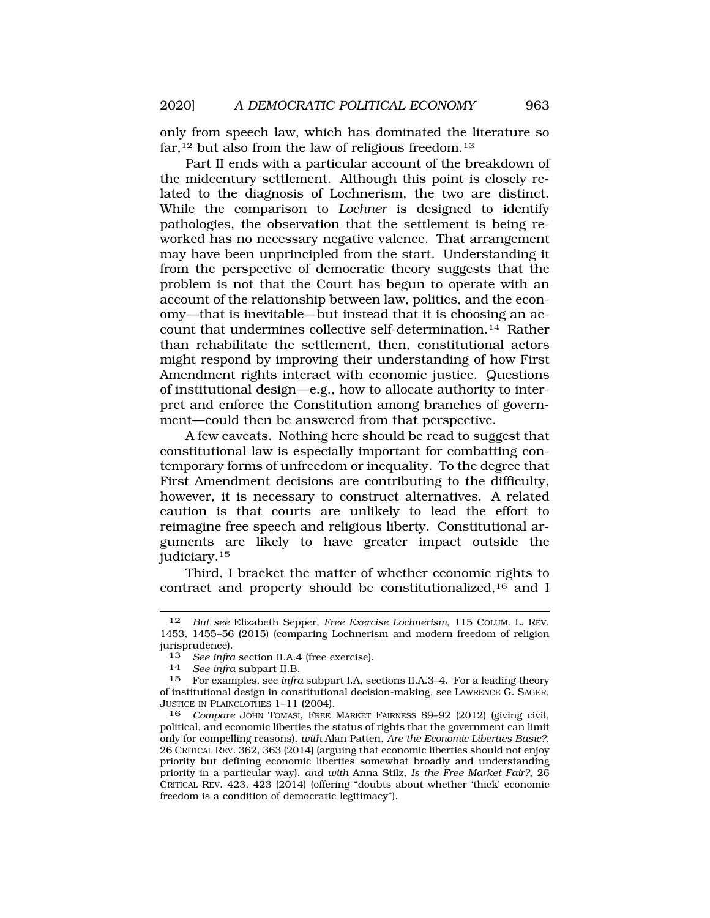only from speech law, which has dominated the literature so far,[12] but also from the law of religious freedom.[13]

Part II ends with a particular account of the breakdown of the midcentury settlement. Although this point is closely related to the diagnosis of Lochnerism, the two are distinct. While the comparison to *Lochner* is designed to identify pathologies, the observation that the settlement is being reworked has no necessary negative valence. That arrangement may have been unprincipled from the start. Understanding it from the perspective of democratic theory suggests that the problem is not that the Court has begun to operate with an account of the relationship between law, politics, and the economy—that is inevitable—but instead that it is choosing an account that undermines collective self-determination.[14] Rather than rehabilitate the settlement, then, constitutional actors might respond by improving their understanding of how First Amendment rights interact with economic justice. Questions of institutional design—e.g., how to allocate authority to interpret and enforce the Constitution among branches of government—could then be answered from that perspective.

A few caveats. Nothing here should be read to suggest that constitutional law is especially important for combatting contemporary forms of unfreedom or inequality. To the degree that First Amendment decisions are contributing to the difficulty, however, it is necessary to construct alternatives. A related caution is that courts are unlikely to lead the effort to reimagine free speech and religious liberty. Constitutional arguments are likely to have greater impact outside the judiciary.[15]

Third, I bracket the matter of whether economic rights to contract and property should be constitutionalized,[16] and I

---

12 *But see* Elizabeth Sepper, *Free Exercise Lochnerism*, 115 COLUM. L. REV. 1453, 1455–56 (2015) (comparing Lochnerism and modern freedom of religion jurisprudence).

13 *See infra* section II.A.4 (free exercise).

14 *See infra* subpart II.B.

15 For examples, see *infra* subpart I.A, sections II.A.3–4. For a leading theory of institutional design in constitutional decision-making, see LAWRENCE G. SAGER, JUSTICE IN PLAINCLOTHES 1–11 (2004).

16 *Compare* JOHN TOMASI, FREE MARKET FAIRNESS 89–92 (2012) (giving civil, political, and economic liberties the status of rights that the government can limit only for compelling reasons), *with* Alan Patten, *Are the Economic Liberties Basic?*, 26 CRITICAL REV. 362, 363 (2014) (arguing that economic liberties should not enjoy priority but defining economic liberties somewhat broadly and understanding priority in a particular way), *and with* Anna Stilz, *Is the Free Market Fair?*, 26 CRITICAL REV. 423, 423 (2014) (offering "doubts about whether 'thick' economic freedom is a condition of democratic legitimacy").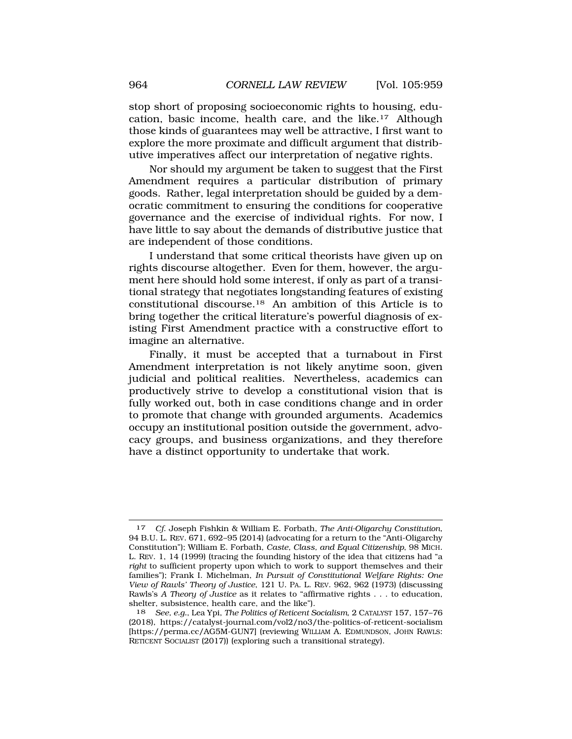stop short of proposing socioeconomic rights to housing, education, basic income, health care, and the like.[17] Although those kinds of guarantees may well be attractive, I first want to explore the more proximate and difficult argument that distributive imperatives affect our interpretation of negative rights.

Nor should my argument be taken to suggest that the First Amendment requires a particular distribution of primary goods. Rather, legal interpretation should be guided by a democratic commitment to ensuring the conditions for cooperative governance and the exercise of individual rights. For now, I have little to say about the demands of distributive justice that are independent of those conditions.

I understand that some critical theorists have given up on rights discourse altogether. Even for them, however, the argument here should hold some interest, if only as part of a transitional strategy that negotiates longstanding features of existing constitutional discourse.[18] An ambition of this Article is to bring together the critical literature's powerful diagnosis of existing First Amendment practice with a constructive effort to imagine an alternative.

Finally, it must be accepted that a turnabout in First Amendment interpretation is not likely anytime soon, given judicial and political realities. Nevertheless, academics can productively strive to develop a constitutional vision that is fully worked out, both in case conditions change and in order to promote that change with grounded arguments. Academics occupy an institutional position outside the government, advocacy groups, and business organizations, and they therefore have a distinct opportunity to undertake that work.

---

17 *Cf.* Joseph Fishkin & William E. Forbath, *The Anti-Oligarchy Constitution*, 94 B.U. L. REV. 671, 692–95 (2014) (advocating for a return to the "Anti-Oligarchy Constitution"); William E. Forbath, *Caste, Class, and Equal Citizenship*, 98 MICH. L. REV. 1, 14 (1999) (tracing the founding history of the idea that citizens had "a *right* to sufficient property upon which to work to support themselves and their families"); Frank I. Michelman, *In Pursuit of Constitutional Welfare Rights: One View of Rawls' Theory of Justice*, 121 U. PA. L. REV. 962, 962 (1973) (discussing Rawls's *A Theory of Justice* as it relates to "affirmative rights . . . to education, shelter, subsistence, health care, and the like").

18 *See, e.g.*, Lea Ypi, *The Politics of Reticent Socialism*, 2 CATALYST 157, 157–76 (2018), https://catalyst-journal.com/vol2/no3/the-politics-of-reticent-socialism [https://perma.cc/AG5M-GUN7] (reviewing WILLIAM A. EDMUNDSON, JOHN RAWLS: RETICENT SOCIALIST (2017)) (exploring such a transitional strategy).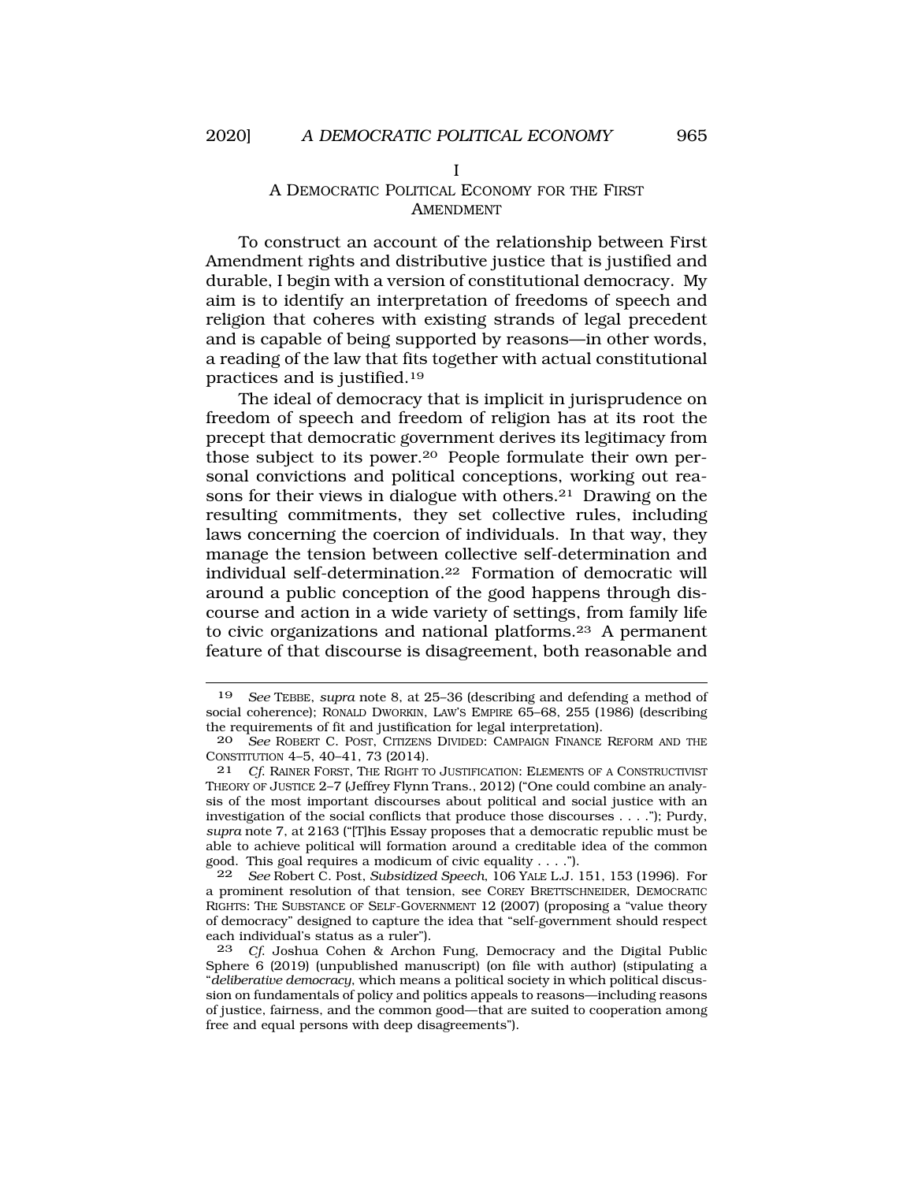# I
## A DEMOCRATIC POLITICAL ECONOMY FOR THE FIRST AMENDMENT

To construct an account of the relationship between First Amendment rights and distributive justice that is justified and durable, I begin with a version of constitutional democracy. My aim is to identify an interpretation of freedoms of speech and religion that coheres with existing strands of legal precedent and is capable of being supported by reasons—in other words, a reading of the law that fits together with actual constitutional practices and is justified.[19]

The ideal of democracy that is implicit in jurisprudence on freedom of speech and freedom of religion has at its root the precept that democratic government derives its legitimacy from those subject to its power.[20] People formulate their own personal convictions and political conceptions, working out reasons for their views in dialogue with others.[21] Drawing on the resulting commitments, they set collective rules, including laws concerning the coercion of individuals. In that way, they manage the tension between collective self-determination and individual self-determination.[22] Formation of democratic will around a public conception of the good happens through discourse and action in a wide variety of settings, from family life to civic organizations and national platforms.[23] A permanent feature of that discourse is disagreement, both reasonable and

---

19 *See* TEBBE, *supra* note 8, at 25–36 (describing and defending a method of social coherence); RONALD DWORKIN, LAW'S EMPIRE 65–68, 255 (1986) (describing the requirements of fit and justification for legal interpretation).

20 *See* ROBERT C. POST, CITIZENS DIVIDED: CAMPAIGN FINANCE REFORM AND THE CONSTITUTION 4–5, 40–41, 73 (2014).

21 *Cf.* RAINER FORST, THE RIGHT TO JUSTIFICATION: ELEMENTS OF A CONSTRUCTIVIST THEORY OF JUSTICE 2–7 (Jeffrey Flynn Trans., 2012) ("One could combine an analysis of the most important discourses about political and social justice with an investigation of the social conflicts that produce those discourses . . . ."); Purdy, *supra* note 7, at 2163 ("[T]his Essay proposes that a democratic republic must be able to achieve political will formation around a creditable idea of the common good. This goal requires a modicum of civic equality . . . .").

22 *See* Robert C. Post, *Subsidized Speech*, 106 YALE L.J. 151, 153 (1996). For a prominent resolution of that tension, see COREY BRETTSCHNEIDER, DEMOCRATIC RIGHTS: THE SUBSTANCE OF SELF-GOVERNMENT 12 (2007) (proposing a "value theory of democracy" designed to capture the idea that "self-government should respect each individual's status as a ruler").

23 *Cf.* Joshua Cohen & Archon Fung, Democracy and the Digital Public Sphere 6 (2019) (unpublished manuscript) (on file with author) (stipulating a "*deliberative democracy*, which means a political society in which political discussion on fundamentals of policy and politics appeals to reasons—including reasons of justice, fairness, and the common good—that are suited to cooperation among free and equal persons with deep disagreements").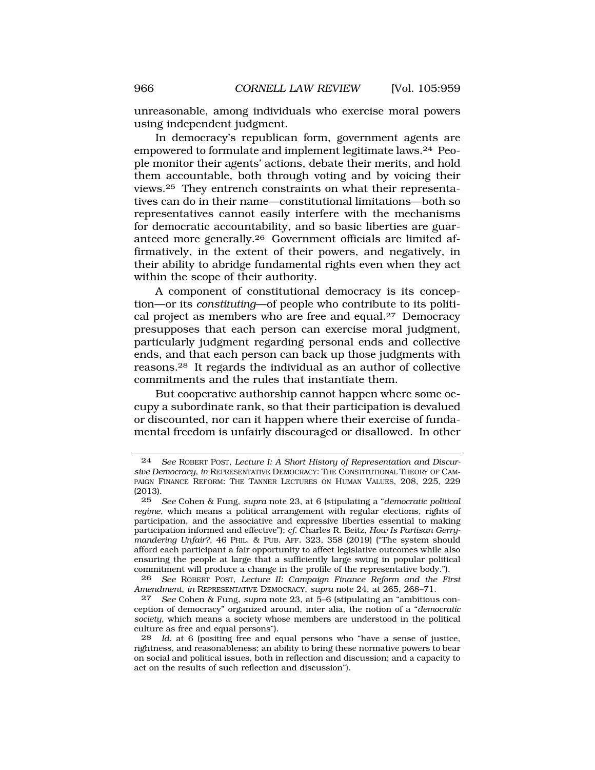unreasonable, among individuals who exercise moral powers using independent judgment.

In democracy's republican form, government agents are empowered to formulate and implement legitimate laws.[24] People monitor their agents' actions, debate their merits, and hold them accountable, both through voting and by voicing their views.[25] They entrench constraints on what their representatives can do in their name—constitutional limitations—both so representatives cannot easily interfere with the mechanisms for democratic accountability, and so basic liberties are guaranteed more generally.[26] Government officials are limited affirmatively, in the extent of their powers, and negatively, in their ability to abridge fundamental rights even when they act within the scope of their authority.

A component of constitutional democracy is its conception—or its *constituting*—of people who contribute to its political project as members who are free and equal.[27] Democracy presupposes that each person can exercise moral judgment, particularly judgment regarding personal ends and collective ends, and that each person can back up those judgments with reasons.[28] It regards the individual as an author of collective commitments and the rules that instantiate them.

But cooperative authorship cannot happen where some occupy a subordinate rank, so that their participation is devalued or discounted, nor can it happen where their exercise of fundamental freedom is unfairly discouraged or disallowed. In other

---

24 *See* ROBERT POST, *Lecture I: A Short History of Representation and Discursive Democracy*, *in* REPRESENTATIVE DEMOCRACY: THE CONSTITUTIONAL THEORY OF CAMPAIGN FINANCE REFORM: THE TANNER LECTURES ON HUMAN VALUES, 208, 225, 229 (2013).

25 *See* Cohen & Fung, *supra* note 23, at 6 (stipulating a "*democratic political regime*, which means a political arrangement with regular elections, rights of participation, and the associative and expressive liberties essential to making participation informed and effective"); *cf.* Charles R. Beitz, *How Is Partisan Gerrymandering Unfair?*, 46 PHIL. & PUB. AFF. 323, 358 (2019) ("The system should afford each participant a fair opportunity to affect legislative outcomes while also ensuring the people at large that a sufficiently large swing in popular political commitment will produce a change in the profile of the representative body.").

26 *See* ROBERT POST, *Lecture II: Campaign Finance Reform and the First Amendment*, *in* REPRESENTATIVE DEMOCRACY, *supra* note 24, at 265, 268–71.

27 *See* Cohen & Fung, *supra* note 23, at 5–6 (stipulating an "ambitious conception of democracy" organized around, inter alia, the notion of a "*democratic society*, which means a society whose members are understood in the political culture as free and equal persons").

28 *Id.* at 6 (positing free and equal persons who "have a sense of justice, rightness, and reasonableness; an ability to bring these normative powers to bear on social and political issues, both in reflection and discussion; and a capacity to act on the results of such reflection and discussion").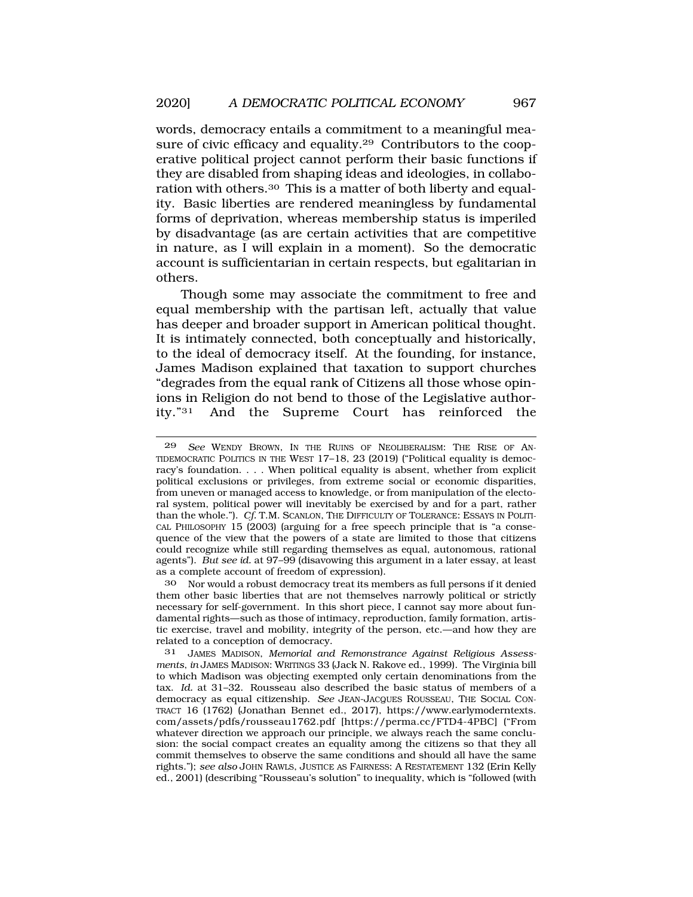words, democracy entails a commitment to a meaningful measure of civic efficacy and equality.[29] Contributors to the cooperative political project cannot perform their basic functions if they are disabled from shaping ideas and ideologies, in collaboration with others.[30] This is a matter of both liberty and equality. Basic liberties are rendered meaningless by fundamental forms of deprivation, whereas membership status is imperiled by disadvantage (as are certain activities that are competitive in nature, as I will explain in a moment). So the democratic account is sufficientarian in certain respects, but egalitarian in others.

Though some may associate the commitment to free and equal membership with the partisan left, actually that value has deeper and broader support in American political thought. It is intimately connected, both conceptually and historically, to the ideal of democracy itself. At the founding, for instance, James Madison explained that taxation to support churches "degrades from the equal rank of Citizens all those whose opinions in Religion do not bend to those of the Legislative authority."[31] And the Supreme Court has reinforced the

---

29 *See* WENDY BROWN, IN THE RUINS OF NEOLIBERALISM: THE RISE OF ANTIDEMOCRATIC POLITICS IN THE WEST 17–18, 23 (2019) ("Political equality is democracy's foundation. . . . When political equality is absent, whether from explicit political exclusions or privileges, from extreme social or economic disparities, from uneven or managed access to knowledge, or from manipulation of the electoral system, political power will inevitably be exercised by and for a part, rather than the whole."). *Cf.* T.M. SCANLON, THE DIFFICULTY OF TOLERANCE: ESSAYS IN POLITICAL PHILOSOPHY 15 (2003) (arguing for a free speech principle that is "a consequence of the view that the powers of a state are limited to those that citizens could recognize while still regarding themselves as equal, autonomous, rational agents"). *But see id.* at 97–99 (disavowing this argument in a later essay, at least as a complete account of freedom of expression).

30 Nor would a robust democracy treat its members as full persons if it denied them other basic liberties that are not themselves narrowly political or strictly necessary for self-government. In this short piece, I cannot say more about fundamental rights—such as those of intimacy, reproduction, family formation, artistic exercise, travel and mobility, integrity of the person, etc.—and how they are related to a conception of democracy.

31 JAMES MADISON, *Memorial and Remonstrance Against Religious Assessments*, *in* JAMES MADISON: WRITINGS 33 (Jack N. Rakove ed., 1999). The Virginia bill to which Madison was objecting exempted only certain denominations from the tax. *Id.* at 31–32. Rousseau also described the basic status of members of a democracy as equal citizenship. *See* JEAN-JACQUES ROUSSEAU, THE SOCIAL CONTRACT 16 (1762) (Jonathan Bennet ed., 2017), https://www.earlymoderntexts.com/assets/pdfs/rousseau1762.pdf [https://perma.cc/FTD4-4PBC] ("From whatever direction we approach our principle, we always reach the same conclusion: the social compact creates an equality among the citizens so that they all commit themselves to observe the same conditions and should all have the same rights."); *see also* JOHN RAWLS, JUSTICE AS FAIRNESS: A RESTATEMENT 132 (Erin Kelly ed., 2001) (describing "Rousseau's solution" to inequality, which is "followed (with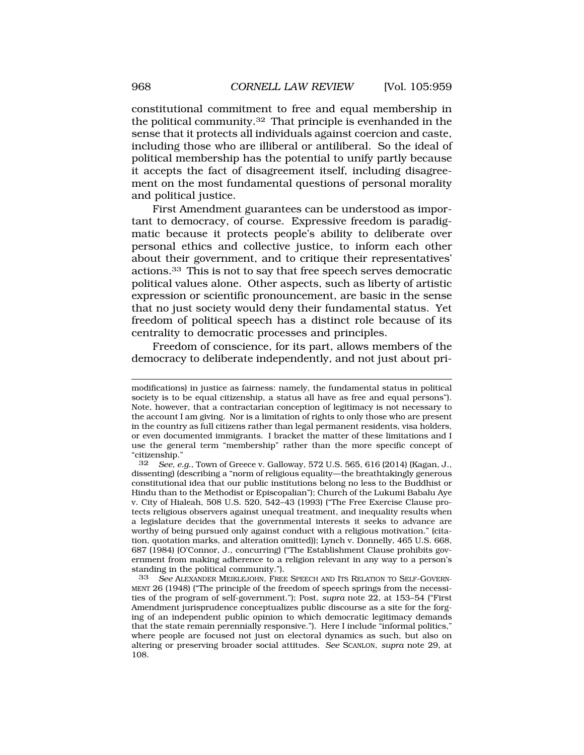constitutional commitment to free and equal membership in the political community.[32] That principle is evenhanded in the sense that it protects all individuals against coercion and caste, including those who are illiberal or antiliberal. So the ideal of political membership has the potential to unify partly because it accepts the fact of disagreement itself, including disagreement on the most fundamental questions of personal morality and political justice.

First Amendment guarantees can be understood as important to democracy, of course. Expressive freedom is paradigmatic because it protects people's ability to deliberate over personal ethics and collective justice, to inform each other about their government, and to critique their representatives' actions.[33] This is not to say that free speech serves democratic political values alone. Other aspects, such as liberty of artistic expression or scientific pronouncement, are basic in the sense that no just society would deny their fundamental status. Yet freedom of political speech has a distinct role because of its centrality to democratic processes and principles.

Freedom of conscience, for its part, allows members of the democracy to deliberate independently, and not just about pri-

---

modifications) in justice as fairness: namely, the fundamental status in political society is to be equal citizenship, a status all have as free and equal persons"). Note, however, that a contractarian conception of legitimacy is not necessary to the account I am giving. Nor is a limitation of rights to only those who are present in the country as full citizens rather than legal permanent residents, visa holders, or even documented immigrants. I bracket the matter of these limitations and I use the general term "membership" rather than the more specific concept of "citizenship."

32 *See, e.g.*, Town of Greece v. Galloway, 572 U.S. 565, 616 (2014) (Kagan, J., dissenting) (describing a "norm of religious equality—the breathtakingly generous constitutional idea that our public institutions belong no less to the Buddhist or Hindu than to the Methodist or Episcopalian"); Church of the Lukumi Babalu Aye v. City of Hialeah, 508 U.S. 520, 542–43 (1993) ("The Free Exercise Clause protects religious observers against unequal treatment, and inequality results when a legislature decides that the governmental interests it seeks to advance are worthy of being pursued only against conduct with a religious motivation." (citation, quotation marks, and alteration omitted)); Lynch v. Donnelly, 465 U.S. 668, 687 (1984) (O'Connor, J., concurring) ("The Establishment Clause prohibits government from making adherence to a religion relevant in any way to a person's standing in the political community.").

33 *See* ALEXANDER MEIKLEJOHN, FREE SPEECH AND ITS RELATION TO SELF-GOVERNMENT 26 (1948) ("The principle of the freedom of speech springs from the necessities of the program of self-government."); Post, *supra* note 22, at 153–54 ("First Amendment jurisprudence conceptualizes public discourse as a site for the forging of an independent public opinion to which democratic legitimacy demands that the state remain perennially responsive."). Here I include "informal politics," where people are focused not just on electoral dynamics as such, but also on altering or preserving broader social attitudes. *See* SCANLON, *supra* note 29, at 108.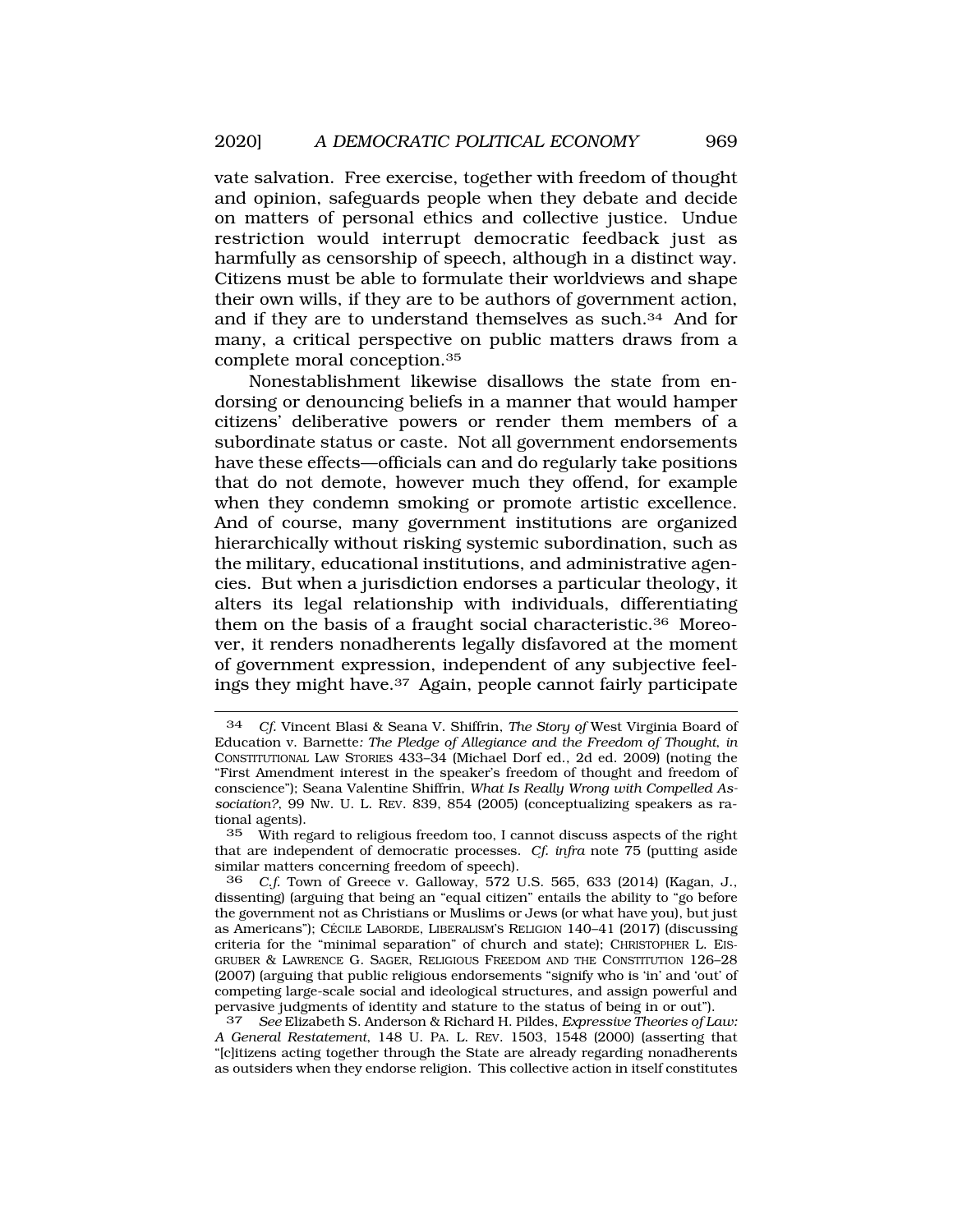vate salvation. Free exercise, together with freedom of thought and opinion, safeguards people when they debate and decide on matters of personal ethics and collective justice. Undue restriction would interrupt democratic feedback just as harmfully as censorship of speech, although in a distinct way. Citizens must be able to formulate their worldviews and shape their own wills, if they are to be authors of government action, and if they are to understand themselves as such.[34] And for many, a critical perspective on public matters draws from a complete moral conception.[35]

Nonestablishment likewise disallows the state from endorsing or denouncing beliefs in a manner that would hamper citizens' deliberative powers or render them members of a subordinate status or caste. Not all government endorsements have these effects—officials can and do regularly take positions that do not demote, however much they offend, for example when they condemn smoking or promote artistic excellence. And of course, many government institutions are organized hierarchically without risking systemic subordination, such as the military, educational institutions, and administrative agencies. But when a jurisdiction endorses a particular theology, it alters its legal relationship with individuals, differentiating them on the basis of a fraught social characteristic.[36] Moreover, it renders nonadherents legally disfavored at the moment of government expression, independent of any subjective feelings they might have.[37] Again, people cannot fairly participate

---

[34] *Cf.* Vincent Blasi & Seana V. Shiffrin, *The Story of* West Virginia Board of Education v. Barnette*: The Pledge of Allegiance and the Freedom of Thought*, *in* CONSTITUTIONAL LAW STORIES 433–34 (Michael Dorf ed., 2d ed. 2009) (noting the "First Amendment interest in the speaker's freedom of thought and freedom of conscience"); Seana Valentine Shiffrin, *What Is Really Wrong with Compelled Association?*, 99 NW. U. L. REV. 839, 854 (2005) (conceptualizing speakers as rational agents).

[35] With regard to religious freedom too, I cannot discuss aspects of the right that are independent of democratic processes. *Cf. infra* note 75 (putting aside similar matters concerning freedom of speech).

[36] *C.f.* Town of Greece v. Galloway, 572 U.S. 565, 633 (2014) (Kagan, J., dissenting) (arguing that being an "equal citizen" entails the ability to "go before the government not as Christians or Muslims or Jews (or what have you), but just as Americans"); CÉCILE LABORDE, LIBERALISM'S RELIGION 140–41 (2017) (discussing criteria for the "minimal separation" of church and state); CHRISTOPHER L. EISGRUBER & LAWRENCE G. SAGER, RELIGIOUS FREEDOM AND THE CONSTITUTION 126–28 (2007) (arguing that public religious endorsements "signify who is 'in' and 'out' of competing large-scale social and ideological structures, and assign powerful and pervasive judgments of identity and stature to the status of being in or out").

[37] *See* Elizabeth S. Anderson & Richard H. Pildes, *Expressive Theories of Law: A General Restatement*, 148 U. PA. L. REV. 1503, 1548 (2000) (asserting that "[c]itizens acting together through the State are already regarding nonadherents as outsiders when they endorse religion. This collective action in itself constitutes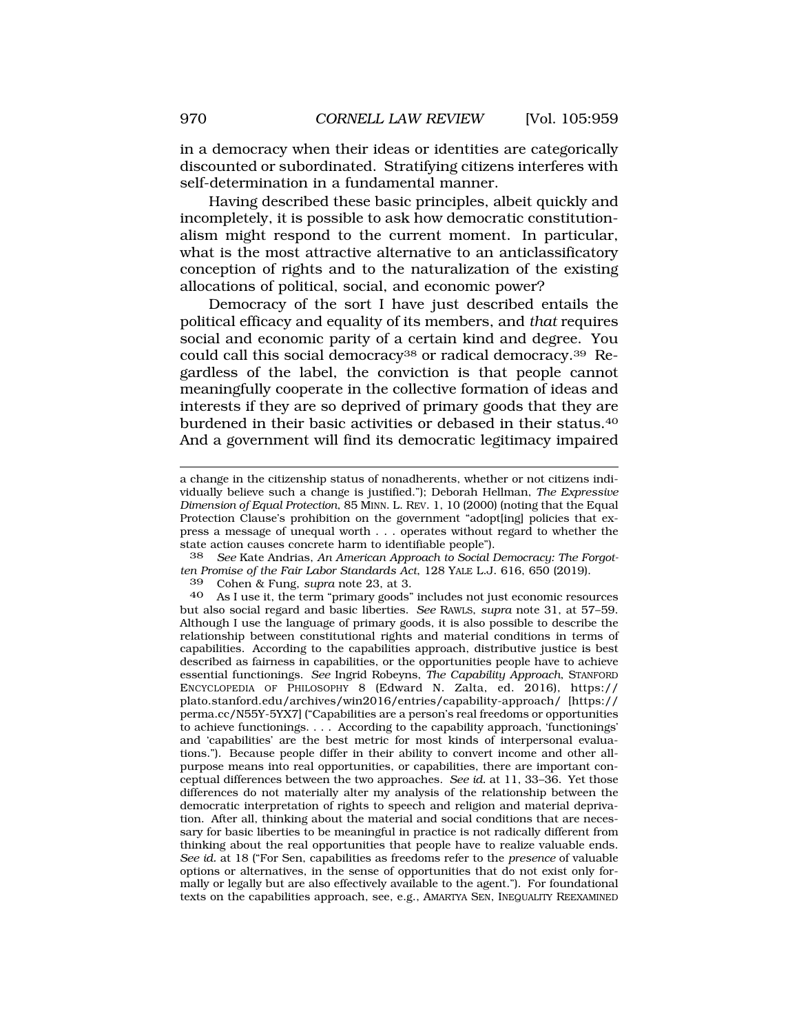in a democracy when their ideas or identities are categorically discounted or subordinated. Stratifying citizens interferes with self-determination in a fundamental manner.

Having described these basic principles, albeit quickly and incompletely, it is possible to ask how democratic constitutionalism might respond to the current moment. In particular, what is the most attractive alternative to an anticlassificatory conception of rights and to the naturalization of the existing allocations of political, social, and economic power?

Democracy of the sort I have just described entails the political efficacy and equality of its members, and *that* requires social and economic parity of a certain kind and degree. You could call this social democracy[38] or radical democracy.[39] Regardless of the label, the conviction is that people cannot meaningfully cooperate in the collective formation of ideas and interests if they are so deprived of primary goods that they are burdened in their basic activities or debased in their status.[40] And a government will find its democratic legitimacy impaired

---

a change in the citizenship status of nonadherents, whether or not citizens individually believe such a change is justified."); Deborah Hellman, *The Expressive Dimension of Equal Protection*, 85 MINN. L. REV. 1, 10 (2000) (noting that the Equal Protection Clause's prohibition on the government "adopt[ing] policies that express a message of unequal worth . . . operates without regard to whether the state action causes concrete harm to identifiable people").

38 *See* Kate Andrias, *An American Approach to Social Democracy: The Forgotten Promise of the Fair Labor Standards Act*, 128 YALE L.J. 616, 650 (2019).

39 Cohen & Fung, *supra* note 23, at 3.

40 As I use it, the term "primary goods" includes not just economic resources but also social regard and basic liberties. *See* RAWLS, *supra* note 31, at 57–59. Although I use the language of primary goods, it is also possible to describe the relationship between constitutional rights and material conditions in terms of capabilities. According to the capabilities approach, distributive justice is best described as fairness in capabilities, or the opportunities people have to achieve essential functionings. *See* Ingrid Robeyns, *The Capability Approach*, STANFORD ENCYCLOPEDIA OF PHILOSOPHY 8 (Edward N. Zalta, ed. 2016), https://plato.stanford.edu/archives/win2016/entries/capability-approach/ [https://perma.cc/N55Y-5YX7] ("Capabilities are a person's real freedoms or opportunities to achieve functionings. . . . According to the capability approach, 'functionings' and 'capabilities' are the best metric for most kinds of interpersonal evaluations."). Because people differ in their ability to convert income and other all-purpose means into real opportunities, or capabilities, there are important conceptual differences between the two approaches. *See id.* at 11, 33–36. Yet those differences do not materially alter my analysis of the relationship between the democratic interpretation of rights to speech and religion and material deprivation. After all, thinking about the material and social conditions that are necessary for basic liberties to be meaningful in practice is not radically different from thinking about the real opportunities that people have to realize valuable ends. *See id.* at 18 ("For Sen, capabilities as freedoms refer to the *presence* of valuable options or alternatives, in the sense of opportunities that do not exist only formally or legally but are also effectively available to the agent."). For foundational texts on the capabilities approach, see, e.g., AMARTYA SEN, INEQUALITY REEXAMINED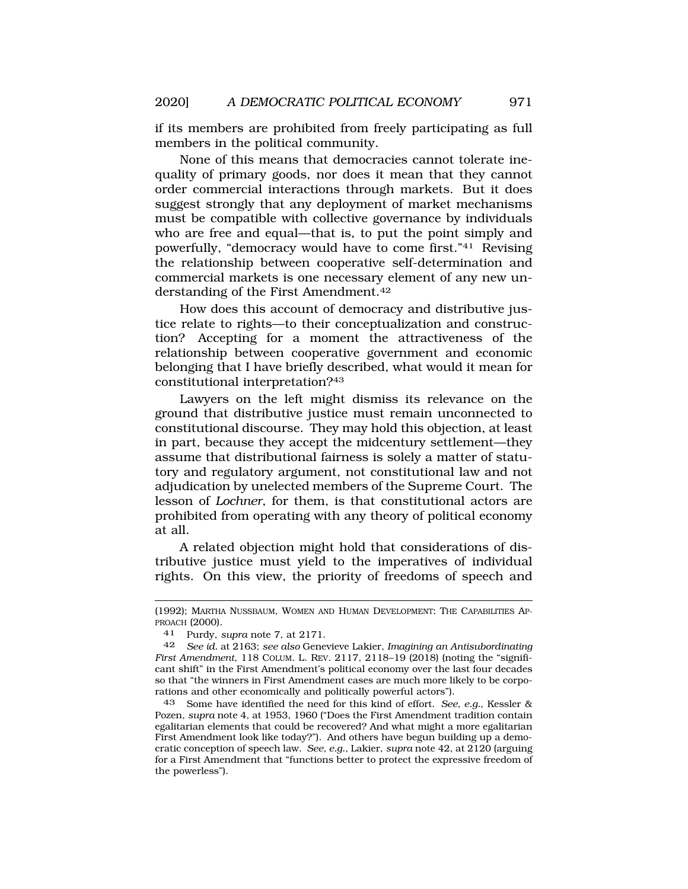if its members are prohibited from freely participating as full members in the political community.

None of this means that democracies cannot tolerate inequality of primary goods, nor does it mean that they cannot order commercial interactions through markets. But it does suggest strongly that any deployment of market mechanisms must be compatible with collective governance by individuals who are free and equal—that is, to put the point simply and powerfully, "democracy would have to come first."[41] Revising the relationship between cooperative self-determination and commercial markets is one necessary element of any new understanding of the First Amendment.[42]

How does this account of democracy and distributive justice relate to rights—to their conceptualization and construction? Accepting for a moment the attractiveness of the relationship between cooperative government and economic belonging that I have briefly described, what would it mean for constitutional interpretation?[43]

Lawyers on the left might dismiss its relevance on the ground that distributive justice must remain unconnected to constitutional discourse. They may hold this objection, at least in part, because they accept the midcentury settlement—they assume that distributional fairness is solely a matter of statutory and regulatory argument, not constitutional law and not adjudication by unelected members of the Supreme Court. The lesson of *Lochner*, for them, is that constitutional actors are prohibited from operating with any theory of political economy at all.

A related objection might hold that considerations of distributive justice must yield to the imperatives of individual rights. On this view, the priority of freedoms of speech and

---

(1992); MARTHA NUSSBAUM, WOMEN AND HUMAN DEVELOPMENT: THE CAPABILITIES APPROACH (2000).

41 Purdy, *supra* note 7, at 2171.

42 *See id.* at 2163; *see also* Genevieve Lakier, *Imagining an Antisubordinating First Amendment*, 118 COLUM. L. REV. 2117, 2118–19 (2018) (noting the "significant shift" in the First Amendment's political economy over the last four decades so that "the winners in First Amendment cases are much more likely to be corporations and other economically and politically powerful actors").

43 Some have identified the need for this kind of effort. *See, e.g.*, Kessler & Pozen, *supra* note 4, at 1953, 1960 ("Does the First Amendment tradition contain egalitarian elements that could be recovered? And what might a more egalitarian First Amendment look like today?"). And others have begun building up a democratic conception of speech law. *See, e.g.*, Lakier, *supra* note 42, at 2120 (arguing for a First Amendment that "functions better to protect the expressive freedom of the powerless").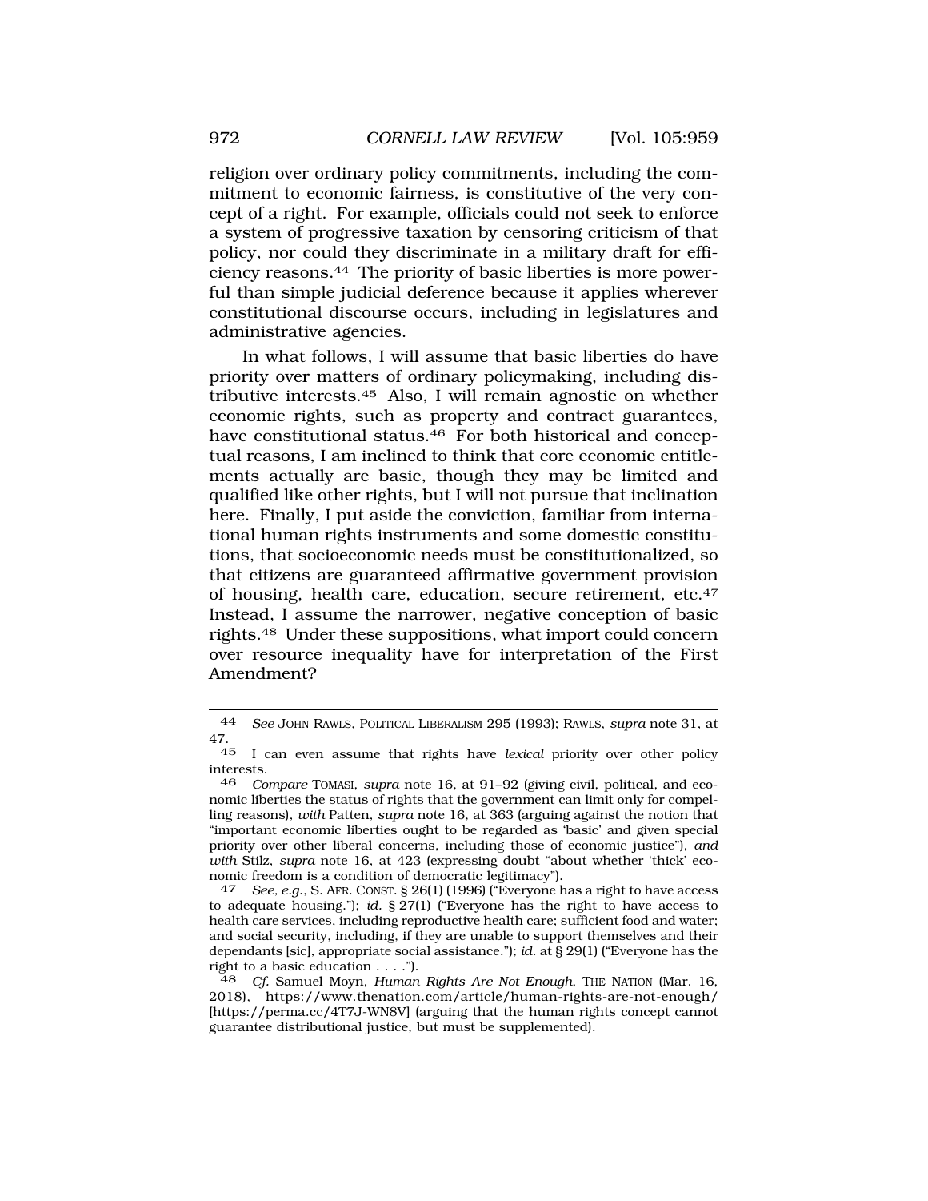religion over ordinary policy commitments, including the commitment to economic fairness, is constitutive of the very concept of a right. For example, officials could not seek to enforce a system of progressive taxation by censoring criticism of that policy, nor could they discriminate in a military draft for efficiency reasons.[44] The priority of basic liberties is more powerful than simple judicial deference because it applies wherever constitutional discourse occurs, including in legislatures and administrative agencies.

In what follows, I will assume that basic liberties do have priority over matters of ordinary policymaking, including distributive interests.[45] Also, I will remain agnostic on whether economic rights, such as property and contract guarantees, have constitutional status.[46] For both historical and conceptual reasons, I am inclined to think that core economic entitlements actually are basic, though they may be limited and qualified like other rights, but I will not pursue that inclination here. Finally, I put aside the conviction, familiar from international human rights instruments and some domestic constitutions, that socioeconomic needs must be constitutionalized, so that citizens are guaranteed affirmative government provision of housing, health care, education, secure retirement, etc.[47] Instead, I assume the narrower, negative conception of basic rights.[48] Under these suppositions, what import could concern over resource inequality have for interpretation of the First Amendment?

---

44 *See* JOHN RAWLS, POLITICAL LIBERALISM 295 (1993); RAWLS, *supra* note 31, at 47.

45 I can even assume that rights have *lexical* priority over other policy interests.

46 *Compare* TOMASI, *supra* note 16, at 91–92 (giving civil, political, and economic liberties the status of rights that the government can limit only for compelling reasons), *with* Patten, *supra* note 16, at 363 (arguing against the notion that "important economic liberties ought to be regarded as 'basic' and given special priority over other liberal concerns, including those of economic justice"), *and with* Stilz, *supra* note 16, at 423 (expressing doubt "about whether 'thick' economic freedom is a condition of democratic legitimacy").

47 *See, e.g.*, S. AFR. CONST. § 26(1) (1996) ("Everyone has a right to have access to adequate housing."); *id.* § 27(1) ("Everyone has the right to have access to health care services, including reproductive health care; sufficient food and water; and social security, including, if they are unable to support themselves and their dependants [sic], appropriate social assistance."); *id.* at § 29(1) ("Everyone has the right to a basic education . . . .").

48 *Cf.* Samuel Moyn, *Human Rights Are Not Enough*, THE NATION (Mar. 16, 2018), https://www.thenation.com/article/human-rights-are-not-enough/ [https://perma.cc/4T7J-WN8V] (arguing that the human rights concept cannot guarantee distributional justice, but must be supplemented).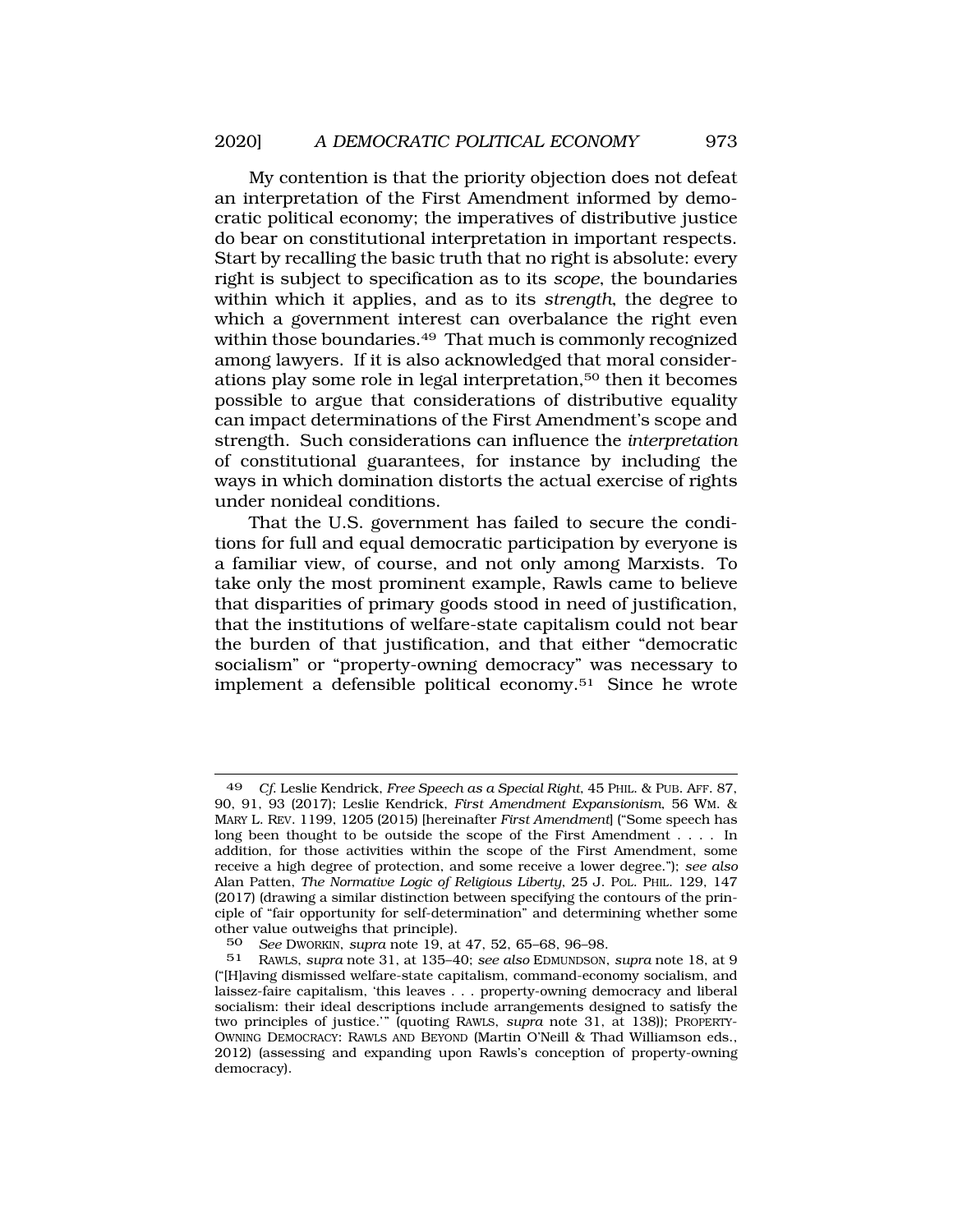My contention is that the priority objection does not defeat an interpretation of the First Amendment informed by democratic political economy; the imperatives of distributive justice do bear on constitutional interpretation in important respects. Start by recalling the basic truth that no right is absolute: every right is subject to specification as to its *scope*, the boundaries within which it applies, and as to its *strength*, the degree to which a government interest can overbalance the right even within those boundaries.[49] That much is commonly recognized among lawyers. If it is also acknowledged that moral considerations play some role in legal interpretation,[50] then it becomes possible to argue that considerations of distributive equality can impact determinations of the First Amendment's scope and strength. Such considerations can influence the *interpretation* of constitutional guarantees, for instance by including the ways in which domination distorts the actual exercise of rights under nonideal conditions.

That the U.S. government has failed to secure the conditions for full and equal democratic participation by everyone is a familiar view, of course, and not only among Marxists. To take only the most prominent example, Rawls came to believe that disparities of primary goods stood in need of justification, that the institutions of welfare-state capitalism could not bear the burden of that justification, and that either "democratic socialism" or "property-owning democracy" was necessary to implement a defensible political economy.[51] Since he wrote

---

49 *Cf.* Leslie Kendrick, *Free Speech as a Special Right*, 45 PHIL. & PUB. AFF. 87, 90, 91, 93 (2017); Leslie Kendrick, *First Amendment Expansionism*, 56 WM. & MARY L. REV. 1199, 1205 (2015) [hereinafter *First Amendment*] ("Some speech has long been thought to be outside the scope of the First Amendment . . . . In addition, for those activities within the scope of the First Amendment, some receive a high degree of protection, and some receive a lower degree."); *see also* Alan Patten, *The Normative Logic of Religious Liberty*, 25 J. POL. PHIL. 129, 147 (2017) (drawing a similar distinction between specifying the contours of the principle of "fair opportunity for self-determination" and determining whether some other value outweighs that principle).

50 *See* DWORKIN, *supra* note 19, at 47, 52, 65–68, 96–98.

51 RAWLS, *supra* note 31, at 135–40; *see also* EDMUNDSON, *supra* note 18, at 9 ("[H]aving dismissed welfare-state capitalism, command-economy socialism, and laissez-faire capitalism, 'this leaves . . . property-owning democracy and liberal socialism: their ideal descriptions include arrangements designed to satisfy the two principles of justice.'" (quoting RAWLS, *supra* note 31, at 138)); PROPERTY-OWNING DEMOCRACY: RAWLS AND BEYOND (Martin O'Neill & Thad Williamson eds., 2012) (assessing and expanding upon Rawls's conception of property-owning democracy).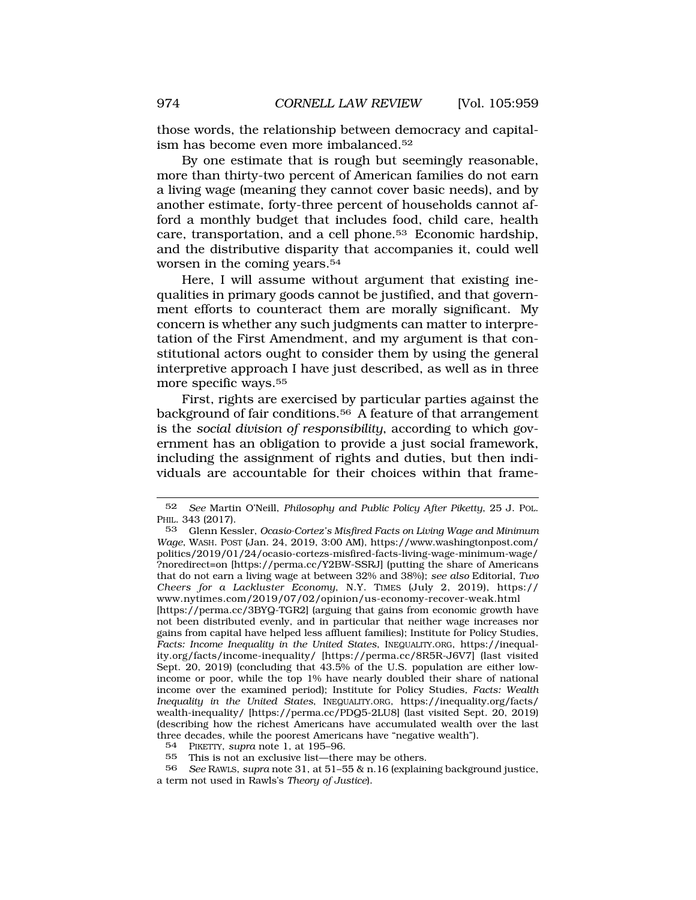those words, the relationship between democracy and capitalism has become even more imbalanced.[52]

By one estimate that is rough but seemingly reasonable, more than thirty-two percent of American families do not earn a living wage (meaning they cannot cover basic needs), and by another estimate, forty-three percent of households cannot afford a monthly budget that includes food, child care, health care, transportation, and a cell phone.[53] Economic hardship, and the distributive disparity that accompanies it, could well worsen in the coming years.[54]

Here, I will assume without argument that existing inequalities in primary goods cannot be justified, and that government efforts to counteract them are morally significant. My concern is whether any such judgments can matter to interpretation of the First Amendment, and my argument is that constitutional actors ought to consider them by using the general interpretive approach I have just described, as well as in three more specific ways.[55]

First, rights are exercised by particular parties against the background of fair conditions.[56] A feature of that arrangement is the *social division of responsibility*, according to which government has an obligation to provide a just social framework, including the assignment of rights and duties, but then individuals are accountable for their choices within that frame-

---

[52] *See* Martin O'Neill, *Philosophy and Public Policy After Piketty*, 25 J. POL. PHIL. 343 (2017).

[53] Glenn Kessler, *Ocasio-Cortez's Misfired Facts on Living Wage and Minimum Wage*, WASH. POST (Jan. 24, 2019, 3:00 AM), https://www.washingtonpost.com/politics/2019/01/24/ocasio-cortezs-misfired-facts-living-wage-minimum-wage/?noredirect=on [https://perma.cc/Y2BW-SSRJ] (putting the share of Americans that do not earn a living wage at between 32% and 38%); *see also* Editorial, *Two Cheers for a Lackluster Economy*, N.Y. TIMES (July 2, 2019), https://www.nytimes.com/2019/07/02/opinion/us-economy-recover-weak.html [https://perma.cc/3BYQ-TGR2] (arguing that gains from economic growth have not been distributed evenly, and in particular that neither wage increases nor gains from capital have helped less affluent families); Institute for Policy Studies, *Facts: Income Inequality in the United States*, INEQUALITY.ORG, https://inequality.org/facts/income-inequality/ [https://perma.cc/8R5R-J6V7] (last visited Sept. 20, 2019) (concluding that 43.5% of the U.S. population are either low-income or poor, while the top 1% have nearly doubled their share of national income over the examined period); Institute for Policy Studies, *Facts: Wealth Inequality in the United States*, INEQUALITY.ORG, https://inequality.org/facts/wealth-inequality/ [https://perma.cc/PDQ5-2LU8] (last visited Sept. 20, 2019) (describing how the richest Americans have accumulated wealth over the last three decades, while the poorest Americans have "negative wealth").

[54] PIKETTY, *supra* note 1, at 195–96.

[55] This is not an exclusive list—there may be others.

[56] *See* RAWLS, *supra* note 31, at 51–55 & n.16 (explaining background justice, a term not used in Rawls's *Theory of Justice*).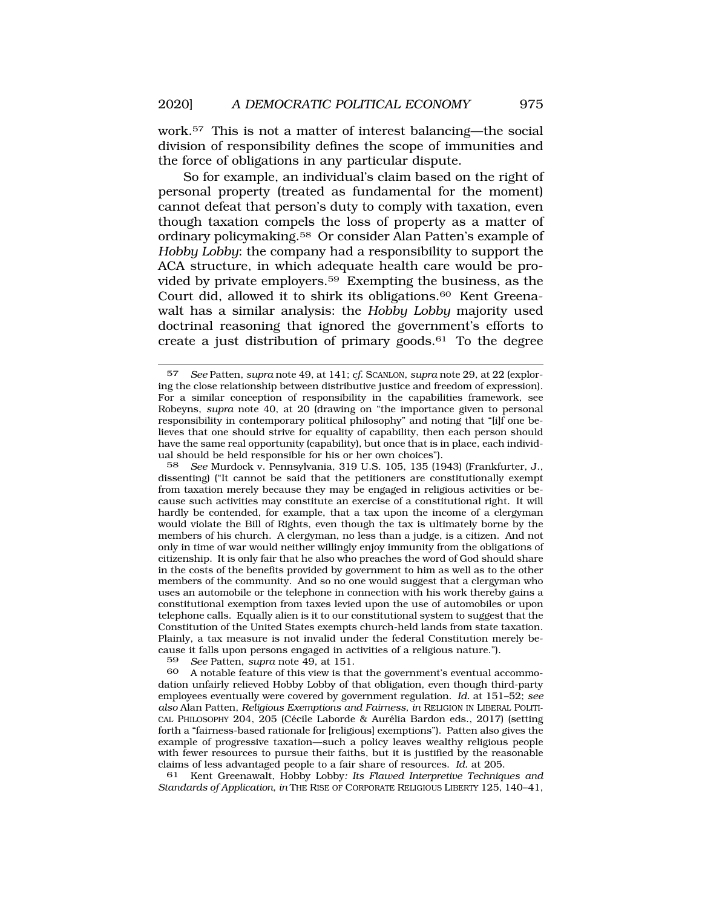work.[57] This is not a matter of interest balancing—the social division of responsibility defines the scope of immunities and the force of obligations in any particular dispute.

So for example, an individual's claim based on the right of personal property (treated as fundamental for the moment) cannot defeat that person's duty to comply with taxation, even though taxation compels the loss of property as a matter of ordinary policymaking.[58] Or consider Alan Patten's example of *Hobby Lobby*: the company had a responsibility to support the ACA structure, in which adequate health care would be provided by private employers.[59] Exempting the business, as the Court did, allowed it to shirk its obligations.[60] Kent Greenawalt has a similar analysis: the *Hobby Lobby* majority used doctrinal reasoning that ignored the government's efforts to create a just distribution of primary goods.[61] To the degree

---

57 *See* Patten, *supra* note 49, at 141; *cf.* SCANLON, *supra* note 29, at 22 (exploring the close relationship between distributive justice and freedom of expression). For a similar conception of responsibility in the capabilities framework, see Robeyns, *supra* note 40, at 20 (drawing on "the importance given to personal responsibility in contemporary political philosophy" and noting that "[i]f one believes that one should strive for equality of capability, then each person should have the same real opportunity (capability), but once that is in place, each individual should be held responsible for his or her own choices").

58 *See* Murdock v. Pennsylvania, 319 U.S. 105, 135 (1943) (Frankfurter, J., dissenting) ("It cannot be said that the petitioners are constitutionally exempt from taxation merely because they may be engaged in religious activities or because such activities may constitute an exercise of a constitutional right. It will hardly be contended, for example, that a tax upon the income of a clergyman would violate the Bill of Rights, even though the tax is ultimately borne by the members of his church. A clergyman, no less than a judge, is a citizen. And not only in time of war would neither willingly enjoy immunity from the obligations of citizenship. It is only fair that he also who preaches the word of God should share in the costs of the benefits provided by government to him as well as to the other members of the community. And so no one would suggest that a clergyman who uses an automobile or the telephone in connection with his work thereby gains a constitutional exemption from taxes levied upon the use of automobiles or upon telephone calls. Equally alien is it to our constitutional system to suggest that the Constitution of the United States exempts church-held lands from state taxation. Plainly, a tax measure is not invalid under the federal Constitution merely because it falls upon persons engaged in activities of a religious nature.").

59 *See* Patten, *supra* note 49, at 151.

60 A notable feature of this view is that the government's eventual accommodation unfairly relieved Hobby Lobby of that obligation, even though third-party employees eventually were covered by government regulation. *Id.* at 151–52; *see also* Alan Patten, *Religious Exemptions and Fairness*, *in* RELIGION IN LIBERAL POLITICAL PHILOSOPHY 204, 205 (Cécile Laborde & Aurélia Bardon eds., 2017) (setting forth a "fairness-based rationale for [religious] exemptions"). Patten also gives the example of progressive taxation—such a policy leaves wealthy religious people with fewer resources to pursue their faiths, but it is justified by the reasonable claims of less advantaged people to a fair share of resources. *Id.* at 205.

61 Kent Greenawalt, Hobby Lobby*: Its Flawed Interpretive Techniques and Standards of Application*, *in* THE RISE OF CORPORATE RELIGIOUS LIBERTY 125, 140–41,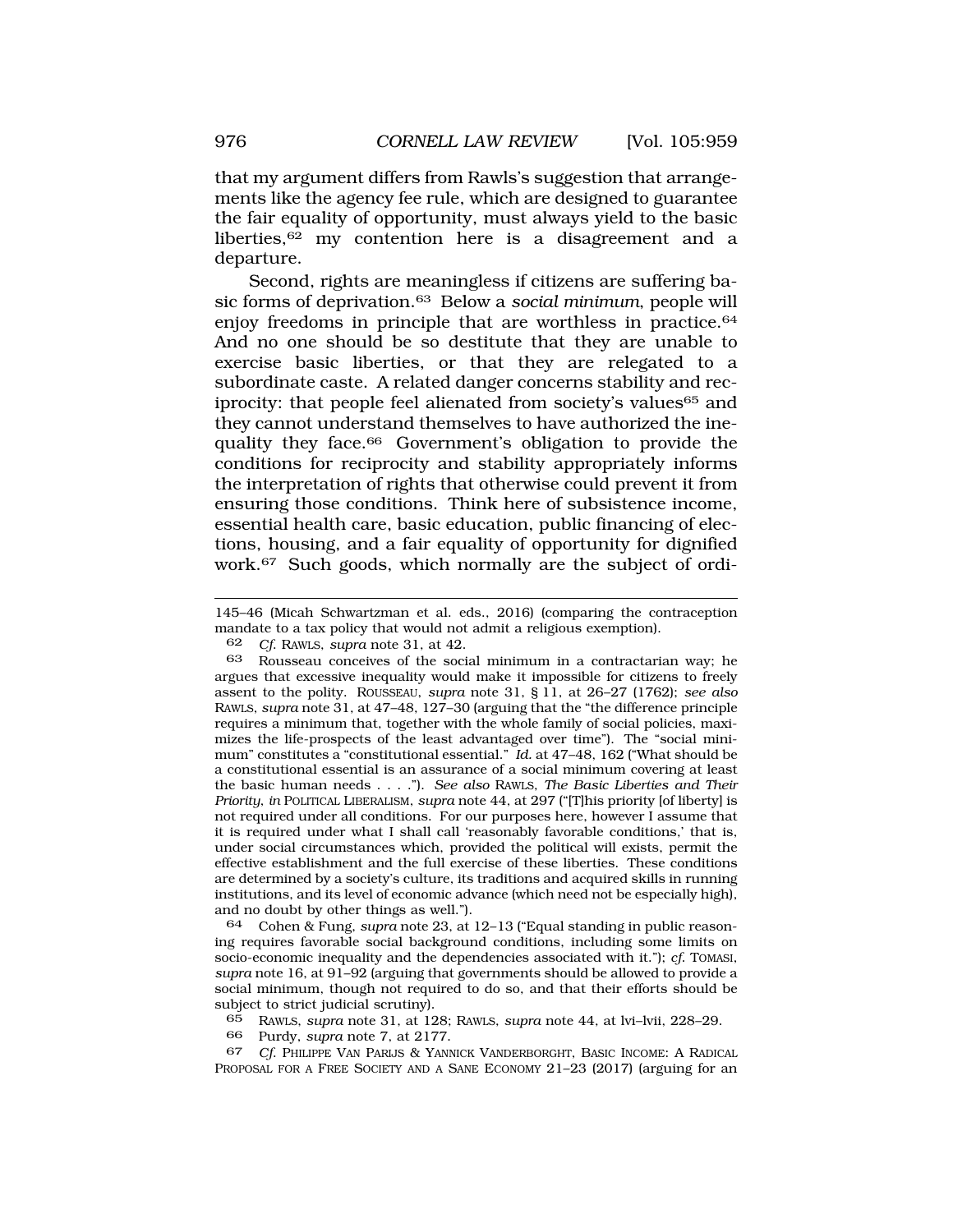that my argument differs from Rawls's suggestion that arrangements like the agency fee rule, which are designed to guarantee the fair equality of opportunity, must always yield to the basic liberties,[62] my contention here is a disagreement and a departure.

Second, rights are meaningless if citizens are suffering basic forms of deprivation.[63] Below a *social minimum*, people will enjoy freedoms in principle that are worthless in practice.[64] And no one should be so destitute that they are unable to exercise basic liberties, or that they are relegated to a subordinate caste. A related danger concerns stability and reciprocity: that people feel alienated from society's values[65] and they cannot understand themselves to have authorized the inequality they face.[66] Government's obligation to provide the conditions for reciprocity and stability appropriately informs the interpretation of rights that otherwise could prevent it from ensuring those conditions. Think here of subsistence income, essential health care, basic education, public financing of elections, housing, and a fair equality of opportunity for dignified work.[67] Such goods, which normally are the subject of ordi-

---

145–46 (Micah Schwartzman et al. eds., 2016) (comparing the contraception mandate to a tax policy that would not admit a religious exemption).

62 *Cf.* RAWLS, *supra* note 31, at 42.

63 Rousseau conceives of the social minimum in a contractarian way; he argues that excessive inequality would make it impossible for citizens to freely assent to the polity. ROUSSEAU, *supra* note 31, § 11, at 26–27 (1762); *see also* RAWLS, *supra* note 31, at 47–48, 127–30 (arguing that the "the difference principle requires a minimum that, together with the whole family of social policies, maximizes the life-prospects of the least advantaged over time"). The "social minimum" constitutes a "constitutional essential." *Id.* at 47–48, 162 ("What should be a constitutional essential is an assurance of a social minimum covering at least the basic human needs . . . ."). *See also* RAWLS, *The Basic Liberties and Their Priority*, *in* POLITICAL LIBERALISM, *supra* note 44, at 297 ("[T]his priority [of liberty] is not required under all conditions. For our purposes here, however I assume that it is required under what I shall call 'reasonably favorable conditions,' that is, under social circumstances which, provided the political will exists, permit the effective establishment and the full exercise of these liberties. These conditions are determined by a society's culture, its traditions and acquired skills in running institutions, and its level of economic advance (which need not be especially high), and no doubt by other things as well.").

64 Cohen & Fung, *supra* note 23, at 12–13 ("Equal standing in public reasoning requires favorable social background conditions, including some limits on socio-economic inequality and the dependencies associated with it."); *cf.* TOMASI, *supra* note 16, at 91–92 (arguing that governments should be allowed to provide a social minimum, though not required to do so, and that their efforts should be subject to strict judicial scrutiny).

65 RAWLS, *supra* note 31, at 128; RAWLS, *supra* note 44, at lvi–lvii, 228–29.

66 Purdy, *supra* note 7, at 2177.

67 *Cf.* PHILIPPE VAN PARIJS & YANNICK VANDERBORGHT, BASIC INCOME: A RADICAL PROPOSAL FOR A FREE SOCIETY AND A SANE ECONOMY 21–23 (2017) (arguing for an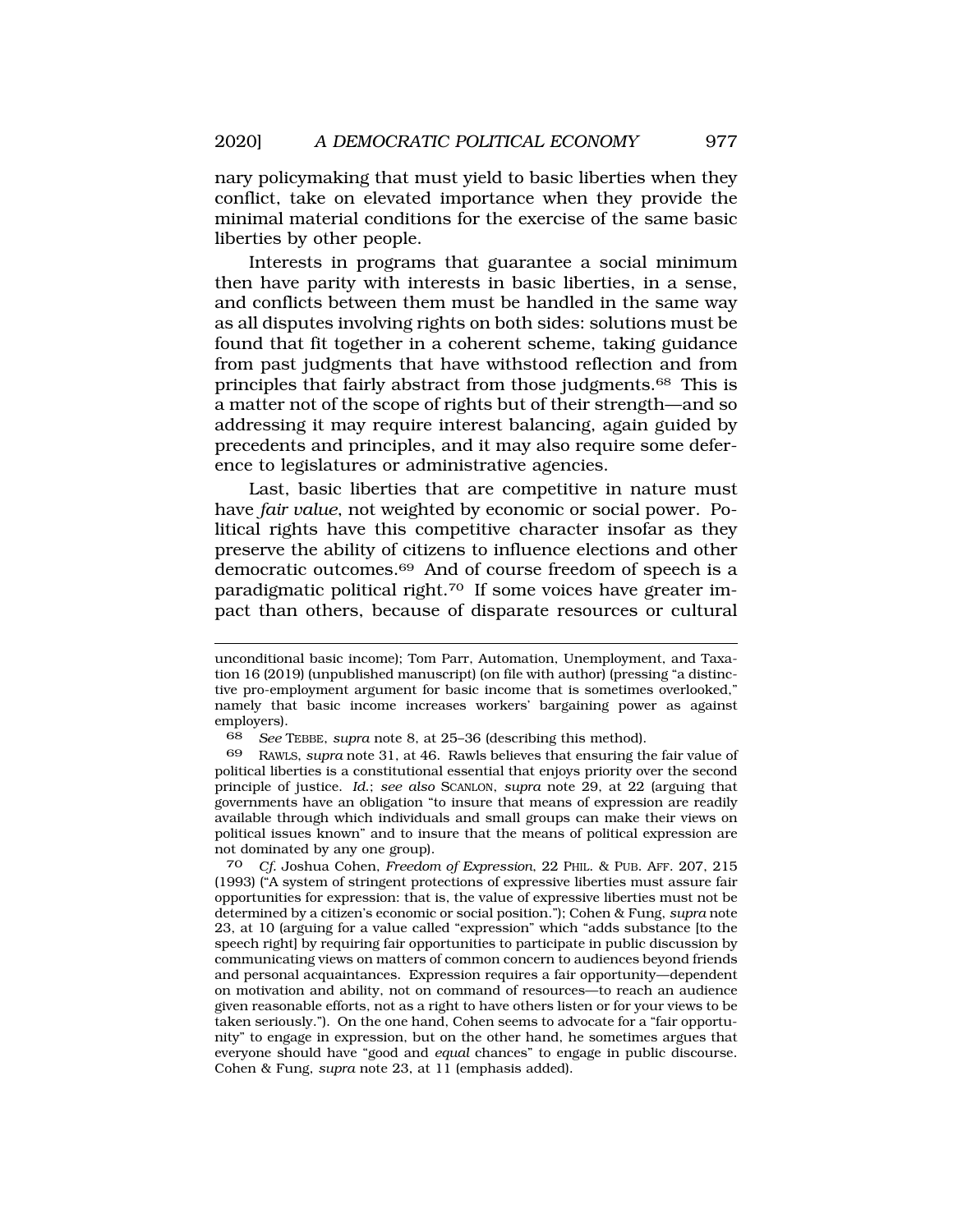nary policymaking that must yield to basic liberties when they conflict, take on elevated importance when they provide the minimal material conditions for the exercise of the same basic liberties by other people.

Interests in programs that guarantee a social minimum then have parity with interests in basic liberties, in a sense, and conflicts between them must be handled in the same way as all disputes involving rights on both sides: solutions must be found that fit together in a coherent scheme, taking guidance from past judgments that have withstood reflection and from principles that fairly abstract from those judgments.[68] This is a matter not of the scope of rights but of their strength—and so addressing it may require interest balancing, again guided by precedents and principles, and it may also require some deference to legislatures or administrative agencies.

Last, basic liberties that are competitive in nature must have *fair value*, not weighted by economic or social power. Political rights have this competitive character insofar as they preserve the ability of citizens to influence elections and other democratic outcomes.[69] And of course freedom of speech is a paradigmatic political right.[70] If some voices have greater impact than others, because of disparate resources or cultural

---

unconditional basic income); Tom Parr, Automation, Unemployment, and Taxation 16 (2019) (unpublished manuscript) (on file with author) (pressing "a distinctive pro-employment argument for basic income that is sometimes overlooked," namely that basic income increases workers' bargaining power as against employers).

68 *See* TEBBE, *supra* note 8, at 25–36 (describing this method).

69 RAWLS, *supra* note 31, at 46. Rawls believes that ensuring the fair value of political liberties is a constitutional essential that enjoys priority over the second principle of justice. *Id.*; *see also* SCANLON, *supra* note 29, at 22 (arguing that governments have an obligation "to insure that means of expression are readily available through which individuals and small groups can make their views on political issues known" and to insure that the means of political expression are not dominated by any one group).

70 *Cf.* Joshua Cohen, *Freedom of Expression*, 22 PHIL. & PUB. AFF. 207, 215 (1993) ("A system of stringent protections of expressive liberties must assure fair opportunities for expression: that is, the value of expressive liberties must not be determined by a citizen's economic or social position."); Cohen & Fung, *supra* note 23, at 10 (arguing for a value called "expression" which "adds substance [to the speech right] by requiring fair opportunities to participate in public discussion by communicating views on matters of common concern to audiences beyond friends and personal acquaintances. Expression requires a fair opportunity—dependent on motivation and ability, not on command of resources—to reach an audience given reasonable efforts, not as a right to have others listen or for your views to be taken seriously."). On the one hand, Cohen seems to advocate for a "fair opportunity" to engage in expression, but on the other hand, he sometimes argues that everyone should have "good and *equal* chances" to engage in public discourse. Cohen & Fung, *supra* note 23, at 11 (emphasis added).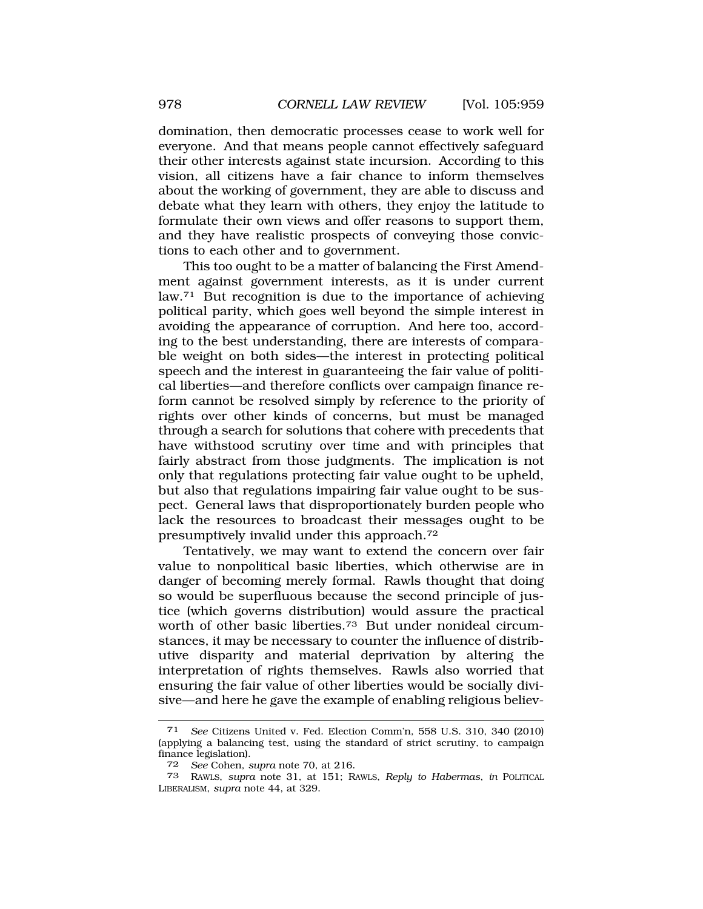domination, then democratic processes cease to work well for everyone. And that means people cannot effectively safeguard their other interests against state incursion. According to this vision, all citizens have a fair chance to inform themselves about the working of government, they are able to discuss and debate what they learn with others, they enjoy the latitude to formulate their own views and offer reasons to support them, and they have realistic prospects of conveying those convictions to each other and to government.

This too ought to be a matter of balancing the First Amendment against government interests, as it is under current law.[71] But recognition is due to the importance of achieving political parity, which goes well beyond the simple interest in avoiding the appearance of corruption. And here too, according to the best understanding, there are interests of comparable weight on both sides—the interest in protecting political speech and the interest in guaranteeing the fair value of political liberties—and therefore conflicts over campaign finance reform cannot be resolved simply by reference to the priority of rights over other kinds of concerns, but must be managed through a search for solutions that cohere with precedents that have withstood scrutiny over time and with principles that fairly abstract from those judgments. The implication is not only that regulations protecting fair value ought to be upheld, but also that regulations impairing fair value ought to be suspect. General laws that disproportionately burden people who lack the resources to broadcast their messages ought to be presumptively invalid under this approach.[72]

Tentatively, we may want to extend the concern over fair value to nonpolitical basic liberties, which otherwise are in danger of becoming merely formal. Rawls thought that doing so would be superfluous because the second principle of justice (which governs distribution) would assure the practical worth of other basic liberties.[73] But under nonideal circumstances, it may be necessary to counter the influence of distributive disparity and material deprivation by altering the interpretation of rights themselves. Rawls also worried that ensuring the fair value of other liberties would be socially divisive—and here he gave the example of enabling religious believ-

---

[71] *See* Citizens United v. Fed. Election Comm'n, 558 U.S. 310, 340 (2010) (applying a balancing test, using the standard of strict scrutiny, to campaign finance legislation).

[72] *See* Cohen, *supra* note 70, at 216.

[73] RAWLS, *supra* note 31, at 151; RAWLS, *Reply to Habermas*, *in* POLITICAL LIBERALISM, *supra* note 44, at 329.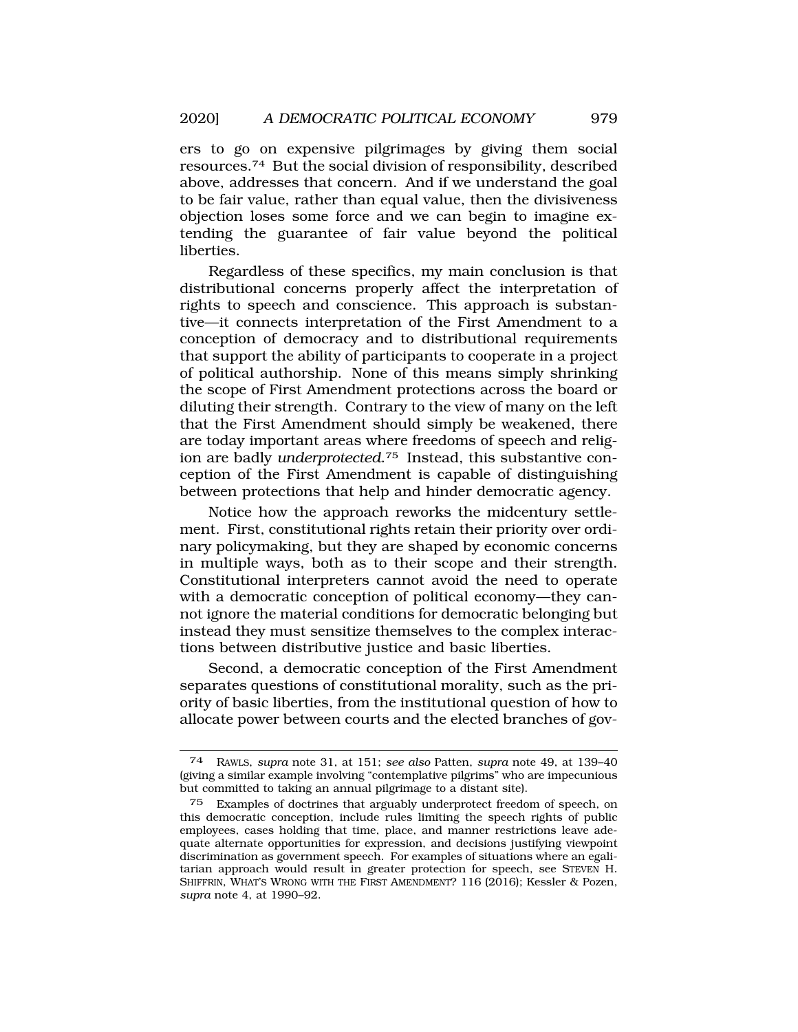ers to go on expensive pilgrimages by giving them social resources.[74] But the social division of responsibility, described above, addresses that concern. And if we understand the goal to be fair value, rather than equal value, then the divisiveness objection loses some force and we can begin to imagine extending the guarantee of fair value beyond the political liberties.

Regardless of these specifics, my main conclusion is that distributional concerns properly affect the interpretation of rights to speech and conscience. This approach is substantive—it connects interpretation of the First Amendment to a conception of democracy and to distributional requirements that support the ability of participants to cooperate in a project of political authorship. None of this means simply shrinking the scope of First Amendment protections across the board or diluting their strength. Contrary to the view of many on the left that the First Amendment should simply be weakened, there are today important areas where freedoms of speech and religion are badly *underprotected*.[75] Instead, this substantive conception of the First Amendment is capable of distinguishing between protections that help and hinder democratic agency.

Notice how the approach reworks the midcentury settlement. First, constitutional rights retain their priority over ordinary policymaking, but they are shaped by economic concerns in multiple ways, both as to their scope and their strength. Constitutional interpreters cannot avoid the need to operate with a democratic conception of political economy—they cannot ignore the material conditions for democratic belonging but instead they must sensitize themselves to the complex interactions between distributive justice and basic liberties.

Second, a democratic conception of the First Amendment separates questions of constitutional morality, such as the priority of basic liberties, from the institutional question of how to allocate power between courts and the elected branches of gov-

---

74 RAWLS, *supra* note 31, at 151; *see also* Patten, *supra* note 49, at 139–40 (giving a similar example involving "contemplative pilgrims" who are impecunious but committed to taking an annual pilgrimage to a distant site).

75 Examples of doctrines that arguably underprotect freedom of speech, on this democratic conception, include rules limiting the speech rights of public employees, cases holding that time, place, and manner restrictions leave adequate alternate opportunities for expression, and decisions justifying viewpoint discrimination as government speech. For examples of situations where an egalitarian approach would result in greater protection for speech, see STEVEN H. SHIFFRIN, WHAT'S WRONG WITH THE FIRST AMENDMENT? 116 (2016); Kessler & Pozen, *supra* note 4, at 1990–92.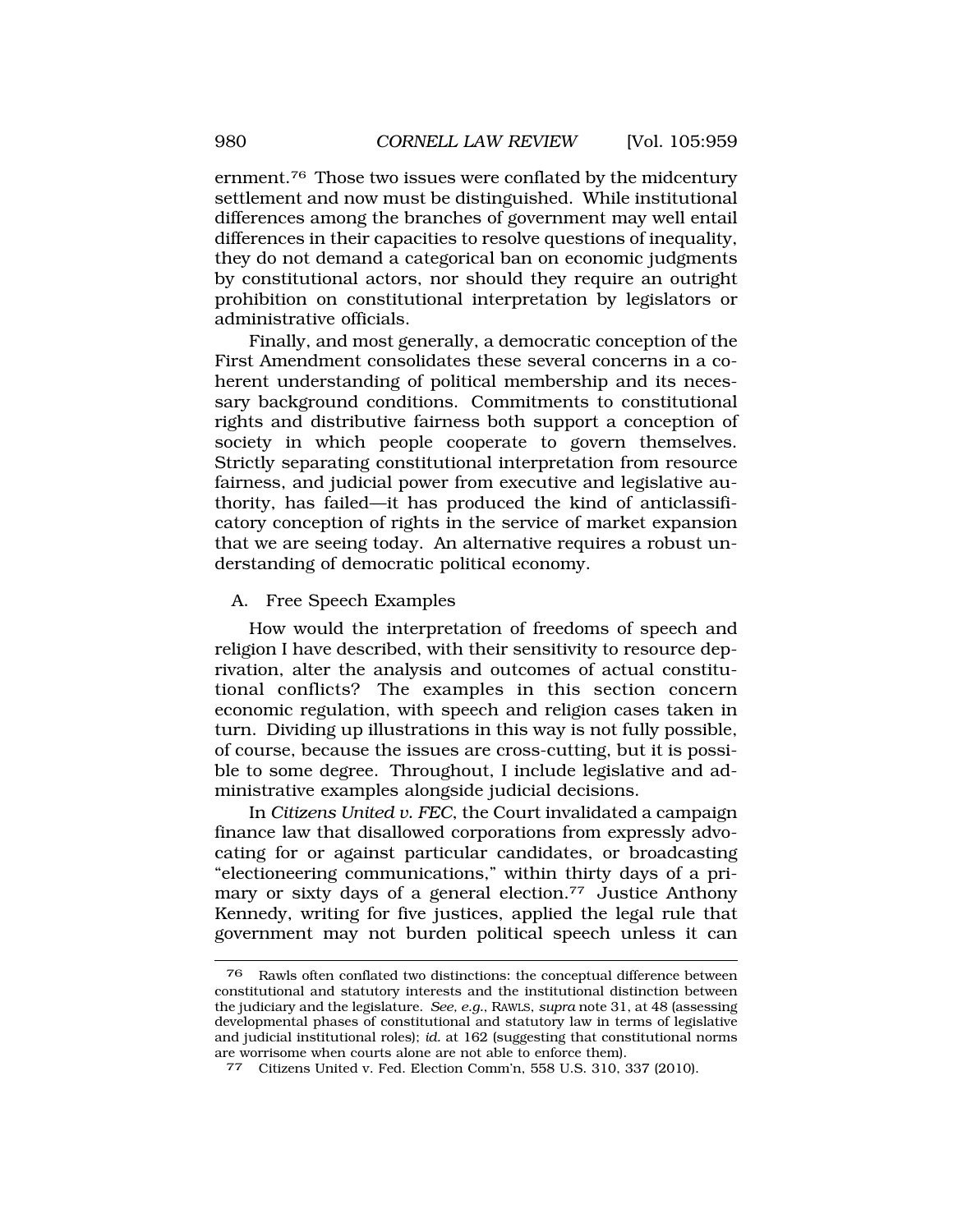ernment.[76] Those two issues were conflated by the midcentury settlement and now must be distinguished. While institutional differences among the branches of government may well entail differences in their capacities to resolve questions of inequality, they do not demand a categorical ban on economic judgments by constitutional actors, nor should they require an outright prohibition on constitutional interpretation by legislators or administrative officials.

Finally, and most generally, a democratic conception of the First Amendment consolidates these several concerns in a coherent understanding of political membership and its necessary background conditions. Commitments to constitutional rights and distributive fairness both support a conception of society in which people cooperate to govern themselves. Strictly separating constitutional interpretation from resource fairness, and judicial power from executive and legislative authority, has failed—it has produced the kind of anticlassificatory conception of rights in the service of market expansion that we are seeing today. An alternative requires a robust understanding of democratic political economy.

### A. Free Speech Examples

How would the interpretation of freedoms of speech and religion I have described, with their sensitivity to resource deprivation, alter the analysis and outcomes of actual constitutional conflicts? The examples in this section concern economic regulation, with speech and religion cases taken in turn. Dividing up illustrations in this way is not fully possible, of course, because the issues are cross-cutting, but it is possible to some degree. Throughout, I include legislative and administrative examples alongside judicial decisions.

In *Citizens United v. FEC*, the Court invalidated a campaign finance law that disallowed corporations from expressly advocating for or against particular candidates, or broadcasting "electioneering communications," within thirty days of a primary or sixty days of a general election.[77] Justice Anthony Kennedy, writing for five justices, applied the legal rule that government may not burden political speech unless it can

---

[76] Rawls often conflated two distinctions: the conceptual difference between constitutional and statutory interests and the institutional distinction between the judiciary and the legislature. *See, e.g.*, RAWLS, *supra* note 31, at 48 (assessing developmental phases of constitutional and statutory law in terms of legislative and judicial institutional roles); *id.* at 162 (suggesting that constitutional norms are worrisome when courts alone are not able to enforce them).

[77] Citizens United v. Fed. Election Comm'n, 558 U.S. 310, 337 (2010).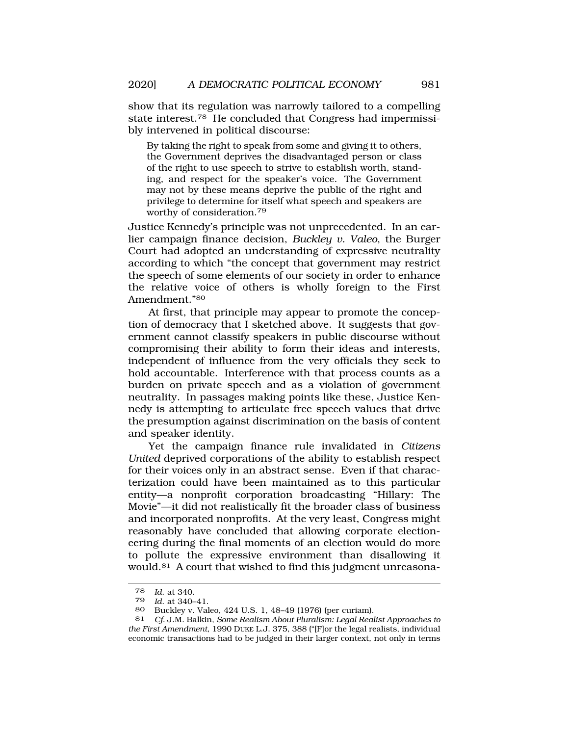show that its regulation was narrowly tailored to a compelling state interest.[78] He concluded that Congress had impermissibly intervened in political discourse:

> By taking the right to speak from some and giving it to others, the Government deprives the disadvantaged person or class of the right to use speech to strive to establish worth, standing, and respect for the speaker's voice. The Government may not by these means deprive the public of the right and privilege to determine for itself what speech and speakers are worthy of consideration.[79]

Justice Kennedy's principle was not unprecedented. In an earlier campaign finance decision, *Buckley v. Valeo*, the Burger Court had adopted an understanding of expressive neutrality according to which "the concept that government may restrict the speech of some elements of our society in order to enhance the relative voice of others is wholly foreign to the First Amendment."[80]

At first, that principle may appear to promote the conception of democracy that I sketched above. It suggests that government cannot classify speakers in public discourse without compromising their ability to form their ideas and interests, independent of influence from the very officials they seek to hold accountable. Interference with that process counts as a burden on private speech and as a violation of government neutrality. In passages making points like these, Justice Kennedy is attempting to articulate free speech values that drive the presumption against discrimination on the basis of content and speaker identity.

Yet the campaign finance rule invalidated in *Citizens United* deprived corporations of the ability to establish respect for their voices only in an abstract sense. Even if that characterization could have been maintained as to this particular entity—a nonprofit corporation broadcasting "Hillary: The Movie"—it did not realistically fit the broader class of business and incorporated nonprofits. At the very least, Congress might reasonably have concluded that allowing corporate electioneering during the final moments of an election would do more to pollute the expressive environment than disallowing it would.[81] A court that wished to find this judgment unreasona-

---

78 *Id.* at 340.

79 *Id.* at 340–41.

80 Buckley v. Valeo, 424 U.S. 1, 48–49 (1976) (per curiam).

81 *Cf.* J.M. Balkin, *Some Realism About Pluralism: Legal Realist Approaches to the First Amendment*, 1990 DUKE L.J. 375, 388 ("[F]or the legal realists, individual economic transactions had to be judged in their larger context, not only in terms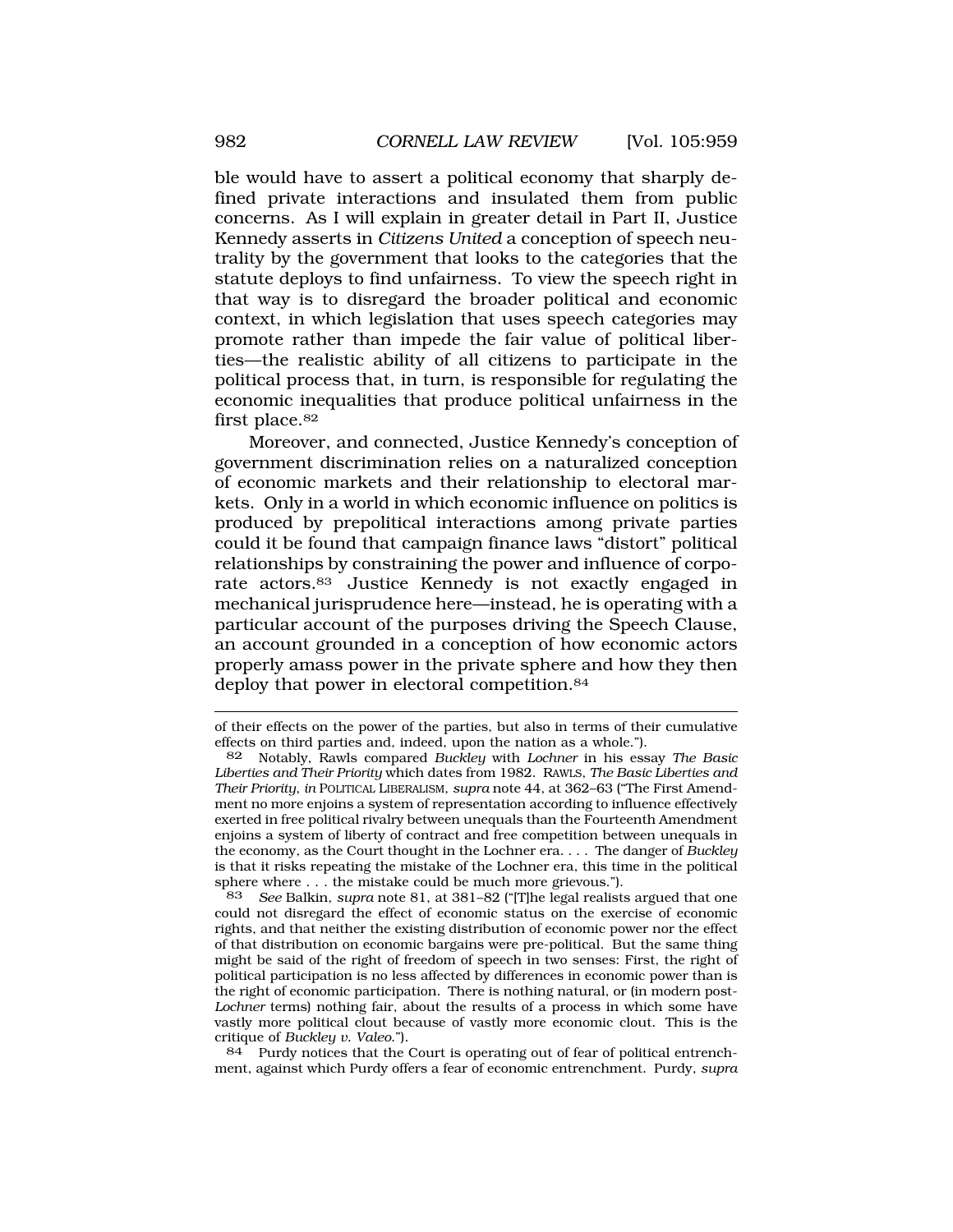ble would have to assert a political economy that sharply defined private interactions and insulated them from public concerns. As I will explain in greater detail in Part II, Justice Kennedy asserts in *Citizens United* a conception of speech neutrality by the government that looks to the categories that the statute deploys to find unfairness. To view the speech right in that way is to disregard the broader political and economic context, in which legislation that uses speech categories may promote rather than impede the fair value of political liberties—the realistic ability of all citizens to participate in the political process that, in turn, is responsible for regulating the economic inequalities that produce political unfairness in the first place.[82]

Moreover, and connected, Justice Kennedy's conception of government discrimination relies on a naturalized conception of economic markets and their relationship to electoral markets. Only in a world in which economic influence on politics is produced by prepolitical interactions among private parties could it be found that campaign finance laws "distort" political relationships by constraining the power and influence of corporate actors.[83] Justice Kennedy is not exactly engaged in mechanical jurisprudence here—instead, he is operating with a particular account of the purposes driving the Speech Clause, an account grounded in a conception of how economic actors properly amass power in the private sphere and how they then deploy that power in electoral competition.[84]

---

of their effects on the power of the parties, but also in terms of their cumulative effects on third parties and, indeed, upon the nation as a whole.").

82 Notably, Rawls compared *Buckley* with *Lochner* in his essay *The Basic Liberties and Their Priority* which dates from 1982. RAWLS, *The Basic Liberties and Their Priority*, *in* POLITICAL LIBERALISM, *supra* note 44, at 362–63 ("The First Amendment no more enjoins a system of representation according to influence effectively exerted in free political rivalry between unequals than the Fourteenth Amendment enjoins a system of liberty of contract and free competition between unequals in the economy, as the Court thought in the Lochner era. . . . The danger of *Buckley* is that it risks repeating the mistake of the Lochner era, this time in the political sphere where . . . the mistake could be much more grievous.").

83 *See* Balkin, *supra* note 81, at 381–82 ("[T]he legal realists argued that one could not disregard the effect of economic status on the exercise of economic rights, and that neither the existing distribution of economic power nor the effect of that distribution on economic bargains were pre-political. But the same thing might be said of the right of freedom of speech in two senses: First, the right of political participation is no less affected by differences in economic power than is the right of economic participation. There is nothing natural, or (in modern post-*Lochner* terms) nothing fair, about the results of a process in which some have vastly more political clout because of vastly more economic clout. This is the critique of *Buckley v. Valeo*.").

84 Purdy notices that the Court is operating out of fear of political entrenchment, against which Purdy offers a fear of economic entrenchment. Purdy, *supra*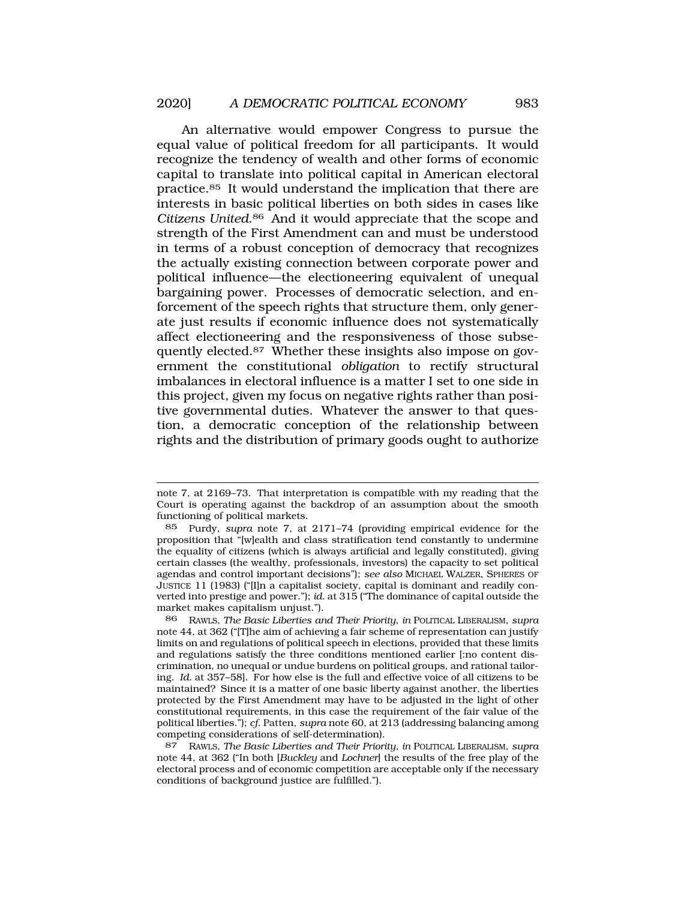An alternative would empower Congress to pursue the equal value of political freedom for all participants. It would recognize the tendency of wealth and other forms of economic capital to translate into political capital in American electoral practice.[85] It would understand the implication that there are interests in basic political liberties on both sides in cases like *Citizens United*.[86] And it would appreciate that the scope and strength of the First Amendment can and must be understood in terms of a robust conception of democracy that recognizes the actually existing connection between corporate power and political influence—the electioneering equivalent of unequal bargaining power. Processes of democratic selection, and enforcement of the speech rights that structure them, only generate just results if economic influence does not systematically affect electioneering and the responsiveness of those subsequently elected.[87] Whether these insights also impose on government the constitutional *obligation* to rectify structural imbalances in electoral influence is a matter I set to one side in this project, given my focus on negative rights rather than positive governmental duties. Whatever the answer to that question, a democratic conception of the relationship between rights and the distribution of primary goods ought to authorize

---

note 7, at 2169–73. That interpretation is compatible with my reading that the Court is operating against the backdrop of an assumption about the smooth functioning of political markets.

85 Purdy, *supra* note 7, at 2171–74 (providing empirical evidence for the proposition that "[w]ealth and class stratification tend constantly to undermine the equality of citizens (which is always artificial and legally constituted), giving certain classes (the wealthy, professionals, investors) the capacity to set political agendas and control important decisions"); *see also* MICHAEL WALZER, SPHERES OF JUSTICE 11 (1983) ("[I]n a capitalist society, capital is dominant and readily converted into prestige and power."); *id.* at 315 ("The dominance of capital outside the market makes capitalism unjust.").

86 RAWLS, *The Basic Liberties and Their Priority*, *in* POLITICAL LIBERALISM, *supra* note 44, at 362 ("[T]he aim of achieving a fair scheme of representation can justify limits on and regulations of political speech in elections, provided that these limits and regulations satisfy the three conditions mentioned earlier [:no content discrimination, no unequal or undue burdens on political groups, and rational tailoring. *Id.* at 357–58]. For how else is the full and effective voice of all citizens to be maintained? Since it is a matter of one basic liberty against another, the liberties protected by the First Amendment may have to be adjusted in the light of other constitutional requirements, in this case the requirement of the fair value of the political liberties."); *cf.* Patten, *supra* note 60, at 213 (addressing balancing among competing considerations of self-determination).

87 RAWLS, *The Basic Liberties and Their Priority*, *in* POLITICAL LIBERALISM, *supra* note 44, at 362 ("In both [*Buckley* and *Lochner*] the results of the free play of the electoral process and of economic competition are acceptable only if the necessary conditions of background justice are fulfilled.").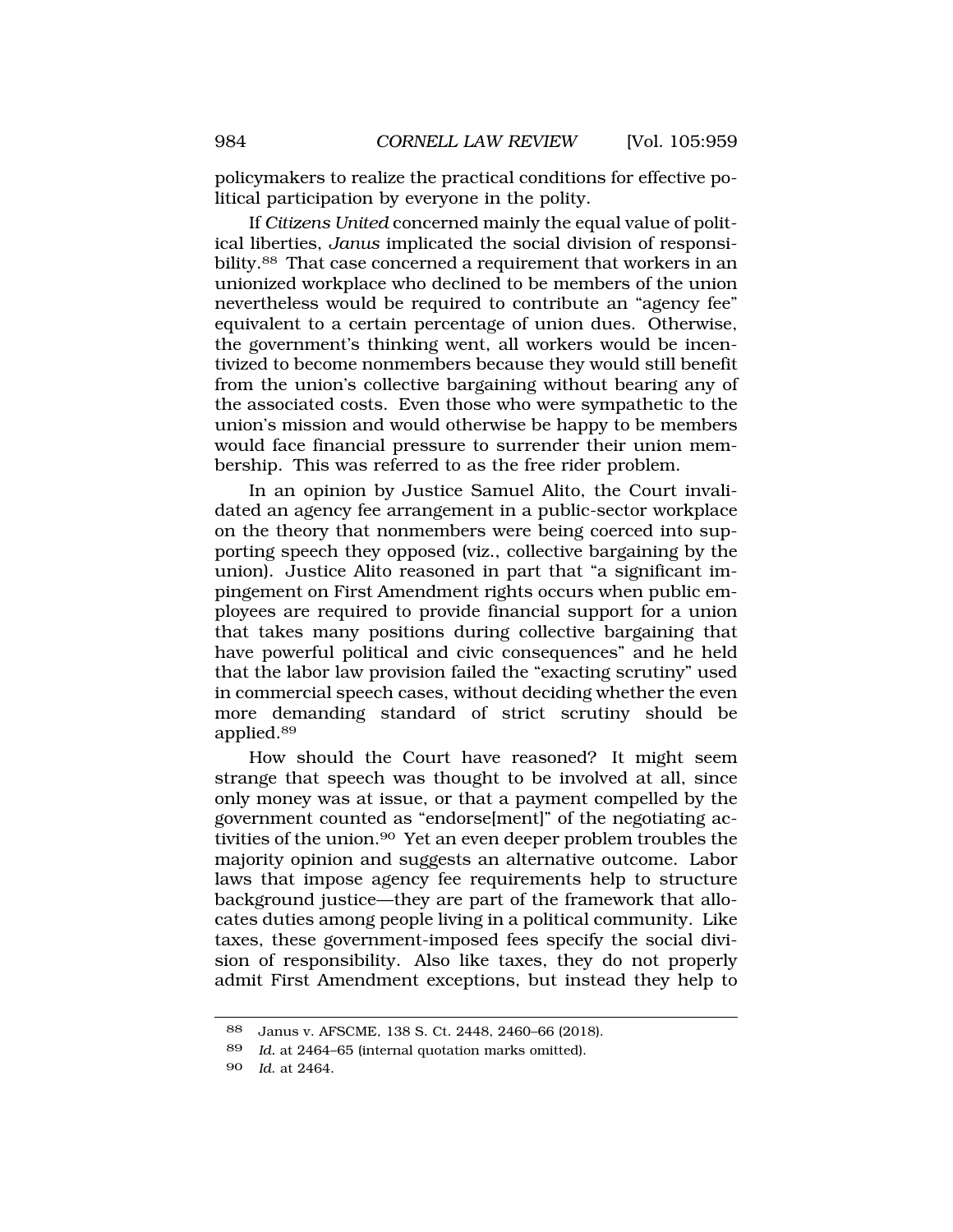policymakers to realize the practical conditions for effective political participation by everyone in the polity.

If *Citizens United* concerned mainly the equal value of political liberties, *Janus* implicated the social division of responsibility.[88] That case concerned a requirement that workers in an unionized workplace who declined to be members of the union nevertheless would be required to contribute an "agency fee" equivalent to a certain percentage of union dues. Otherwise, the government's thinking went, all workers would be incentivized to become nonmembers because they would still benefit from the union's collective bargaining without bearing any of the associated costs. Even those who were sympathetic to the union's mission and would otherwise be happy to be members would face financial pressure to surrender their union membership. This was referred to as the free rider problem.

In an opinion by Justice Samuel Alito, the Court invalidated an agency fee arrangement in a public-sector workplace on the theory that nonmembers were being coerced into supporting speech they opposed (viz., collective bargaining by the union). Justice Alito reasoned in part that "a significant impingement on First Amendment rights occurs when public employees are required to provide financial support for a union that takes many positions during collective bargaining that have powerful political and civic consequences" and he held that the labor law provision failed the "exacting scrutiny" used in commercial speech cases, without deciding whether the even more demanding standard of strict scrutiny should be applied.[89]

How should the Court have reasoned? It might seem strange that speech was thought to be involved at all, since only money was at issue, or that a payment compelled by the government counted as "endorse[ment]" of the negotiating activities of the union.[90] Yet an even deeper problem troubles the majority opinion and suggests an alternative outcome. Labor laws that impose agency fee requirements help to structure background justice—they are part of the framework that allocates duties among people living in a political community. Like taxes, these government-imposed fees specify the social division of responsibility. Also like taxes, they do not properly admit First Amendment exceptions, but instead they help to

88 Janus v. AFSCME, 138 S. Ct. 2448, 2460–66 (2018).

89 *Id.* at 2464–65 (internal quotation marks omitted).

90 *Id.* at 2464.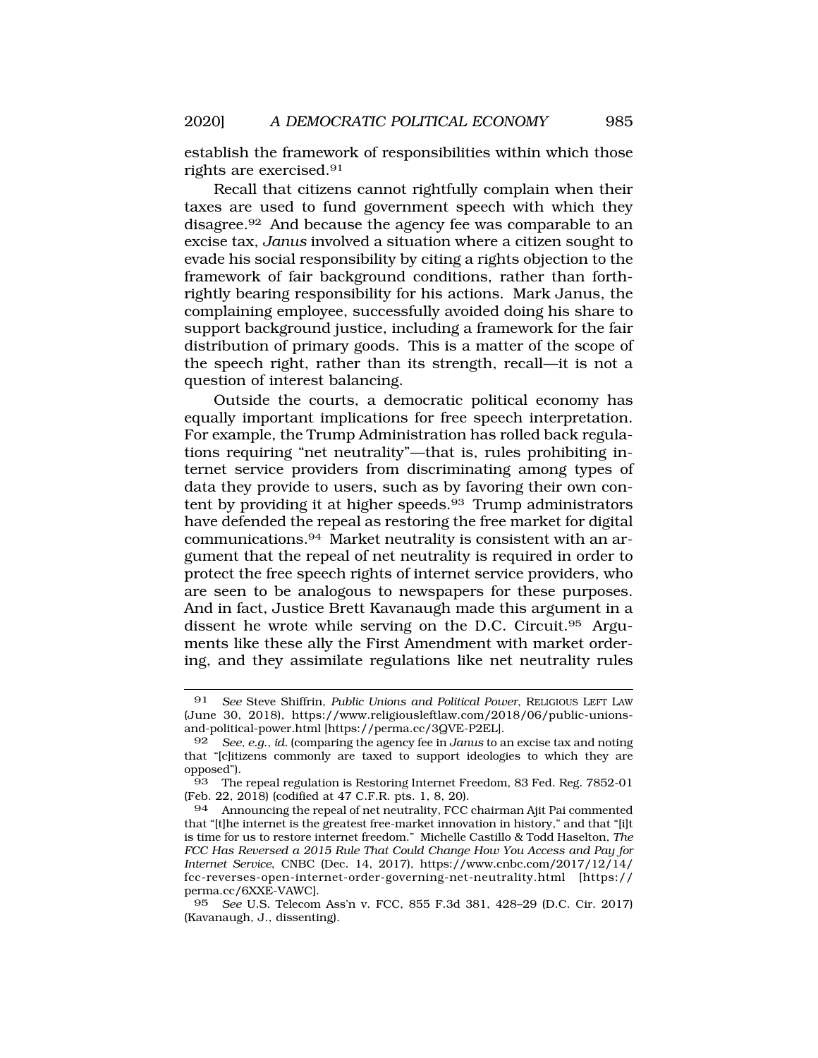establish the framework of responsibilities within which those rights are exercised.[91]

Recall that citizens cannot rightfully complain when their taxes are used to fund government speech with which they disagree.[92] And because the agency fee was comparable to an excise tax, *Janus* involved a situation where a citizen sought to evade his social responsibility by citing a rights objection to the framework of fair background conditions, rather than forthrightly bearing responsibility for his actions. Mark Janus, the complaining employee, successfully avoided doing his share to support background justice, including a framework for the fair distribution of primary goods. This is a matter of the scope of the speech right, rather than its strength, recall—it is not a question of interest balancing.

Outside the courts, a democratic political economy has equally important implications for free speech interpretation. For example, the Trump Administration has rolled back regulations requiring "net neutrality"—that is, rules prohibiting internet service providers from discriminating among types of data they provide to users, such as by favoring their own content by providing it at higher speeds.[93] Trump administrators have defended the repeal as restoring the free market for digital communications.[94] Market neutrality is consistent with an argument that the repeal of net neutrality is required in order to protect the free speech rights of internet service providers, who are seen to be analogous to newspapers for these purposes. And in fact, Justice Brett Kavanaugh made this argument in a dissent he wrote while serving on the D.C. Circuit.[95] Arguments like these ally the First Amendment with market ordering, and they assimilate regulations like net neutrality rules

---

91 *See* Steve Shiffrin, *Public Unions and Political Power*, RELIGIOUS LEFT LAW (June 30, 2018), https://www.religiousleftlaw.com/2018/06/public-unions-and-political-power.html [https://perma.cc/3QVE-P2EL].

92 *See, e.g.*, *id.* (comparing the agency fee in *Janus* to an excise tax and noting that "[c]itizens commonly are taxed to support ideologies to which they are opposed").

93 The repeal regulation is Restoring Internet Freedom, 83 Fed. Reg. 7852-01 (Feb. 22, 2018) (codified at 47 C.F.R. pts. 1, 8, 20).

94 Announcing the repeal of net neutrality, FCC chairman Ajit Pai commented that "[t]he internet is the greatest free-market innovation in history," and that "[i]t is time for us to restore internet freedom." Michelle Castillo & Todd Haselton, *The FCC Has Reversed a 2015 Rule That Could Change How You Access and Pay for Internet Service*, CNBC (Dec. 14, 2017), https://www.cnbc.com/2017/12/14/fcc-reverses-open-internet-order-governing-net-neutrality.html [https://perma.cc/6XXE-VAWC].

95 *See* U.S. Telecom Ass'n v. FCC, 855 F.3d 381, 428–29 (D.C. Cir. 2017) (Kavanaugh, J., dissenting).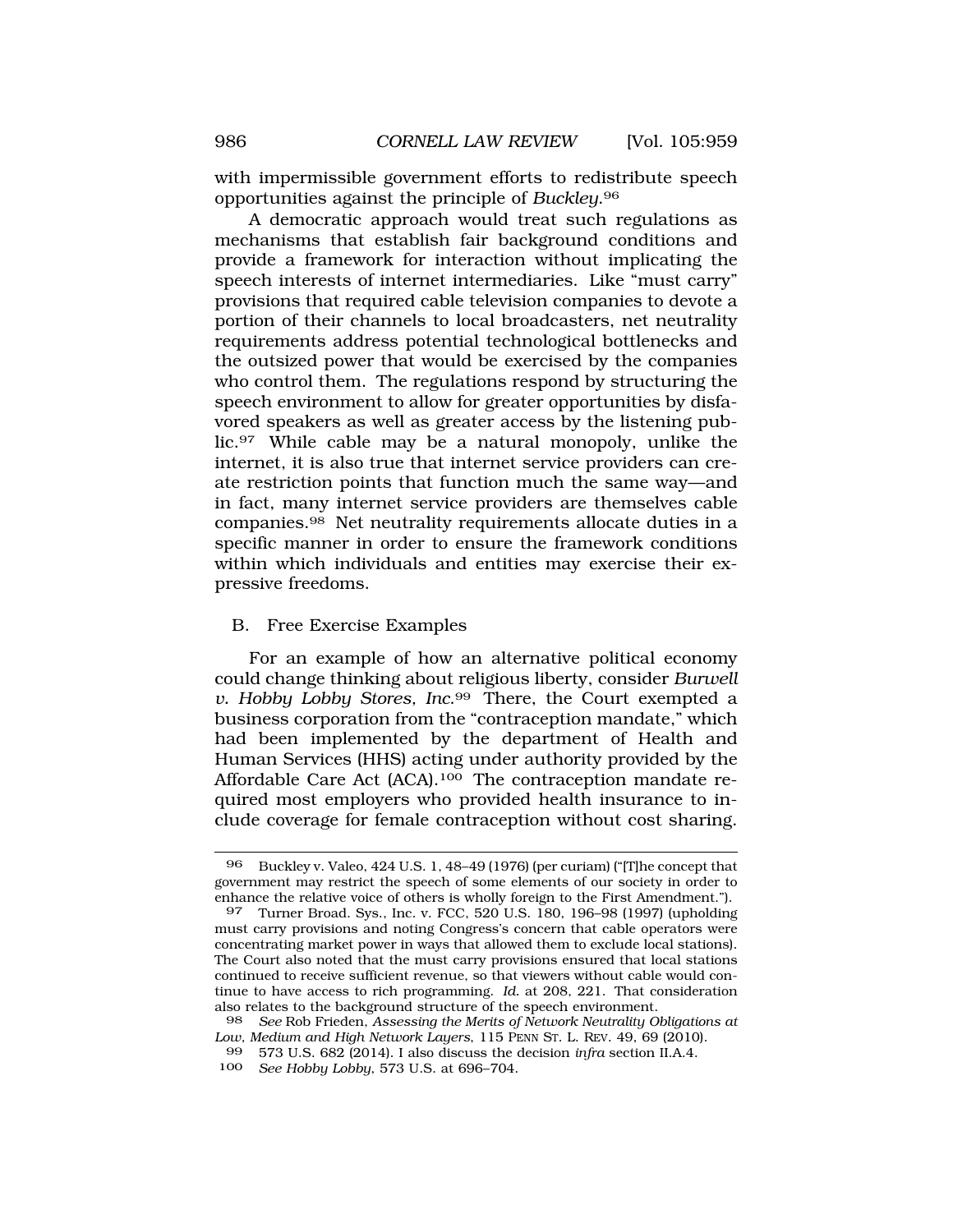with impermissible government efforts to redistribute speech opportunities against the principle of *Buckley*.[96]

A democratic approach would treat such regulations as mechanisms that establish fair background conditions and provide a framework for interaction without implicating the speech interests of internet intermediaries. Like "must carry" provisions that required cable television companies to devote a portion of their channels to local broadcasters, net neutrality requirements address potential technological bottlenecks and the outsized power that would be exercised by the companies who control them. The regulations respond by structuring the speech environment to allow for greater opportunities by disfavored speakers as well as greater access by the listening public.[97] While cable may be a natural monopoly, unlike the internet, it is also true that internet service providers can create restriction points that function much the same way—and in fact, many internet service providers are themselves cable companies.[98] Net neutrality requirements allocate duties in a specific manner in order to ensure the framework conditions within which individuals and entities may exercise their expressive freedoms.

## B. Free Exercise Examples

For an example of how an alternative political economy could change thinking about religious liberty, consider *Burwell v. Hobby Lobby Stores, Inc.*[99] There, the Court exempted a business corporation from the "contraception mandate," which had been implemented by the department of Health and Human Services (HHS) acting under authority provided by the Affordable Care Act (ACA).[100] The contraception mandate required most employers who provided health insurance to include coverage for female contraception without cost sharing.

---

96 Buckley v. Valeo, 424 U.S. 1, 48–49 (1976) (per curiam) ("[T]he concept that government may restrict the speech of some elements of our society in order to enhance the relative voice of others is wholly foreign to the First Amendment.").

97 Turner Broad. Sys., Inc. v. FCC, 520 U.S. 180, 196–98 (1997) (upholding must carry provisions and noting Congress's concern that cable operators were concentrating market power in ways that allowed them to exclude local stations). The Court also noted that the must carry provisions ensured that local stations continued to receive sufficient revenue, so that viewers without cable would continue to have access to rich programming. *Id.* at 208, 221. That consideration also relates to the background structure of the speech environment.

98 *See* Rob Frieden, *Assessing the Merits of Network Neutrality Obligations at Low, Medium and High Network Layers*, 115 PENN ST. L. REV. 49, 69 (2010).

99 573 U.S. 682 (2014). I also discuss the decision *infra* section II.A.4.

100 *See Hobby Lobby*, 573 U.S. at 696–704.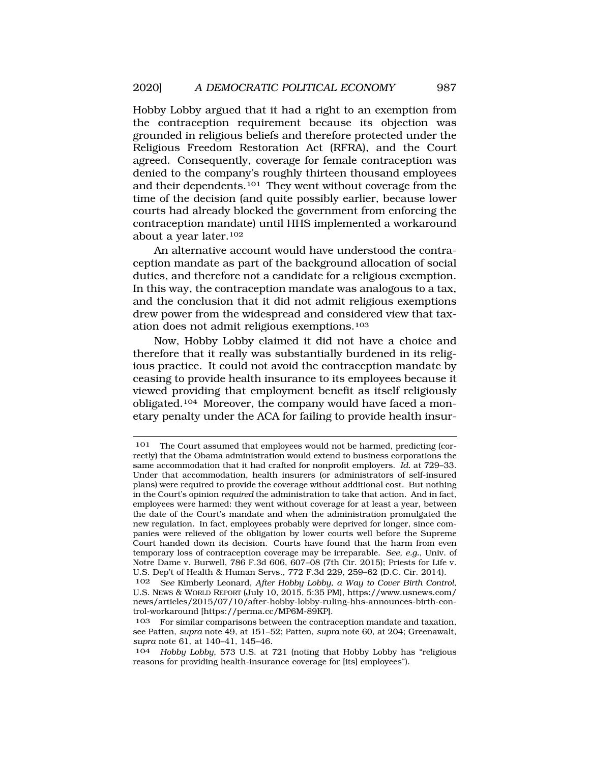Hobby Lobby argued that it had a right to an exemption from the contraception requirement because its objection was grounded in religious beliefs and therefore protected under the Religious Freedom Restoration Act (RFRA), and the Court agreed. Consequently, coverage for female contraception was denied to the company's roughly thirteen thousand employees and their dependents.[101] They went without coverage from the time of the decision (and quite possibly earlier, because lower courts had already blocked the government from enforcing the contraception mandate) until HHS implemented a workaround about a year later.[102]

An alternative account would have understood the contraception mandate as part of the background allocation of social duties, and therefore not a candidate for a religious exemption. In this way, the contraception mandate was analogous to a tax, and the conclusion that it did not admit religious exemptions drew power from the widespread and considered view that taxation does not admit religious exemptions.[103]

Now, Hobby Lobby claimed it did not have a choice and therefore that it really was substantially burdened in its religious practice. It could not avoid the contraception mandate by ceasing to provide health insurance to its employees because it viewed providing that employment benefit as itself religiously obligated.[104] Moreover, the company would have faced a monetary penalty under the ACA for failing to provide health insur-

---

101 The Court assumed that employees would not be harmed, predicting (correctly) that the Obama administration would extend to business corporations the same accommodation that it had crafted for nonprofit employers. *Id.* at 729–33. Under that accommodation, health insurers (or administrators of self-insured plans) were required to provide the coverage without additional cost. But nothing in the Court's opinion *required* the administration to take that action. And in fact, employees were harmed: they went without coverage for at least a year, between the date of the Court's mandate and when the administration promulgated the new regulation. In fact, employees probably were deprived for longer, since companies were relieved of the obligation by lower courts well before the Supreme Court handed down its decision. Courts have found that the harm from even temporary loss of contraception coverage may be irreparable. *See, e.g.*, Univ. of Notre Dame v. Burwell, 786 F.3d 606, 607–08 (7th Cir. 2015); Priests for Life v. U.S. Dep't of Health & Human Servs., 772 F.3d 229, 259–62 (D.C. Cir. 2014).

102 *See* Kimberly Leonard, *After Hobby Lobby, a Way to Cover Birth Control*, U.S. NEWS & WORLD REPORT (July 10, 2015, 5:35 PM), https://www.usnews.com/news/articles/2015/07/10/after-hobby-lobby-ruling-hhs-announces-birth-control-workaround [https://perma.cc/MP6M-89KP].

103 For similar comparisons between the contraception mandate and taxation, see Patten, *supra* note 49, at 151–52; Patten, *supra* note 60, at 204; Greenawalt, *supra* note 61, at 140–41, 145–46.

104 *Hobby Lobby*, 573 U.S. at 721 (noting that Hobby Lobby has "religious reasons for providing health-insurance coverage for [its] employees").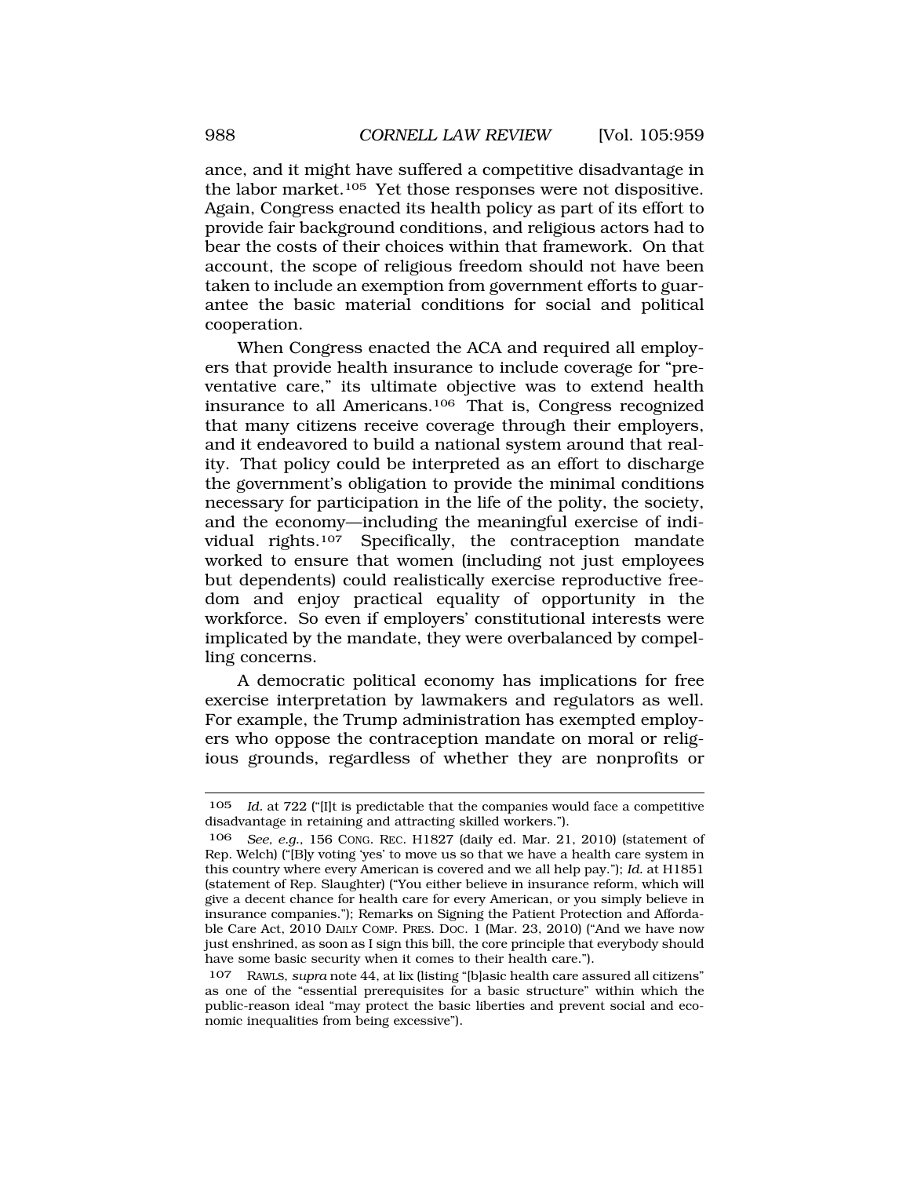ance, and it might have suffered a competitive disadvantage in the labor market.[105] Yet those responses were not dispositive. Again, Congress enacted its health policy as part of its effort to provide fair background conditions, and religious actors had to bear the costs of their choices within that framework. On that account, the scope of religious freedom should not have been taken to include an exemption from government efforts to guarantee the basic material conditions for social and political cooperation.

When Congress enacted the ACA and required all employers that provide health insurance to include coverage for "preventative care," its ultimate objective was to extend health insurance to all Americans.[106] That is, Congress recognized that many citizens receive coverage through their employers, and it endeavored to build a national system around that reality. That policy could be interpreted as an effort to discharge the government's obligation to provide the minimal conditions necessary for participation in the life of the polity, the society, and the economy—including the meaningful exercise of individual rights.[107] Specifically, the contraception mandate worked to ensure that women (including not just employees but dependents) could realistically exercise reproductive freedom and enjoy practical equality of opportunity in the workforce. So even if employers' constitutional interests were implicated by the mandate, they were overbalanced by compelling concerns.

A democratic political economy has implications for free exercise interpretation by lawmakers and regulators as well. For example, the Trump administration has exempted employers who oppose the contraception mandate on moral or religious grounds, regardless of whether they are nonprofits or

---

105 *Id.* at 722 ("[I]t is predictable that the companies would face a competitive disadvantage in retaining and attracting skilled workers.").

106 *See, e.g.*, 156 CONG. REC. H1827 (daily ed. Mar. 21, 2010) (statement of Rep. Welch) ("[B]y voting 'yes' to move us so that we have a health care system in this country where every American is covered and we all help pay."); *Id.* at H1851 (statement of Rep. Slaughter) ("You either believe in insurance reform, which will give a decent chance for health care for every American, or you simply believe in insurance companies."); Remarks on Signing the Patient Protection and Affordable Care Act, 2010 DAILY COMP. PRES. DOC. 1 (Mar. 23, 2010) ("And we have now just enshrined, as soon as I sign this bill, the core principle that everybody should have some basic security when it comes to their health care.").

107 RAWLS, *supra* note 44, at lix (listing "[b]asic health care assured all citizens" as one of the "essential prerequisites for a basic structure" within which the public-reason ideal "may protect the basic liberties and prevent social and economic inequalities from being excessive").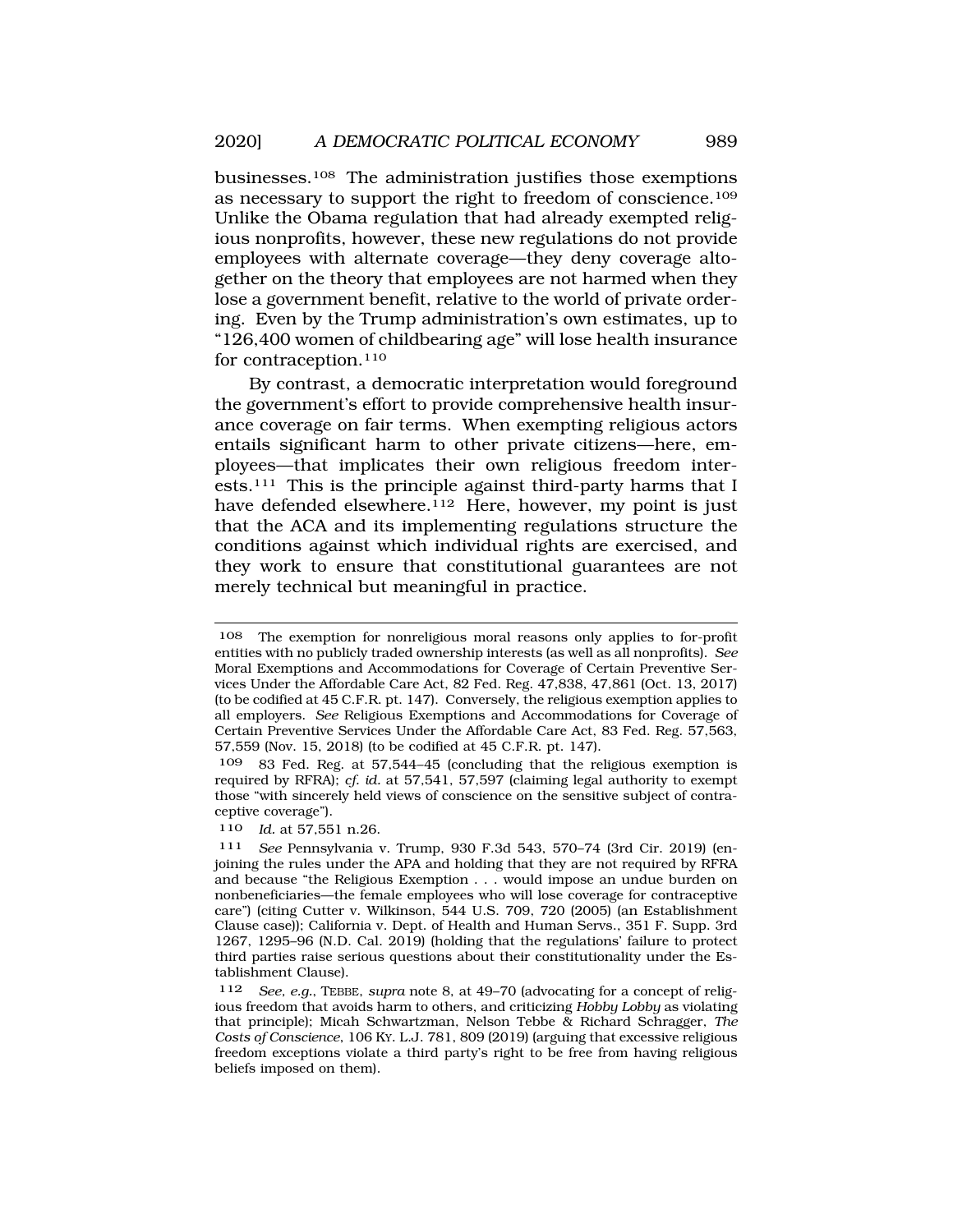businesses.[108] The administration justifies those exemptions as necessary to support the right to freedom of conscience.[109] Unlike the Obama regulation that had already exempted religious nonprofits, however, these new regulations do not provide employees with alternate coverage—they deny coverage altogether on the theory that employees are not harmed when they lose a government benefit, relative to the world of private ordering. Even by the Trump administration's own estimates, up to "126,400 women of childbearing age" will lose health insurance for contraception.[110]

By contrast, a democratic interpretation would foreground the government's effort to provide comprehensive health insurance coverage on fair terms. When exempting religious actors entails significant harm to other private citizens—here, employees—that implicates their own religious freedom interests.[111] This is the principle against third-party harms that I have defended elsewhere.[112] Here, however, my point is just that the ACA and its implementing regulations structure the conditions against which individual rights are exercised, and they work to ensure that constitutional guarantees are not merely technical but meaningful in practice.

---

108 The exemption for nonreligious moral reasons only applies to for-profit entities with no publicly traded ownership interests (as well as all nonprofits). *See* Moral Exemptions and Accommodations for Coverage of Certain Preventive Services Under the Affordable Care Act, 82 Fed. Reg. 47,838, 47,861 (Oct. 13, 2017) (to be codified at 45 C.F.R. pt. 147). Conversely, the religious exemption applies to all employers. *See* Religious Exemptions and Accommodations for Coverage of Certain Preventive Services Under the Affordable Care Act, 83 Fed. Reg. 57,563, 57,559 (Nov. 15, 2018) (to be codified at 45 C.F.R. pt. 147).

109 83 Fed. Reg. at 57,544–45 (concluding that the religious exemption is required by RFRA); *cf. id.* at 57,541, 57,597 (claiming legal authority to exempt those "with sincerely held views of conscience on the sensitive subject of contraceptive coverage").

110 *Id.* at 57,551 n.26.

111 *See* Pennsylvania v. Trump, 930 F.3d 543, 570–74 (3rd Cir. 2019) (enjoining the rules under the APA and holding that they are not required by RFRA and because "the Religious Exemption . . . would impose an undue burden on nonbeneficiaries—the female employees who will lose coverage for contraceptive care") (citing Cutter v. Wilkinson, 544 U.S. 709, 720 (2005) (an Establishment Clause case)); California v. Dept. of Health and Human Servs., 351 F. Supp. 3rd 1267, 1295–96 (N.D. Cal. 2019) (holding that the regulations' failure to protect third parties raise serious questions about their constitutionality under the Establishment Clause).

112 *See, e.g.*, TEBBE, *supra* note 8, at 49–70 (advocating for a concept of religious freedom that avoids harm to others, and criticizing *Hobby Lobby* as violating that principle); Micah Schwartzman, Nelson Tebbe & Richard Schragger, *The Costs of Conscience*, 106 KY. L.J. 781, 809 (2019) (arguing that excessive religious freedom exceptions violate a third party's right to be free from having religious beliefs imposed on them).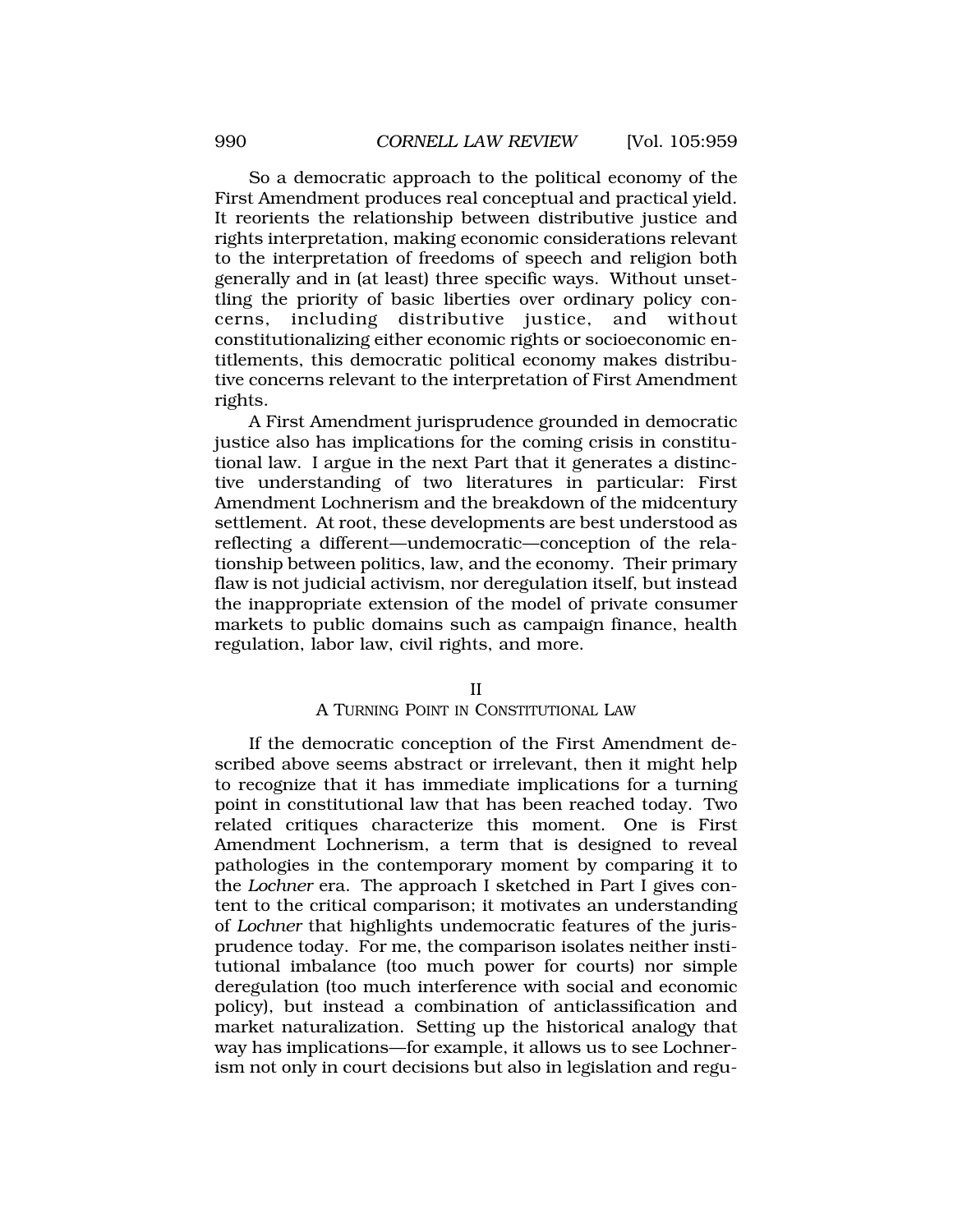So a democratic approach to the political economy of the First Amendment produces real conceptual and practical yield. It reorients the relationship between distributive justice and rights interpretation, making economic considerations relevant to the interpretation of freedoms of speech and religion both generally and in (at least) three specific ways. Without unsettling the priority of basic liberties over ordinary policy concerns, including distributive justice, and without constitutionalizing either economic rights or socioeconomic entitlements, this democratic political economy makes distributive concerns relevant to the interpretation of First Amendment rights.

A First Amendment jurisprudence grounded in democratic justice also has implications for the coming crisis in constitutional law. I argue in the next Part that it generates a distinctive understanding of two literatures in particular: First Amendment Lochnerism and the breakdown of the midcentury settlement. At root, these developments are best understood as reflecting a different—undemocratic—conception of the relationship between politics, law, and the economy. Their primary flaw is not judicial activism, nor deregulation itself, but instead the inappropriate extension of the model of private consumer markets to public domains such as campaign finance, health regulation, labor law, civil rights, and more.

## II
## A Turning Point in Constitutional Law

If the democratic conception of the First Amendment described above seems abstract or irrelevant, then it might help to recognize that it has immediate implications for a turning point in constitutional law that has been reached today. Two related critiques characterize this moment. One is First Amendment Lochnerism, a term that is designed to reveal pathologies in the contemporary moment by comparing it to the *Lochner* era. The approach I sketched in Part I gives content to the critical comparison; it motivates an understanding of *Lochner* that highlights undemocratic features of the jurisprudence today. For me, the comparison isolates neither institutional imbalance (too much power for courts) nor simple deregulation (too much interference with social and economic policy), but instead a combination of anticlassification and market naturalization. Setting up the historical analogy that way has implications—for example, it allows us to see Lochnerism not only in court decisions but also in legislation and regu-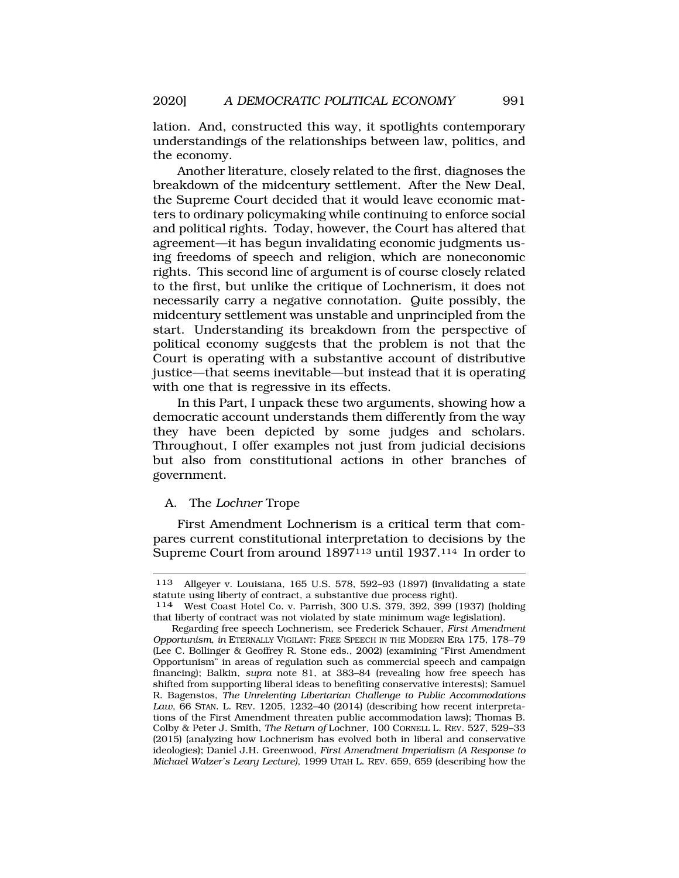lation. And, constructed this way, it spotlights contemporary understandings of the relationships between law, politics, and the economy.

Another literature, closely related to the first, diagnoses the breakdown of the midcentury settlement. After the New Deal, the Supreme Court decided that it would leave economic matters to ordinary policymaking while continuing to enforce social and political rights. Today, however, the Court has altered that agreement—it has begun invalidating economic judgments using freedoms of speech and religion, which are noneconomic rights. This second line of argument is of course closely related to the first, but unlike the critique of Lochnerism, it does not necessarily carry a negative connotation. Quite possibly, the midcentury settlement was unstable and unprincipled from the start. Understanding its breakdown from the perspective of political economy suggests that the problem is not that the Court is operating with a substantive account of distributive justice—that seems inevitable—but instead that it is operating with one that is regressive in its effects.

In this Part, I unpack these two arguments, showing how a democratic account understands them differently from the way they have been depicted by some judges and scholars. Throughout, I offer examples not just from judicial decisions but also from constitutional actions in other branches of government.

## A. The *Lochner* Trope

First Amendment Lochnerism is a critical term that compares current constitutional interpretation to decisions by the Supreme Court from around 1897[113] until 1937.[114] In order to

---

113 Allgeyer v. Louisiana, 165 U.S. 578, 592–93 (1897) (invalidating a state statute using liberty of contract, a substantive due process right).

114 West Coast Hotel Co. v. Parrish, 300 U.S. 379, 392, 399 (1937) (holding that liberty of contract was not violated by state minimum wage legislation).

Regarding free speech Lochnerism, see Frederick Schauer, *First Amendment Opportunism*, *in* ETERNALLY VIGILANT: FREE SPEECH IN THE MODERN ERA 175, 178–79 (Lee C. Bollinger & Geoffrey R. Stone eds., 2002) (examining "First Amendment Opportunism" in areas of regulation such as commercial speech and campaign financing); Balkin, *supra* note 81, at 383–84 (revealing how free speech has shifted from supporting liberal ideas to benefiting conservative interests); Samuel R. Bagenstos, *The Unrelenting Libertarian Challenge to Public Accommodations Law*, 66 STAN. L. REV. 1205, 1232–40 (2014) (describing how recent interpretations of the First Amendment threaten public accommodation laws); Thomas B. Colby & Peter J. Smith, *The Return of* Lochner, 100 CORNELL L. REV. 527, 529–33 (2015) (analyzing how Lochnerism has evolved both in liberal and conservative ideologies); Daniel J.H. Greenwood, *First Amendment Imperialism (A Response to Michael Walzer's Leary Lecture)*, 1999 UTAH L. REV. 659, 659 (describing how the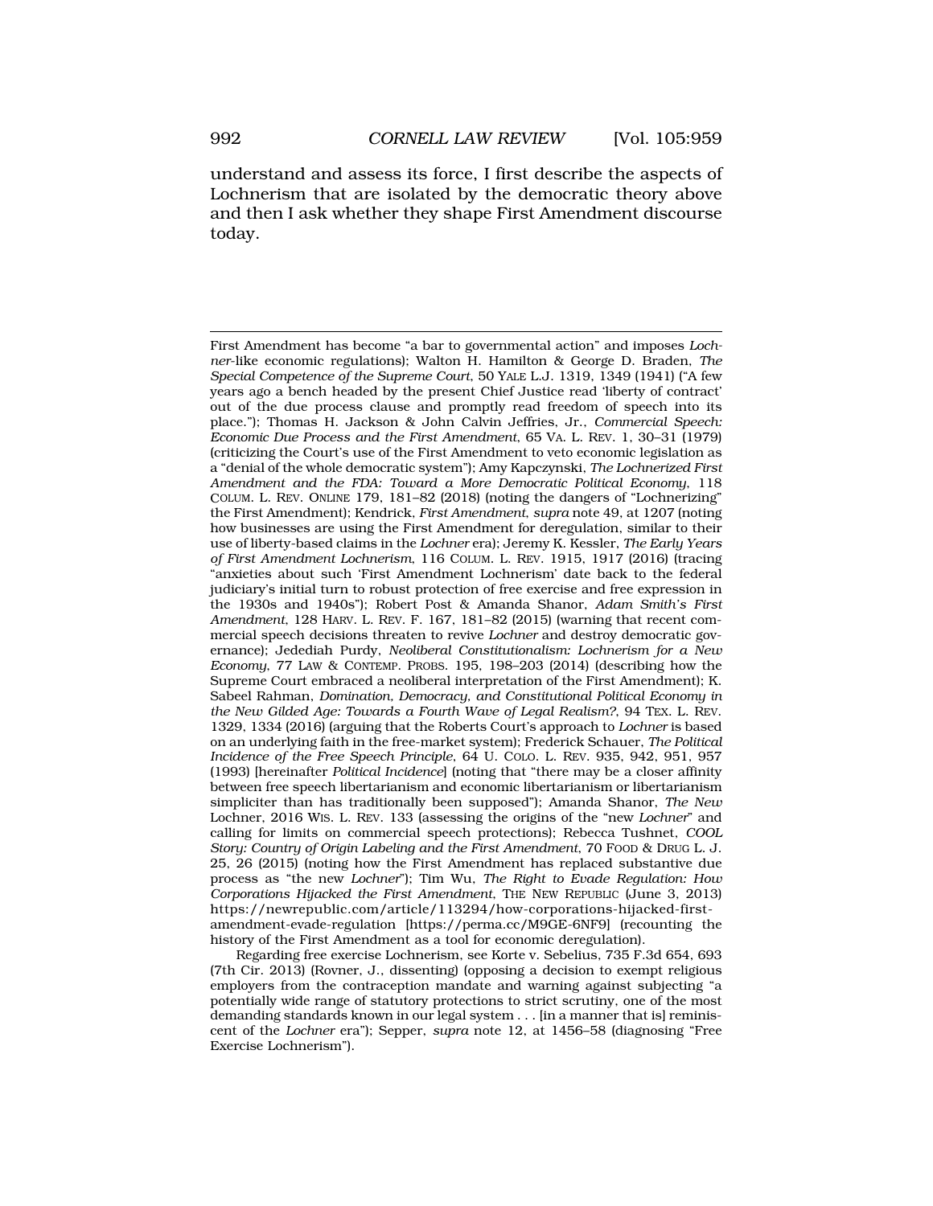understand and assess its force, I first describe the aspects of Lochnerism that are isolated by the democratic theory above and then I ask whether they shape First Amendment discourse today.

---

First Amendment has become "a bar to governmental action" and imposes *Lochner*-like economic regulations); Walton H. Hamilton & George D. Braden, *The Special Competence of the Supreme Court*, 50 YALE L.J. 1319, 1349 (1941) ("A few years ago a bench headed by the present Chief Justice read 'liberty of contract' out of the due process clause and promptly read freedom of speech into its place."); Thomas H. Jackson & John Calvin Jeffries, Jr., *Commercial Speech: Economic Due Process and the First Amendment*, 65 VA. L. REV. 1, 30–31 (1979) (criticizing the Court's use of the First Amendment to veto economic legislation as a "denial of the whole democratic system"); Amy Kapczynski, *The Lochnerized First Amendment and the FDA: Toward a More Democratic Political Economy*, 118 COLUM. L. REV. ONLINE 179, 181–82 (2018) (noting the dangers of "Lochnerizing" the First Amendment); Kendrick, *First Amendment*, *supra* note 49, at 1207 (noting how businesses are using the First Amendment for deregulation, similar to their use of liberty-based claims in the *Lochner* era); Jeremy K. Kessler, *The Early Years of First Amendment Lochnerism*, 116 COLUM. L. REV. 1915, 1917 (2016) (tracing "anxieties about such 'First Amendment Lochnerism' date back to the federal judiciary's initial turn to robust protection of free exercise and free expression in the 1930s and 1940s"); Robert Post & Amanda Shanor, *Adam Smith's First Amendment*, 128 HARV. L. REV. F. 167, 181–82 (2015) (warning that recent commercial speech decisions threaten to revive *Lochner* and destroy democratic governance); Jedediah Purdy, *Neoliberal Constitutionalism: Lochnerism for a New Economy*, 77 LAW & CONTEMP. PROBS. 195, 198–203 (2014) (describing how the Supreme Court embraced a neoliberal interpretation of the First Amendment); K. Sabeel Rahman, *Domination, Democracy, and Constitutional Political Economy in the New Gilded Age: Towards a Fourth Wave of Legal Realism?*, 94 TEX. L. REV. 1329, 1334 (2016) (arguing that the Roberts Court's approach to *Lochner* is based on an underlying faith in the free-market system); Frederick Schauer, *The Political Incidence of the Free Speech Principle*, 64 U. COLO. L. REV. 935, 942, 951, 957 (1993) [hereinafter *Political Incidence*] (noting that "there may be a closer affinity between free speech libertarianism and economic libertarianism or libertarianism simpliciter than has traditionally been supposed"); Amanda Shanor, *The New* Lochner, 2016 WIS. L. REV. 133 (assessing the origins of the "new *Lochner*" and calling for limits on commercial speech protections); Rebecca Tushnet, *COOL Story: Country of Origin Labeling and the First Amendment*, 70 FOOD & DRUG L. J. 25, 26 (2015) (noting how the First Amendment has replaced substantive due process as "the new *Lochner*"); Tim Wu, *The Right to Evade Regulation: How Corporations Hijacked the First Amendment*, THE NEW REPUBLIC (June 3, 2013) https://newrepublic.com/article/113294/how-corporations-hijacked-first-amendment-evade-regulation [https://perma.cc/M9GE-6NF9] (recounting the history of the First Amendment as a tool for economic deregulation).

Regarding free exercise Lochnerism, see Korte v. Sebelius, 735 F.3d 654, 693 (7th Cir. 2013) (Rovner, J., dissenting) (opposing a decision to exempt religious employers from the contraception mandate and warning against subjecting "a potentially wide range of statutory protections to strict scrutiny, one of the most demanding standards known in our legal system . . . [in a manner that is] reminiscent of the *Lochner* era"); Sepper, *supra* note 12, at 1456–58 (diagnosing "Free Exercise Lochnerism").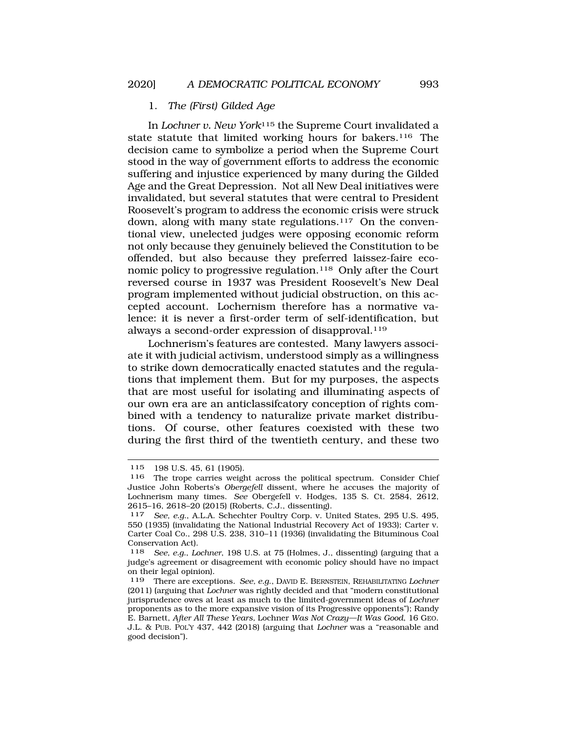### 1. *The (First) Gilded Age*

In *Lochner v. New York*[115] the Supreme Court invalidated a state statute that limited working hours for bakers.[116] The decision came to symbolize a period when the Supreme Court stood in the way of government efforts to address the economic suffering and injustice experienced by many during the Gilded Age and the Great Depression. Not all New Deal initiatives were invalidated, but several statutes that were central to President Roosevelt's program to address the economic crisis were struck down, along with many state regulations.[117] On the conventional view, unelected judges were opposing economic reform not only because they genuinely believed the Constitution to be offended, but also because they preferred laissez-faire economic policy to progressive regulation.[118] Only after the Court reversed course in 1937 was President Roosevelt's New Deal program implemented without judicial obstruction, on this accepted account. Lochnerism therefore has a normative valence: it is never a first-order term of self-identification, but always a second-order expression of disapproval.[119]

Lochnerism's features are contested. Many lawyers associate it with judicial activism, understood simply as a willingness to strike down democratically enacted statutes and the regulations that implement them. But for my purposes, the aspects that are most useful for isolating and illuminating aspects of our own era are an anticlassifcatory conception of rights combined with a tendency to naturalize private market distributions. Of course, other features coexisted with these two during the first third of the twentieth century, and these two

---

115 198 U.S. 45, 61 (1905).

116 The trope carries weight across the political spectrum. Consider Chief Justice John Roberts's *Obergefell* dissent, where he accuses the majority of Lochnerism many times. *See* Obergefell v. Hodges, 135 S. Ct. 2584, 2612, 2615–16, 2618–20 (2015) (Roberts, C.J., dissenting).

117 *See, e.g.*, A.L.A. Schechter Poultry Corp. v. United States, 295 U.S. 495, 550 (1935) (invalidating the National Industrial Recovery Act of 1933); Carter v. Carter Coal Co., 298 U.S. 238, 310–11 (1936) (invalidating the Bituminous Coal Conservation Act).

118 *See, e.g.*, *Lochner*, 198 U.S. at 75 (Holmes, J., dissenting) (arguing that a judge's agreement or disagreement with economic policy should have no impact on their legal opinion).

119 There are exceptions. *See, e.g.*, DAVID E. BERNSTEIN, REHABILITATING *Lochner* (2011) (arguing that *Lochner* was rightly decided and that "modern constitutional jurisprudence owes at least as much to the limited-government ideas of *Lochner* proponents as to the more expansive vision of its Progressive opponents"); Randy E. Barnett, *After All These Years,* Lochner *Was Not Crazy—It Was Good*, 16 GEO. J.L. & PUB. POL'Y 437, 442 (2018) (arguing that *Lochner* was a "reasonable and good decision").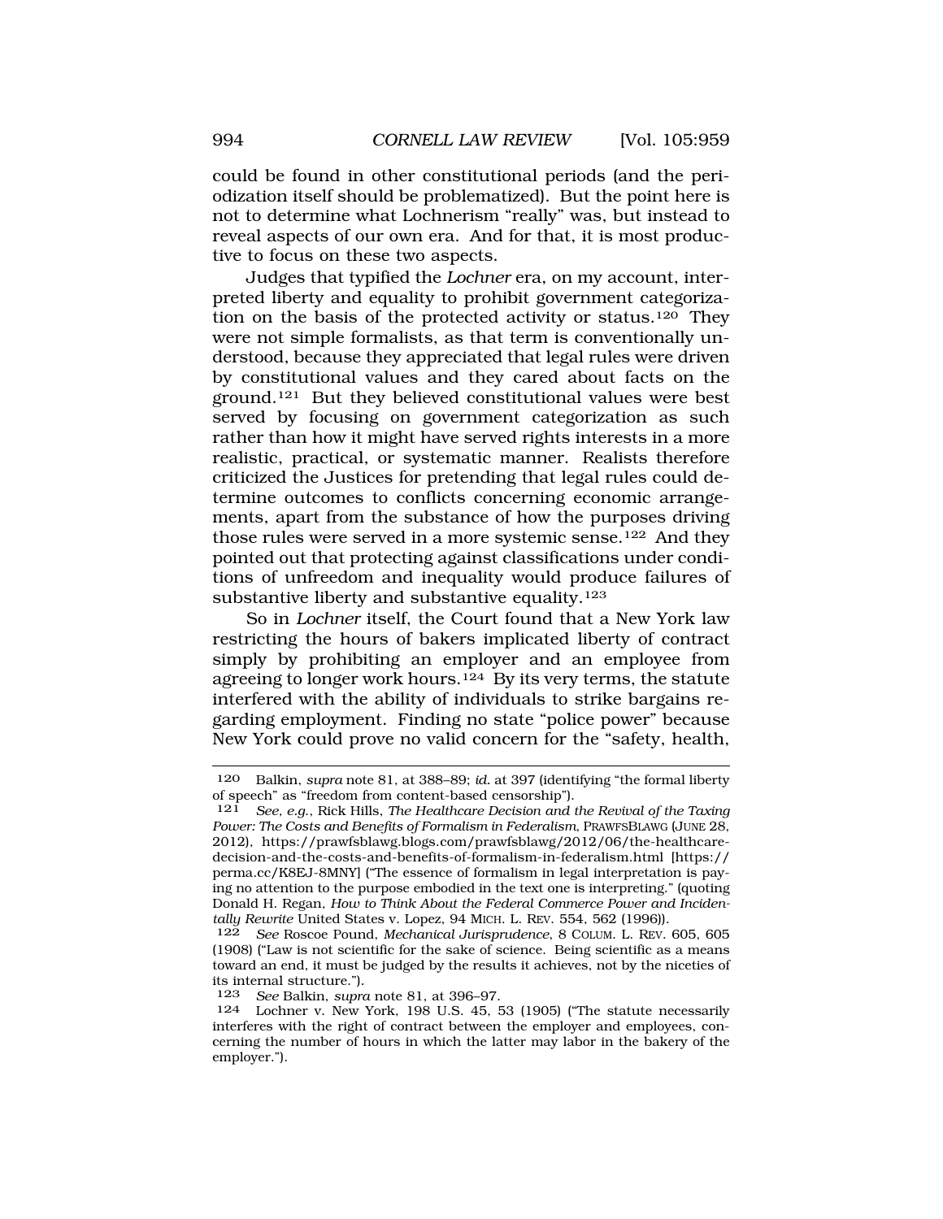could be found in other constitutional periods (and the periodization itself should be problematized). But the point here is not to determine what Lochnerism "really" was, but instead to reveal aspects of our own era. And for that, it is most productive to focus on these two aspects.

Judges that typified the *Lochner* era, on my account, interpreted liberty and equality to prohibit government categorization on the basis of the protected activity or status.[120] They were not simple formalists, as that term is conventionally understood, because they appreciated that legal rules were driven by constitutional values and they cared about facts on the ground.[121] But they believed constitutional values were best served by focusing on government categorization as such rather than how it might have served rights interests in a more realistic, practical, or systematic manner. Realists therefore criticized the Justices for pretending that legal rules could determine outcomes to conflicts concerning economic arrangements, apart from the substance of how the purposes driving those rules were served in a more systemic sense.[122] And they pointed out that protecting against classifications under conditions of unfreedom and inequality would produce failures of substantive liberty and substantive equality.[123]

So in *Lochner* itself, the Court found that a New York law restricting the hours of bakers implicated liberty of contract simply by prohibiting an employer and an employee from agreeing to longer work hours.[124] By its very terms, the statute interfered with the ability of individuals to strike bargains regarding employment. Finding no state "police power" because New York could prove no valid concern for the "safety, health,

---

120 Balkin, *supra* note 81, at 388–89; *id.* at 397 (identifying "the formal liberty of speech" as "freedom from content-based censorship").

121 *See, e.g.*, Rick Hills, *The Healthcare Decision and the Revival of the Taxing Power: The Costs and Benefits of Formalism in Federalism*, PRAWFSBLAWG (JUNE 28, 2012), https://prawfsblawg.blogs.com/prawfsblawg/2012/06/the-healthcare-decision-and-the-costs-and-benefits-of-formalism-in-federalism.html [https://perma.cc/K8EJ-8MNY] ("The essence of formalism in legal interpretation is paying no attention to the purpose embodied in the text one is interpreting." (quoting Donald H. Regan, *How to Think About the Federal Commerce Power and Incidentally Rewrite* United States v. Lopez, 94 MICH. L. REV. 554, 562 (1996)).

122 *See* Roscoe Pound, *Mechanical Jurisprudence*, 8 COLUM. L. REV. 605, 605 (1908) ("Law is not scientific for the sake of science. Being scientific as a means toward an end, it must be judged by the results it achieves, not by the niceties of its internal structure.").

123 *See* Balkin, *supra* note 81, at 396–97.

124 Lochner v. New York, 198 U.S. 45, 53 (1905) ("The statute necessarily interferes with the right of contract between the employer and employees, concerning the number of hours in which the latter may labor in the bakery of the employer.").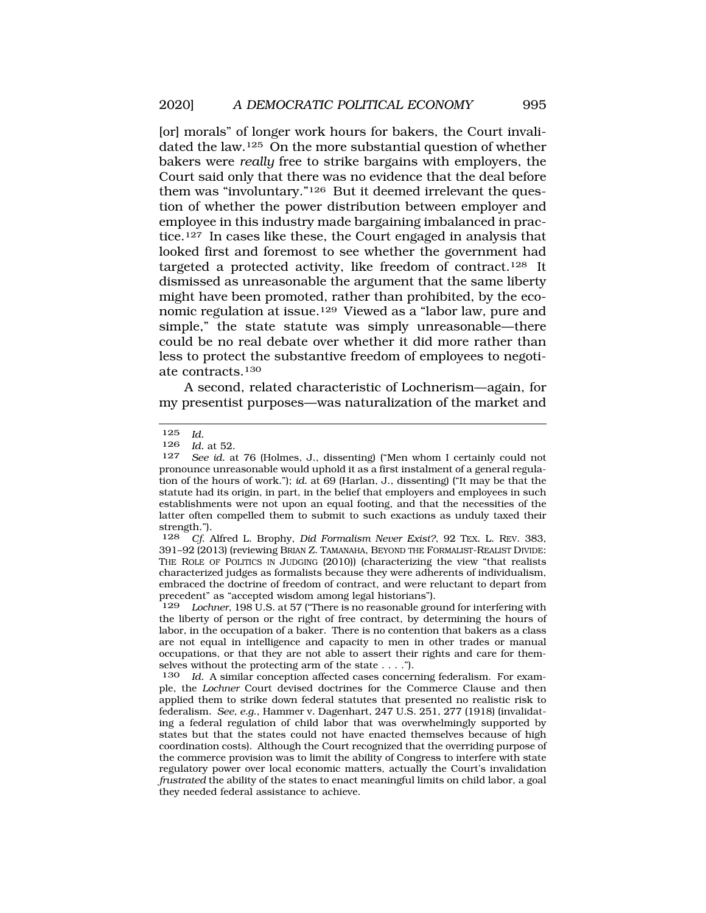[or] morals" of longer work hours for bakers, the Court invalidated the law.[125] On the more substantial question of whether bakers were *really* free to strike bargains with employers, the Court said only that there was no evidence that the deal before them was "involuntary."[126] But it deemed irrelevant the question of whether the power distribution between employer and employee in this industry made bargaining imbalanced in practice.[127] In cases like these, the Court engaged in analysis that looked first and foremost to see whether the government had targeted a protected activity, like freedom of contract.[128] It dismissed as unreasonable the argument that the same liberty might have been promoted, rather than prohibited, by the economic regulation at issue.[129] Viewed as a "labor law, pure and simple," the state statute was simply unreasonable—there could be no real debate over whether it did more rather than less to protect the substantive freedom of employees to negotiate contracts.[130]

A second, related characteristic of Lochnerism—again, for my presentist purposes—was naturalization of the market and

---

125 *Id.*

126 *Id.* at 52.

127 *See id.* at 76 (Holmes, J., dissenting) ("Men whom I certainly could not pronounce unreasonable would uphold it as a first instalment of a general regulation of the hours of work."); *id.* at 69 (Harlan, J., dissenting) ("It may be that the statute had its origin, in part, in the belief that employers and employees in such establishments were not upon an equal footing, and that the necessities of the latter often compelled them to submit to such exactions as unduly taxed their strength.").

128 *Cf.* Alfred L. Brophy, *Did Formalism Never Exist?*, 92 TEX. L. REV. 383, 391–92 (2013) (reviewing BRIAN Z. TAMANAHA, BEYOND THE FORMALIST-REALIST DIVIDE: THE ROLE OF POLITICS IN JUDGING (2010)) (characterizing the view "that realists characterized judges as formalists because they were adherents of individualism, embraced the doctrine of freedom of contract, and were reluctant to depart from precedent" as "accepted wisdom among legal historians").

129 *Lochner*, 198 U.S. at 57 ("There is no reasonable ground for interfering with the liberty of person or the right of free contract, by determining the hours of labor, in the occupation of a baker. There is no contention that bakers as a class are not equal in intelligence and capacity to men in other trades or manual occupations, or that they are not able to assert their rights and care for themselves without the protecting arm of the state . . . .").

130 *Id.* A similar conception affected cases concerning federalism. For example, the *Lochner* Court devised doctrines for the Commerce Clause and then applied them to strike down federal statutes that presented no realistic risk to federalism. *See, e.g.*, Hammer v. Dagenhart, 247 U.S. 251, 277 (1918) (invalidating a federal regulation of child labor that was overwhelmingly supported by states but that the states could not have enacted themselves because of high coordination costs). Although the Court recognized that the overriding purpose of the commerce provision was to limit the ability of Congress to interfere with state regulatory power over local economic matters, actually the Court's invalidation *frustrated* the ability of the states to enact meaningful limits on child labor, a goal they needed federal assistance to achieve.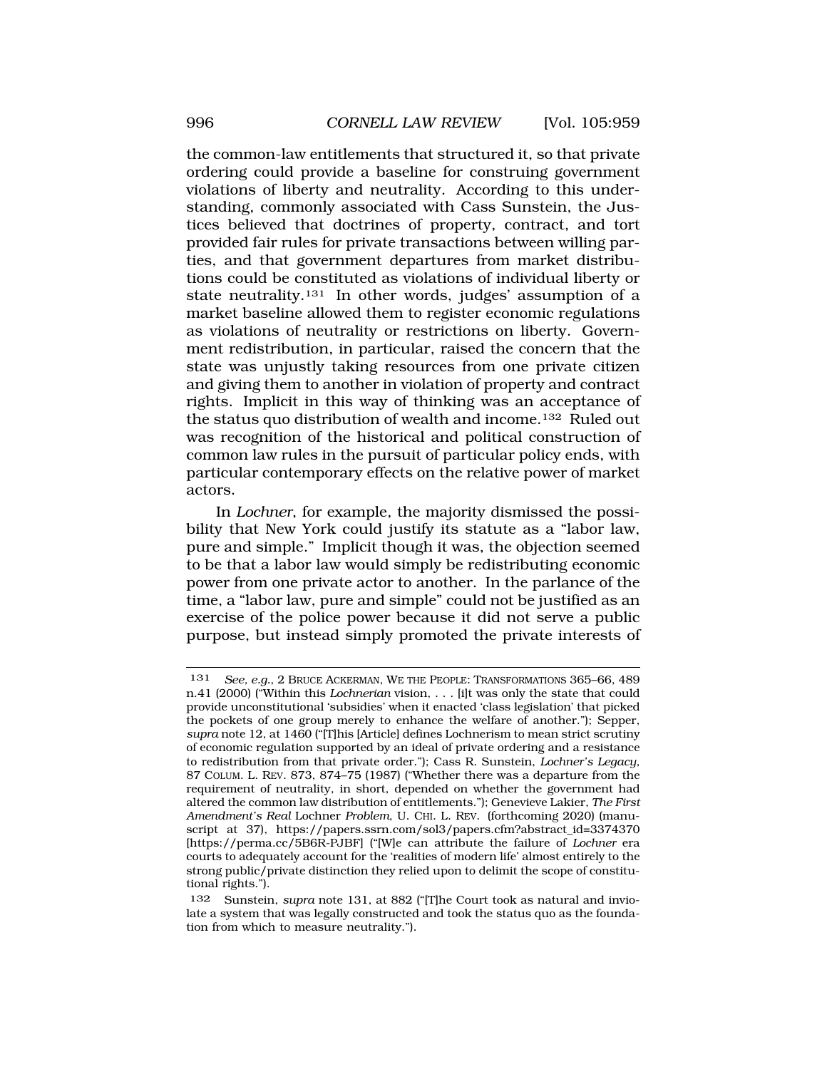the common-law entitlements that structured it, so that private ordering could provide a baseline for construing government violations of liberty and neutrality. According to this understanding, commonly associated with Cass Sunstein, the Justices believed that doctrines of property, contract, and tort provided fair rules for private transactions between willing parties, and that government departures from market distributions could be constituted as violations of individual liberty or state neutrality.[131] In other words, judges' assumption of a market baseline allowed them to register economic regulations as violations of neutrality or restrictions on liberty. Government redistribution, in particular, raised the concern that the state was unjustly taking resources from one private citizen and giving them to another in violation of property and contract rights. Implicit in this way of thinking was an acceptance of the status quo distribution of wealth and income.[132] Ruled out was recognition of the historical and political construction of common law rules in the pursuit of particular policy ends, with particular contemporary effects on the relative power of market actors.

In *Lochner*, for example, the majority dismissed the possibility that New York could justify its statute as a "labor law, pure and simple." Implicit though it was, the objection seemed to be that a labor law would simply be redistributing economic power from one private actor to another. In the parlance of the time, a "labor law, pure and simple" could not be justified as an exercise of the police power because it did not serve a public purpose, but instead simply promoted the private interests of

---

131 *See, e.g.*, 2 BRUCE ACKERMAN, WE THE PEOPLE: TRANSFORMATIONS 365–66, 489 n.41 (2000) ("Within this *Lochnerian* vision, . . . [i]t was only the state that could provide unconstitutional 'subsidies' when it enacted 'class legislation' that picked the pockets of one group merely to enhance the welfare of another."); Sepper, *supra* note 12, at 1460 ("[T]his [Article] defines Lochnerism to mean strict scrutiny of economic regulation supported by an ideal of private ordering and a resistance to redistribution from that private order."); Cass R. Sunstein, *Lochner's Legacy*, 87 COLUM. L. REV. 873, 874–75 (1987) ("Whether there was a departure from the requirement of neutrality, in short, depended on whether the government had altered the common law distribution of entitlements."); Genevieve Lakier, *The First Amendment's Real* Lochner *Problem*, U. CHI. L. REV. (forthcoming 2020) (manuscript at 37), https://papers.ssrn.com/sol3/papers.cfm?abstract_id=3374370 [https://perma.cc/5B6R-PJBF] ("[W]e can attribute the failure of *Lochner* era courts to adequately account for the 'realities of modern life' almost entirely to the strong public/private distinction they relied upon to delimit the scope of constitutional rights.").

132 Sunstein, *supra* note 131, at 882 ("[T]he Court took as natural and inviolate a system that was legally constructed and took the status quo as the foundation from which to measure neutrality.").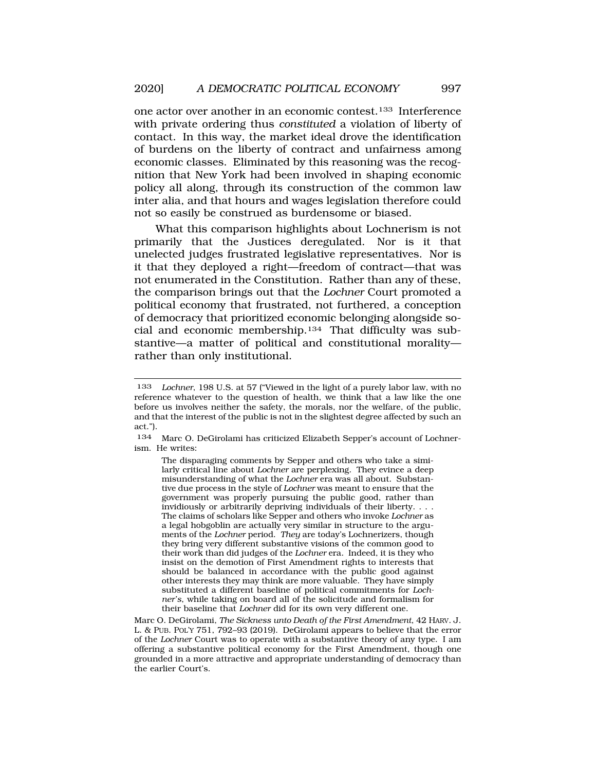one actor over another in an economic contest.[133] Interference with private ordering thus *constituted* a violation of liberty of contact. In this way, the market ideal drove the identification of burdens on the liberty of contract and unfairness among economic classes. Eliminated by this reasoning was the recognition that New York had been involved in shaping economic policy all along, through its construction of the common law inter alia, and that hours and wages legislation therefore could not so easily be construed as burdensome or biased.

What this comparison highlights about Lochnerism is not primarily that the Justices deregulated. Nor is it that unelected judges frustrated legislative representatives. Nor is it that they deployed a right—freedom of contract—that was not enumerated in the Constitution. Rather than any of these, the comparison brings out that the *Lochner* Court promoted a political economy that frustrated, not furthered, a conception of democracy that prioritized economic belonging alongside social and economic membership.[134] That difficulty was substantive—a matter of political and constitutional morality—rather than only institutional.

---

[133] *Lochner*, 198 U.S. at 57 ("Viewed in the light of a purely labor law, with no reference whatever to the question of health, we think that a law like the one before us involves neither the safety, the morals, nor the welfare, of the public, and that the interest of the public is not in the slightest degree affected by such an act.").

[134] Marc O. DeGirolami has criticized Elizabeth Sepper's account of Lochnerism. He writes:

> The disparaging comments by Sepper and others who take a similarly critical line about *Lochner* are perplexing. They evince a deep misunderstanding of what the *Lochner* era was all about. Substantive due process in the style of *Lochner* was meant to ensure that the government was properly pursuing the public good, rather than invidiously or arbitrarily depriving individuals of their liberty. . . . The claims of scholars like Sepper and others who invoke *Lochner* as a legal hobgoblin are actually very similar in structure to the arguments of the *Lochner* period. *They* are today's Lochnerizers, though they bring very different substantive visions of the common good to their work than did judges of the *Lochner* era. Indeed, it is they who insist on the demotion of First Amendment rights to interests that should be balanced in accordance with the public good against other interests they may think are more valuable. They have simply substituted a different baseline of political commitments for *Lochner's*, while taking on board all of the solicitude and formalism for their baseline that *Lochner* did for its own very different one.

Marc O. DeGirolami, *The Sickness unto Death of the First Amendment*, 42 HARV. J. L. & PUB. POL'Y 751, 792–93 (2019). DeGirolami appears to believe that the error of the *Lochner* Court was to operate with a substantive theory of any type. I am offering a substantive political economy for the First Amendment, though one grounded in a more attractive and appropriate understanding of democracy than the earlier Court's.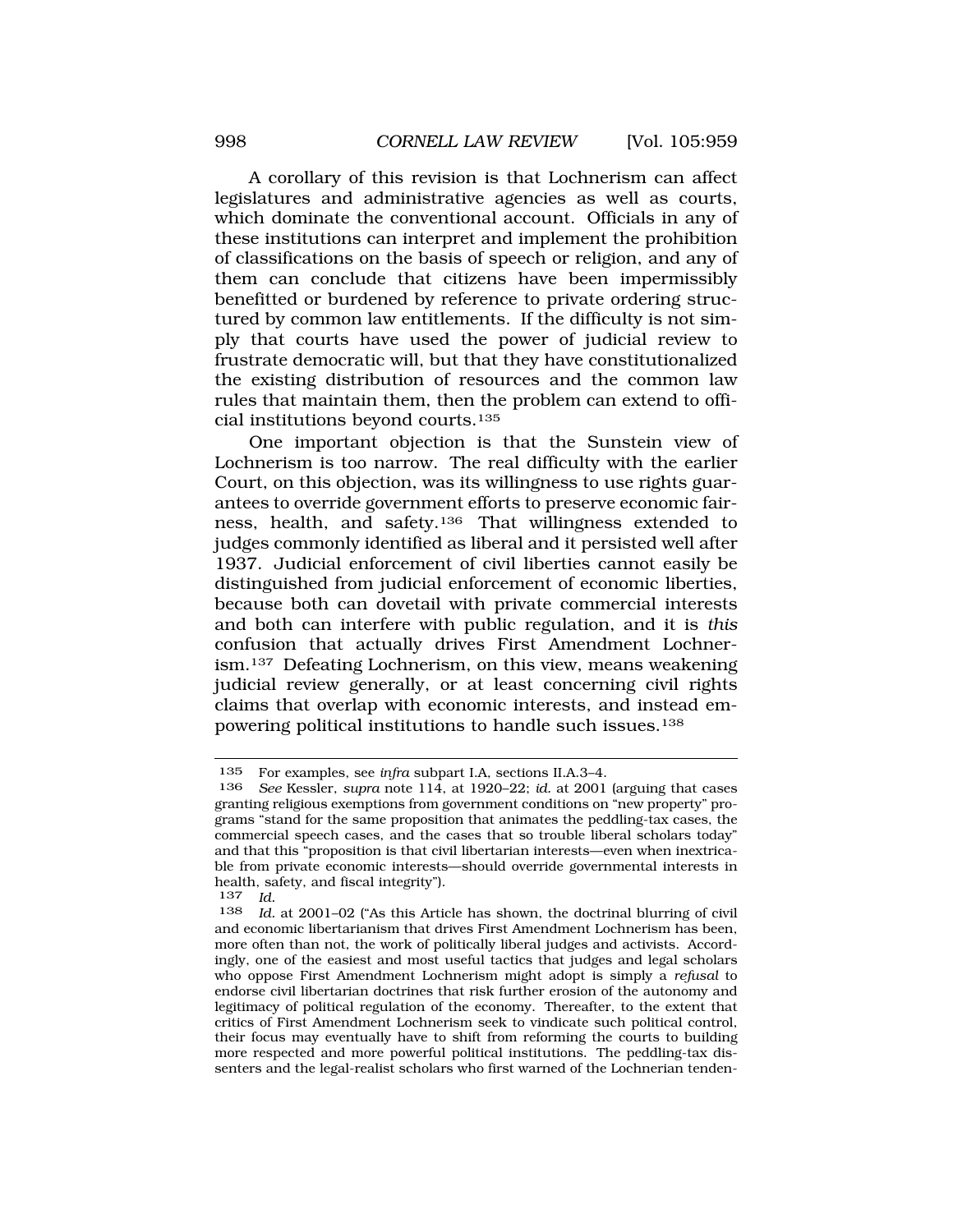A corollary of this revision is that Lochnerism can affect legislatures and administrative agencies as well as courts, which dominate the conventional account. Officials in any of these institutions can interpret and implement the prohibition of classifications on the basis of speech or religion, and any of them can conclude that citizens have been impermissibly benefitted or burdened by reference to private ordering structured by common law entitlements. If the difficulty is not simply that courts have used the power of judicial review to frustrate democratic will, but that they have constitutionalized the existing distribution of resources and the common law rules that maintain them, then the problem can extend to official institutions beyond courts.[135]

One important objection is that the Sunstein view of Lochnerism is too narrow. The real difficulty with the earlier Court, on this objection, was its willingness to use rights guarantees to override government efforts to preserve economic fairness, health, and safety.[136] That willingness extended to judges commonly identified as liberal and it persisted well after 1937. Judicial enforcement of civil liberties cannot easily be distinguished from judicial enforcement of economic liberties, because both can dovetail with private commercial interests and both can interfere with public regulation, and it is *this* confusion that actually drives First Amendment Lochnerism.[137] Defeating Lochnerism, on this view, means weakening judicial review generally, or at least concerning civil rights claims that overlap with economic interests, and instead empowering political institutions to handle such issues.[138]

---

135 For examples, see *infra* subpart I.A, sections II.A.3–4.

136 *See* Kessler, *supra* note 114, at 1920–22; *id.* at 2001 (arguing that cases granting religious exemptions from government conditions on "new property" programs "stand for the same proposition that animates the peddling-tax cases, the commercial speech cases, and the cases that so trouble liberal scholars today" and that this "proposition is that civil libertarian interests—even when inextricable from private economic interests—should override governmental interests in health, safety, and fiscal integrity").

137 *Id.*

138 *Id.* at 2001–02 ("As this Article has shown, the doctrinal blurring of civil and economic libertarianism that drives First Amendment Lochnerism has been, more often than not, the work of politically liberal judges and activists. Accordingly, one of the easiest and most useful tactics that judges and legal scholars who oppose First Amendment Lochnerism might adopt is simply a *refusal* to endorse civil libertarian doctrines that risk further erosion of the autonomy and legitimacy of political regulation of the economy. Thereafter, to the extent that critics of First Amendment Lochnerism seek to vindicate such political control, their focus may eventually have to shift from reforming the courts to building more respected and more powerful political institutions. The peddling-tax dissenters and the legal-realist scholars who first warned of the Lochnerian tenden-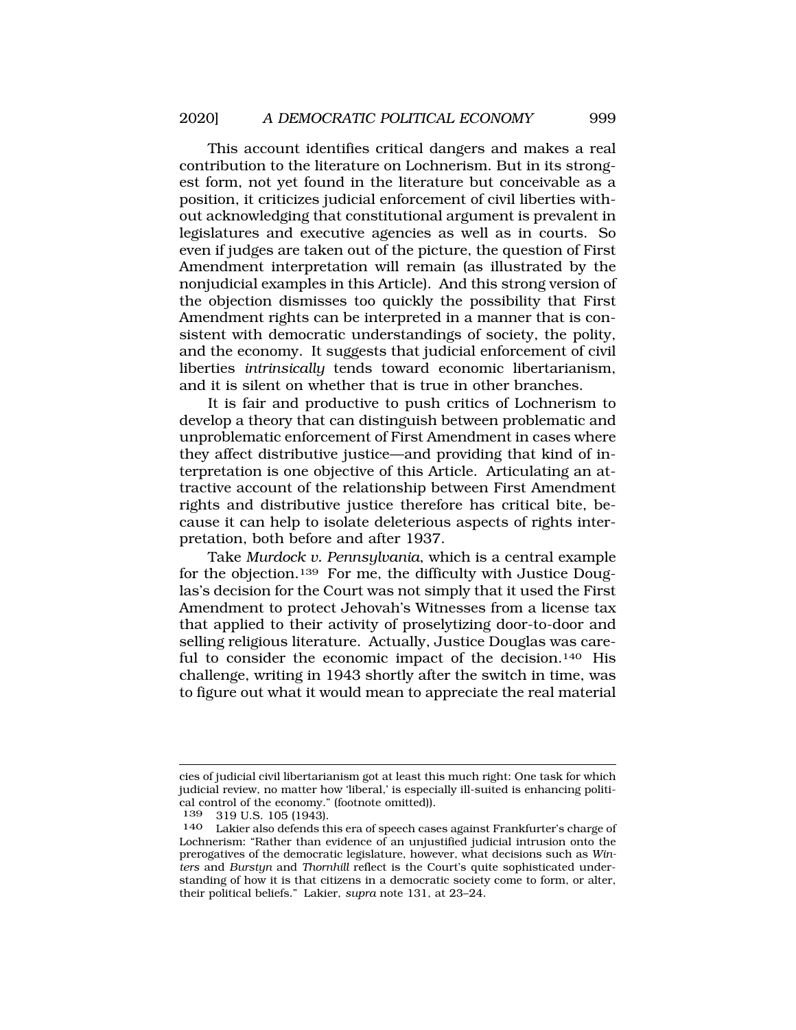This account identifies critical dangers and makes a real contribution to the literature on Lochnerism. But in its strongest form, not yet found in the literature but conceivable as a position, it criticizes judicial enforcement of civil liberties without acknowledging that constitutional argument is prevalent in legislatures and executive agencies as well as in courts. So even if judges are taken out of the picture, the question of First Amendment interpretation will remain (as illustrated by the nonjudicial examples in this Article). And this strong version of the objection dismisses too quickly the possibility that First Amendment rights can be interpreted in a manner that is consistent with democratic understandings of society, the polity, and the economy. It suggests that judicial enforcement of civil liberties *intrinsically* tends toward economic libertarianism, and it is silent on whether that is true in other branches.

It is fair and productive to push critics of Lochnerism to develop a theory that can distinguish between problematic and unproblematic enforcement of First Amendment in cases where they affect distributive justice—and providing that kind of interpretation is one objective of this Article. Articulating an attractive account of the relationship between First Amendment rights and distributive justice therefore has critical bite, because it can help to isolate deleterious aspects of rights interpretation, both before and after 1937.

Take *Murdock v. Pennsylvania*, which is a central example for the objection.[139] For me, the difficulty with Justice Douglas's decision for the Court was not simply that it used the First Amendment to protect Jehovah's Witnesses from a license tax that applied to their activity of proselytizing door-to-door and selling religious literature. Actually, Justice Douglas was careful to consider the economic impact of the decision.[140] His challenge, writing in 1943 shortly after the switch in time, was to figure out what it would mean to appreciate the real material

---

cies of judicial civil libertarianism got at least this much right: One task for which judicial review, no matter how 'liberal,' is especially ill-suited is enhancing political control of the economy." (footnote omitted)).

139 319 U.S. 105 (1943).

140 Lakier also defends this era of speech cases against Frankfurter's charge of Lochnerism: "Rather than evidence of an unjustified judicial intrusion onto the prerogatives of the democratic legislature, however, what decisions such as *Winters* and *Burstyn* and *Thornhill* reflect is the Court's quite sophisticated understanding of how it is that citizens in a democratic society come to form, or alter, their political beliefs." Lakier, *supra* note 131, at 23–24.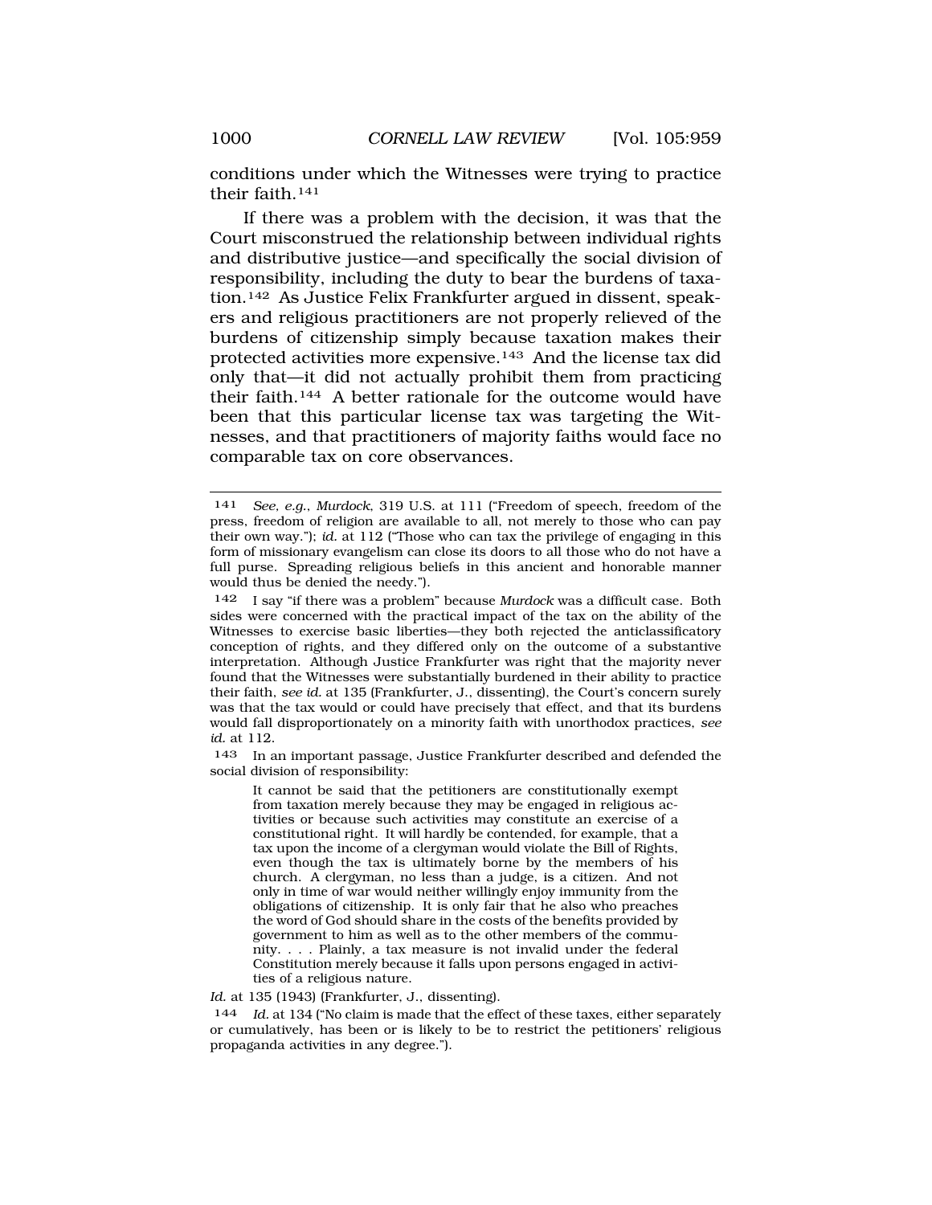conditions under which the Witnesses were trying to practice their faith.[141]

If there was a problem with the decision, it was that the Court misconstrued the relationship between individual rights and distributive justice—and specifically the social division of responsibility, including the duty to bear the burdens of taxation.[142] As Justice Felix Frankfurter argued in dissent, speakers and religious practitioners are not properly relieved of the burdens of citizenship simply because taxation makes their protected activities more expensive.[143] And the license tax did only that—it did not actually prohibit them from practicing their faith.[144] A better rationale for the outcome would have been that this particular license tax was targeting the Witnesses, and that practitioners of majority faiths would face no comparable tax on core observances.

---

141 *See, e.g.*, *Murdock*, 319 U.S. at 111 ("Freedom of speech, freedom of the press, freedom of religion are available to all, not merely to those who can pay their own way."); *id.* at 112 ("Those who can tax the privilege of engaging in this form of missionary evangelism can close its doors to all those who do not have a full purse. Spreading religious beliefs in this ancient and honorable manner would thus be denied the needy.").

142 I say "if there was a problem" because *Murdock* was a difficult case. Both sides were concerned with the practical impact of the tax on the ability of the Witnesses to exercise basic liberties—they both rejected the anticlassificatory conception of rights, and they differed only on the outcome of a substantive interpretation. Although Justice Frankfurter was right that the majority never found that the Witnesses were substantially burdened in their ability to practice their faith, *see id.* at 135 (Frankfurter, J., dissenting), the Court's concern surely was that the tax would or could have precisely that effect, and that its burdens would fall disproportionately on a minority faith with unorthodox practices, *see id.* at 112.

143 In an important passage, Justice Frankfurter described and defended the social division of responsibility:

> It cannot be said that the petitioners are constitutionally exempt from taxation merely because they may be engaged in religious activities or because such activities may constitute an exercise of a constitutional right. It will hardly be contended, for example, that a tax upon the income of a clergyman would violate the Bill of Rights, even though the tax is ultimately borne by the members of his church. A clergyman, no less than a judge, is a citizen. And not only in time of war would neither willingly enjoy immunity from the obligations of citizenship. It is only fair that he also who preaches the word of God should share in the costs of the benefits provided by government to him as well as to the other members of the community. . . . Plainly, a tax measure is not invalid under the federal Constitution merely because it falls upon persons engaged in activities of a religious nature.

*Id.* at 135 (1943) (Frankfurter, J., dissenting).

144 *Id.* at 134 ("No claim is made that the effect of these taxes, either separately or cumulatively, has been or is likely to be to restrict the petitioners' religious propaganda activities in any degree.").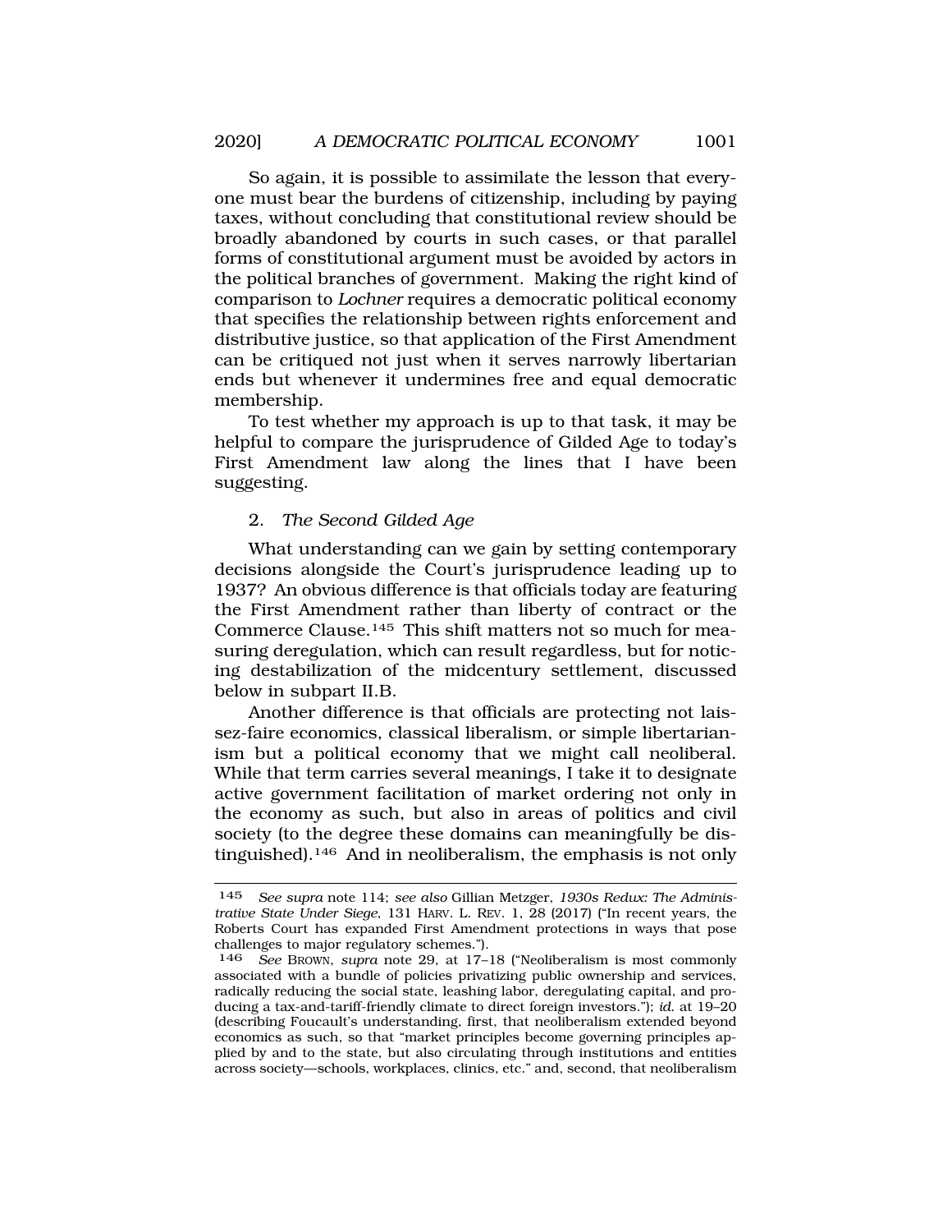So again, it is possible to assimilate the lesson that everyone must bear the burdens of citizenship, including by paying taxes, without concluding that constitutional review should be broadly abandoned by courts in such cases, or that parallel forms of constitutional argument must be avoided by actors in the political branches of government. Making the right kind of comparison to *Lochner* requires a democratic political economy that specifies the relationship between rights enforcement and distributive justice, so that application of the First Amendment can be critiqued not just when it serves narrowly libertarian ends but whenever it undermines free and equal democratic membership.

To test whether my approach is up to that task, it may be helpful to compare the jurisprudence of Gilded Age to today's First Amendment law along the lines that I have been suggesting.

### 2. *The Second Gilded Age*

What understanding can we gain by setting contemporary decisions alongside the Court's jurisprudence leading up to 1937? An obvious difference is that officials today are featuring the First Amendment rather than liberty of contract or the Commerce Clause.[145] This shift matters not so much for measuring deregulation, which can result regardless, but for noticing destabilization of the midcentury settlement, discussed below in subpart II.B.

Another difference is that officials are protecting not laissez-faire economics, classical liberalism, or simple libertarianism but a political economy that we might call neoliberal. While that term carries several meanings, I take it to designate active government facilitation of market ordering not only in the economy as such, but also in areas of politics and civil society (to the degree these domains can meaningfully be distinguished).[146] And in neoliberalism, the emphasis is not only

---

[145] *See supra* note 114; *see also* Gillian Metzger, *1930s Redux: The Administrative State Under Siege*, 131 HARV. L. REV. 1, 28 (2017) ("In recent years, the Roberts Court has expanded First Amendment protections in ways that pose challenges to major regulatory schemes.").

[146] *See* BROWN, *supra* note 29, at 17–18 ("Neoliberalism is most commonly associated with a bundle of policies privatizing public ownership and services, radically reducing the social state, leashing labor, deregulating capital, and producing a tax-and-tariff-friendly climate to direct foreign investors."); *id.* at 19–20 (describing Foucault's understanding, first, that neoliberalism extended beyond economics as such, so that "market principles become governing principles applied by and to the state, but also circulating through institutions and entities across society—schools, workplaces, clinics, etc." and, second, that neoliberalism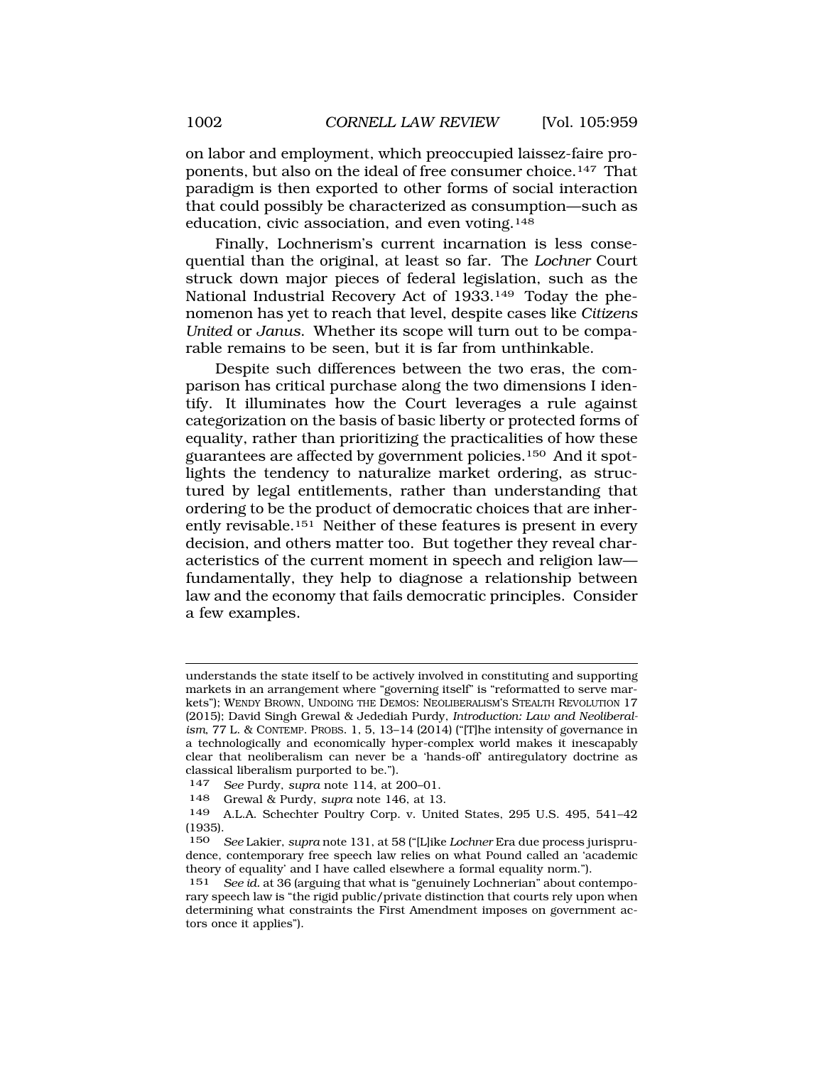on labor and employment, which preoccupied laissez-faire proponents, but also on the ideal of free consumer choice.[147] That paradigm is then exported to other forms of social interaction that could possibly be characterized as consumption—such as education, civic association, and even voting.[148]

Finally, Lochnerism's current incarnation is less consequential than the original, at least so far. The *Lochner* Court struck down major pieces of federal legislation, such as the National Industrial Recovery Act of 1933.[149] Today the phenomenon has yet to reach that level, despite cases like *Citizens United* or *Janus*. Whether its scope will turn out to be comparable remains to be seen, but it is far from unthinkable.

Despite such differences between the two eras, the comparison has critical purchase along the two dimensions I identify. It illuminates how the Court leverages a rule against categorization on the basis of basic liberty or protected forms of equality, rather than prioritizing the practicalities of how these guarantees are affected by government policies.[150] And it spotlights the tendency to naturalize market ordering, as structured by legal entitlements, rather than understanding that ordering to be the product of democratic choices that are inherently revisable.[151] Neither of these features is present in every decision, and others matter too. But together they reveal characteristics of the current moment in speech and religion law—fundamentally, they help to diagnose a relationship between law and the economy that fails democratic principles. Consider a few examples.

---

understands the state itself to be actively involved in constituting and supporting markets in an arrangement where "governing itself" is "reformatted to serve markets"); WENDY BROWN, UNDOING THE DEMOS: NEOLIBERALISM'S STEALTH REVOLUTION 17 (2015); David Singh Grewal & Jedediah Purdy, *Introduction: Law and Neoliberalism*, 77 L. & CONTEMP. PROBS. 1, 5, 13–14 (2014) ("[T]he intensity of governance in a technologically and economically hyper-complex world makes it inescapably clear that neoliberalism can never be a 'hands-off' antiregulatory doctrine as classical liberalism purported to be.").

147 *See* Purdy, *supra* note 114, at 200–01.

148 Grewal & Purdy, *supra* note 146, at 13.

149 A.L.A. Schechter Poultry Corp. v. United States, 295 U.S. 495, 541–42 (1935).

150 *See* Lakier, *supra* note 131, at 58 ("[L]ike *Lochner* Era due process jurisprudence, contemporary free speech law relies on what Pound called an 'academic theory of equality' and I have called elsewhere a formal equality norm.").

151 *See id.* at 36 (arguing that what is "genuinely Lochnerian" about contemporary speech law is "the rigid public/private distinction that courts rely upon when determining what constraints the First Amendment imposes on government actors once it applies").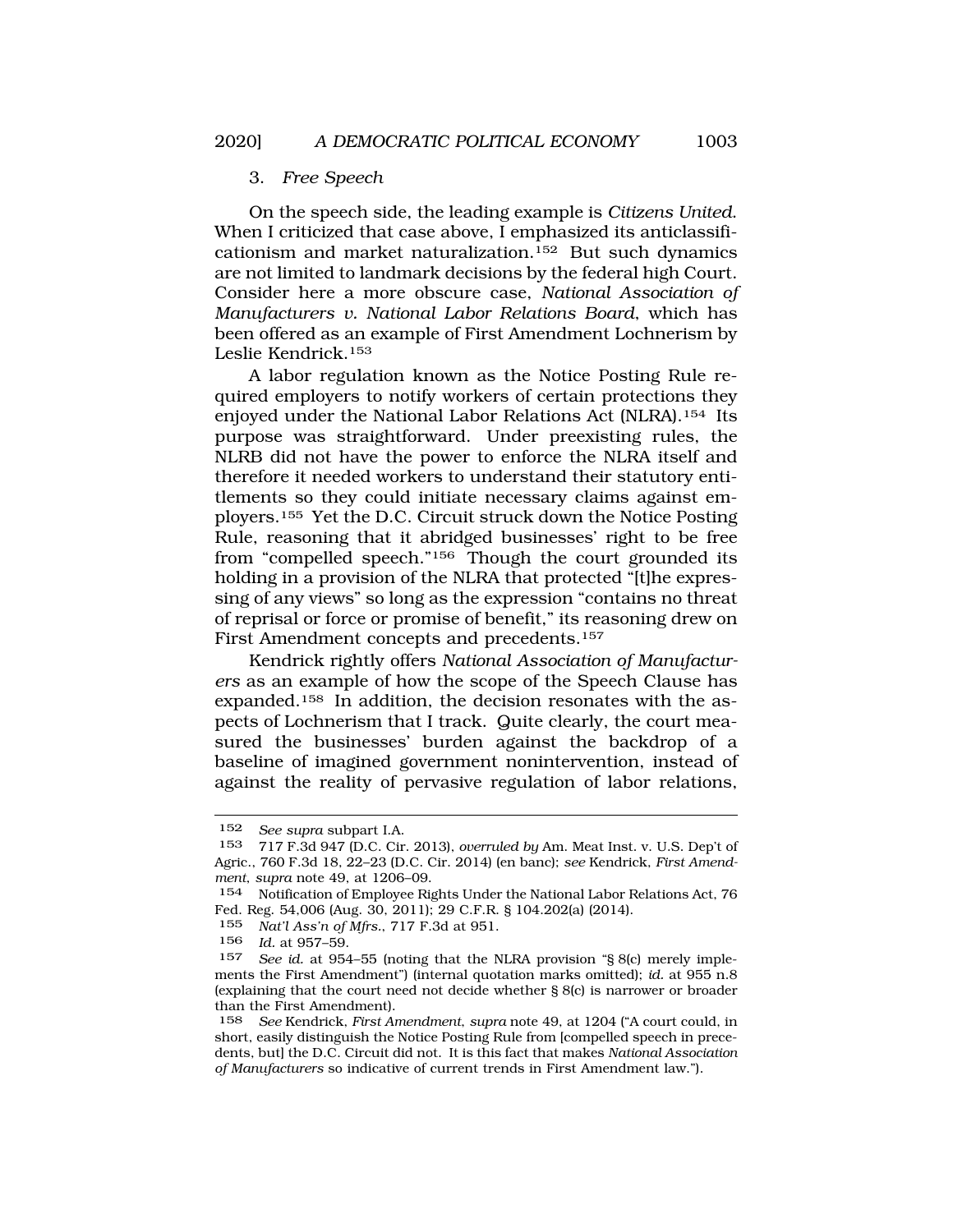### 3. *Free Speech*

On the speech side, the leading example is *Citizens United*. When I criticized that case above, I emphasized its anticlassificationism and market naturalization.[152] But such dynamics are not limited to landmark decisions by the federal high Court. Consider here a more obscure case, *National Association of Manufacturers v. National Labor Relations Board*, which has been offered as an example of First Amendment Lochnerism by Leslie Kendrick.[153]

A labor regulation known as the Notice Posting Rule required employers to notify workers of certain protections they enjoyed under the National Labor Relations Act (NLRA).[154] Its purpose was straightforward. Under preexisting rules, the NLRB did not have the power to enforce the NLRA itself and therefore it needed workers to understand their statutory entitlements so they could initiate necessary claims against employers.[155] Yet the D.C. Circuit struck down the Notice Posting Rule, reasoning that it abridged businesses' right to be free from "compelled speech."[156] Though the court grounded its holding in a provision of the NLRA that protected "[t]he expressing of any views" so long as the expression "contains no threat of reprisal or force or promise of benefit," its reasoning drew on First Amendment concepts and precedents.[157]

Kendrick rightly offers *National Association of Manufacturers* as an example of how the scope of the Speech Clause has expanded.[158] In addition, the decision resonates with the aspects of Lochnerism that I track. Quite clearly, the court measured the businesses' burden against the backdrop of a baseline of imagined government nonintervention, instead of against the reality of pervasive regulation of labor relations,

---

152 *See supra* subpart I.A.

153 717 F.3d 947 (D.C. Cir. 2013), *overruled by* Am. Meat Inst. v. U.S. Dep't of Agric., 760 F.3d 18, 22–23 (D.C. Cir. 2014) (en banc); *see* Kendrick, *First Amendment*, *supra* note 49, at 1206–09.

154 Notification of Employee Rights Under the National Labor Relations Act, 76 Fed. Reg. 54,006 (Aug. 30, 2011); 29 C.F.R. § 104.202(a) (2014).

155 *Nat'l Ass'n of Mfrs.*, 717 F.3d at 951.

156 *Id.* at 957–59.

157 *See id.* at 954–55 (noting that the NLRA provision "§ 8(c) merely implements the First Amendment") (internal quotation marks omitted); *id.* at 955 n.8 (explaining that the court need not decide whether § 8(c) is narrower or broader than the First Amendment).

158 *See* Kendrick, *First Amendment*, *supra* note 49, at 1204 ("A court could, in short, easily distinguish the Notice Posting Rule from [compelled speech in precedents, but] the D.C. Circuit did not. It is this fact that makes *National Association of Manufacturers* so indicative of current trends in First Amendment law.").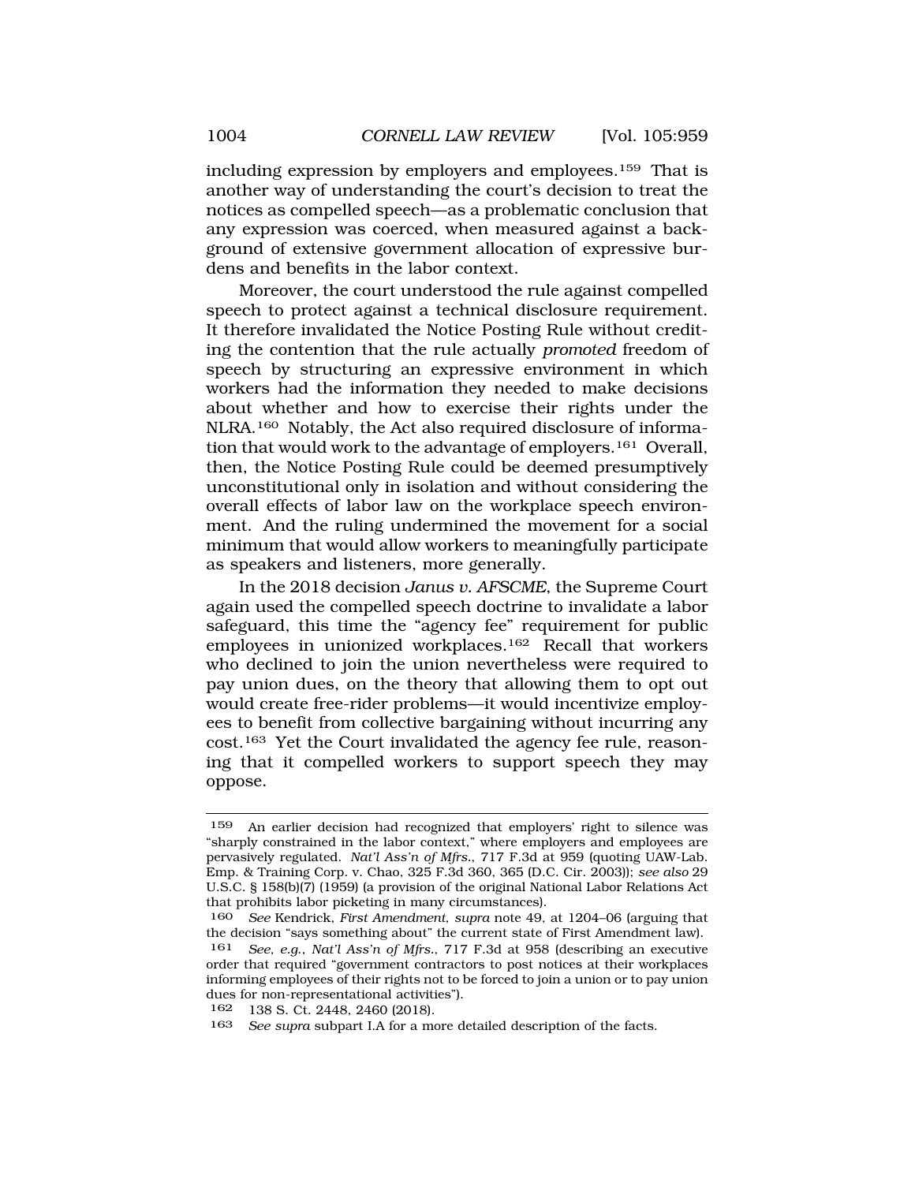including expression by employers and employees.[159] That is another way of understanding the court's decision to treat the notices as compelled speech—as a problematic conclusion that any expression was coerced, when measured against a background of extensive government allocation of expressive burdens and benefits in the labor context.

Moreover, the court understood the rule against compelled speech to protect against a technical disclosure requirement. It therefore invalidated the Notice Posting Rule without crediting the contention that the rule actually *promoted* freedom of speech by structuring an expressive environment in which workers had the information they needed to make decisions about whether and how to exercise their rights under the NLRA.[160] Notably, the Act also required disclosure of information that would work to the advantage of employers.[161] Overall, then, the Notice Posting Rule could be deemed presumptively unconstitutional only in isolation and without considering the overall effects of labor law on the workplace speech environment. And the ruling undermined the movement for a social minimum that would allow workers to meaningfully participate as speakers and listeners, more generally.

In the 2018 decision *Janus v. AFSCME*, the Supreme Court again used the compelled speech doctrine to invalidate a labor safeguard, this time the "agency fee" requirement for public employees in unionized workplaces.[162] Recall that workers who declined to join the union nevertheless were required to pay union dues, on the theory that allowing them to opt out would create free-rider problems—it would incentivize employees to benefit from collective bargaining without incurring any cost.[163] Yet the Court invalidated the agency fee rule, reasoning that it compelled workers to support speech they may oppose.

---

[159] An earlier decision had recognized that employers' right to silence was "sharply constrained in the labor context," where employers and employees are pervasively regulated. *Nat'l Ass'n of Mfrs.*, 717 F.3d at 959 (quoting UAW-Lab. Emp. & Training Corp. v. Chao, 325 F.3d 360, 365 (D.C. Cir. 2003)); *see also* 29 U.S.C. § 158(b)(7) (1959) (a provision of the original National Labor Relations Act that prohibits labor picketing in many circumstances).

[160] *See* Kendrick, *First Amendment*, *supra* note 49, at 1204–06 (arguing that the decision "says something about" the current state of First Amendment law).

[161] *See, e.g.*, *Nat'l Ass'n of Mfrs.*, 717 F.3d at 958 (describing an executive order that required "government contractors to post notices at their workplaces informing employees of their rights not to be forced to join a union or to pay union dues for non-representational activities").

[162] 138 S. Ct. 2448, 2460 (2018).

[163] *See supra* subpart I.A for a more detailed description of the facts.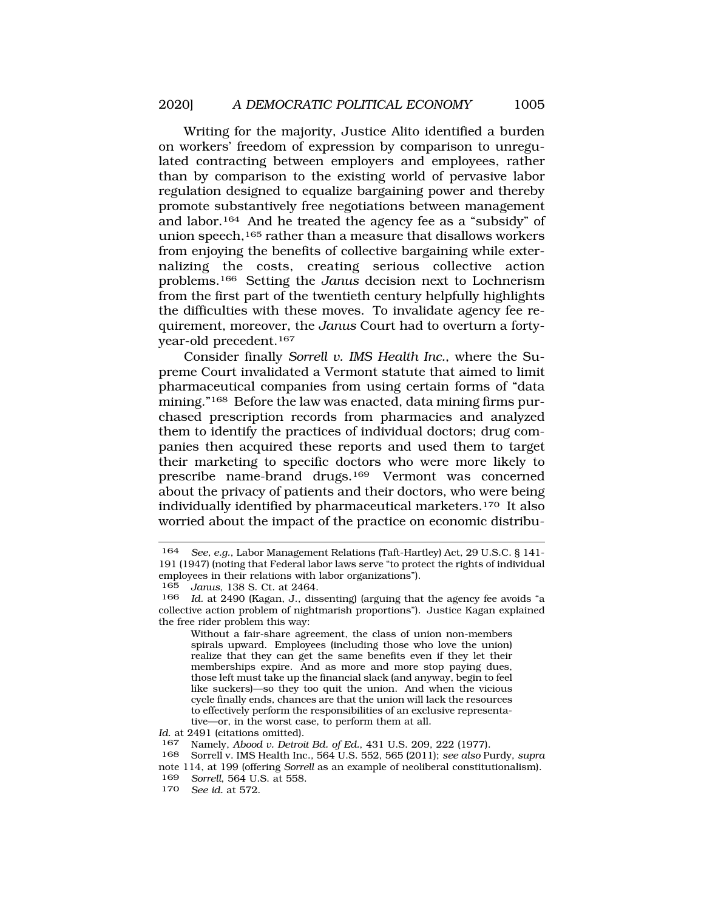Writing for the majority, Justice Alito identified a burden on workers' freedom of expression by comparison to unregulated contracting between employers and employees, rather than by comparison to the existing world of pervasive labor regulation designed to equalize bargaining power and thereby promote substantively free negotiations between management and labor.[164] And he treated the agency fee as a "subsidy" of union speech,[165] rather than a measure that disallows workers from enjoying the benefits of collective bargaining while externalizing the costs, creating serious collective action problems.[166] Setting the *Janus* decision next to Lochnerism from the first part of the twentieth century helpfully highlights the difficulties with these moves. To invalidate agency fee requirement, moreover, the *Janus* Court had to overturn a forty-year-old precedent.[167]

Consider finally *Sorrell v. IMS Health Inc.*, where the Supreme Court invalidated a Vermont statute that aimed to limit pharmaceutical companies from using certain forms of "data mining."[168] Before the law was enacted, data mining firms purchased prescription records from pharmacies and analyzed them to identify the practices of individual doctors; drug companies then acquired these reports and used them to target their marketing to specific doctors who were more likely to prescribe name-brand drugs.[169] Vermont was concerned about the privacy of patients and their doctors, who were being individually identified by pharmaceutical marketers.[170] It also worried about the impact of the practice on economic distribu-

---

164 *See, e.g.*, Labor Management Relations (Taft-Hartley) Act, 29 U.S.C. § 141-191 (1947) (noting that Federal labor laws serve "to protect the rights of individual employees in their relations with labor organizations").

165 *Janus*, 138 S. Ct. at 2464.

166 *Id.* at 2490 (Kagan, J., dissenting) (arguing that the agency fee avoids "a collective action problem of nightmarish proportions"). Justice Kagan explained the free rider problem this way:

> Without a fair-share agreement, the class of union non-members spirals upward. Employees (including those who love the union) realize that they can get the same benefits even if they let their memberships expire. And as more and more stop paying dues, those left must take up the financial slack (and anyway, begin to feel like suckers)—so they too quit the union. And when the vicious cycle finally ends, chances are that the union will lack the resources to effectively perform the responsibilities of an exclusive representative—or, in the worst case, to perform them at all.

*Id.* at 2491 (citations omitted).

167 Namely, *Abood v. Detroit Bd. of Ed.*, 431 U.S. 209, 222 (1977).

168 Sorrell v. IMS Health Inc., 564 U.S. 552, 565 (2011); *see also* Purdy, *supra* note 114, at 199 (offering *Sorrell* as an example of neoliberal constitutionalism).

169 *Sorrell*, 564 U.S. at 558.

170 *See id.* at 572.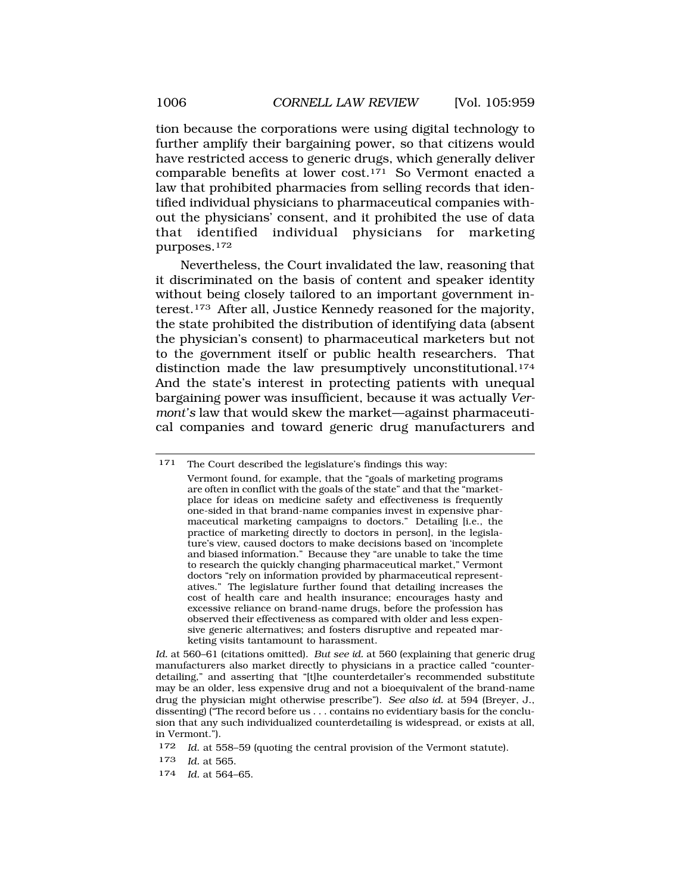tion because the corporations were using digital technology to further amplify their bargaining power, so that citizens would have restricted access to generic drugs, which generally deliver comparable benefits at lower cost.[171] So Vermont enacted a law that prohibited pharmacies from selling records that identified individual physicians to pharmaceutical companies without the physicians' consent, and it prohibited the use of data that identified individual physicians for marketing purposes.[172]

Nevertheless, the Court invalidated the law, reasoning that it discriminated on the basis of content and speaker identity without being closely tailored to an important government interest.[173] After all, Justice Kennedy reasoned for the majority, the state prohibited the distribution of identifying data (absent the physician's consent) to pharmaceutical marketers but not to the government itself or public health researchers. That distinction made the law presumptively unconstitutional.[174] And the state's interest in protecting patients with unequal bargaining power was insufficient, because it was actually *Vermont's* law that would skew the market—against pharmaceutical companies and toward generic drug manufacturers and

---

[171] The Court described the legislature's findings this way:

> Vermont found, for example, that the "goals of marketing programs are often in conflict with the goals of the state" and that the "marketplace for ideas on medicine safety and effectiveness is frequently one-sided in that brand-name companies invest in expensive pharmaceutical marketing campaigns to doctors." Detailing [i.e., the practice of marketing directly to doctors in person], in the legislature's view, caused doctors to make decisions based on 'incomplete and biased information." Because they "are unable to take the time to research the quickly changing pharmaceutical market," Vermont doctors "rely on information provided by pharmaceutical representatives." The legislature further found that detailing increases the cost of health care and health insurance; encourages hasty and excessive reliance on brand-name drugs, before the profession has observed their effectiveness as compared with older and less expensive generic alternatives; and fosters disruptive and repeated marketing visits tantamount to harassment.

*Id.* at 560–61 (citations omitted). *But see id.* at 560 (explaining that generic drug manufacturers also market directly to physicians in a practice called "counterdetailing," and asserting that "[t]he counterdetailer's recommended substitute may be an older, less expensive drug and not a bioequivalent of the brand-name drug the physician might otherwise prescribe"). *See also id.* at 594 (Breyer, J., dissenting) ("The record before us . . . contains no evidentiary basis for the conclusion that any such individualized counterdetailing is widespread, or exists at all, in Vermont.").

[172] *Id.* at 558–59 (quoting the central provision of the Vermont statute).

[173] *Id.* at 565.

[174] *Id.* at 564–65.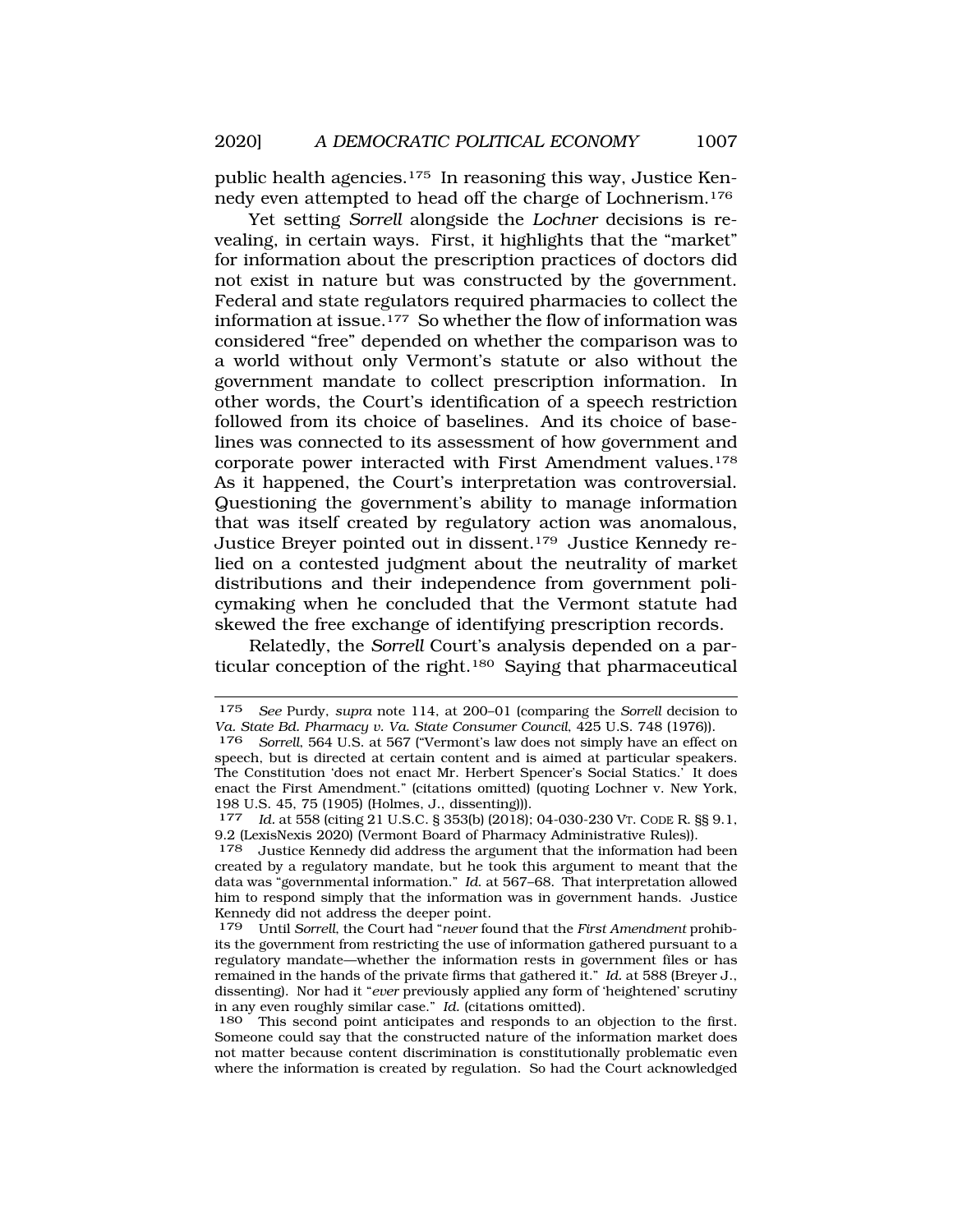public health agencies.[175] In reasoning this way, Justice Kennedy even attempted to head off the charge of Lochnerism.[176]

Yet setting *Sorrell* alongside the *Lochner* decisions is revealing, in certain ways. First, it highlights that the "market" for information about the prescription practices of doctors did not exist in nature but was constructed by the government. Federal and state regulators required pharmacies to collect the information at issue.[177] So whether the flow of information was considered "free" depended on whether the comparison was to a world without only Vermont's statute or also without the government mandate to collect prescription information. In other words, the Court's identification of a speech restriction followed from its choice of baselines. And its choice of baselines was connected to its assessment of how government and corporate power interacted with First Amendment values.[178] As it happened, the Court's interpretation was controversial. Questioning the government's ability to manage information that was itself created by regulatory action was anomalous, Justice Breyer pointed out in dissent.[179] Justice Kennedy relied on a contested judgment about the neutrality of market distributions and their independence from government policymaking when he concluded that the Vermont statute had skewed the free exchange of identifying prescription records.

Relatedly, the *Sorrell* Court's analysis depended on a particular conception of the right.[180] Saying that pharmaceutical

---

175 *See* Purdy, *supra* note 114, at 200–01 (comparing the *Sorrell* decision to *Va. State Bd. Pharmacy v. Va. State Consumer Council*, 425 U.S. 748 (1976)).

176 *Sorrell*, 564 U.S. at 567 ("Vermont's law does not simply have an effect on speech, but is directed at certain content and is aimed at particular speakers. The Constitution 'does not enact Mr. Herbert Spencer's Social Statics.' It does enact the First Amendment." (citations omitted) (quoting Lochner v. New York, 198 U.S. 45, 75 (1905) (Holmes, J., dissenting))).

177 *Id.* at 558 (citing 21 U.S.C. § 353(b) (2018); 04-030-230 VT. CODE R. §§ 9.1, 9.2 (LexisNexis 2020) (Vermont Board of Pharmacy Administrative Rules)).

178 Justice Kennedy did address the argument that the information had been created by a regulatory mandate, but he took this argument to meant that the data was "governmental information." *Id.* at 567–68. That interpretation allowed him to respond simply that the information was in government hands. Justice Kennedy did not address the deeper point.

179 Until *Sorrell*, the Court had "*never* found that the *First Amendment* prohibits the government from restricting the use of information gathered pursuant to a regulatory mandate—whether the information rests in government files or has remained in the hands of the private firms that gathered it." *Id.* at 588 (Breyer J., dissenting). Nor had it "*ever* previously applied any form of 'heightened' scrutiny in any even roughly similar case." *Id.* (citations omitted).

180 This second point anticipates and responds to an objection to the first. Someone could say that the constructed nature of the information market does not matter because content discrimination is constitutionally problematic even where the information is created by regulation. So had the Court acknowledged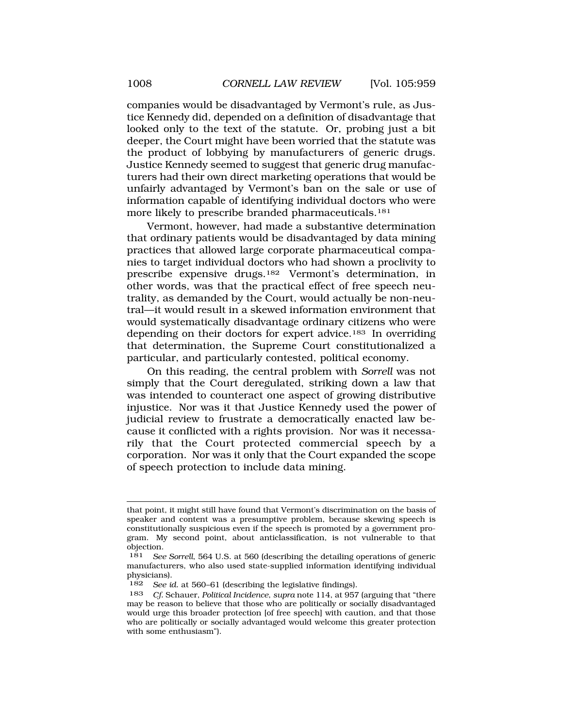companies would be disadvantaged by Vermont's rule, as Justice Kennedy did, depended on a definition of disadvantage that looked only to the text of the statute. Or, probing just a bit deeper, the Court might have been worried that the statute was the product of lobbying by manufacturers of generic drugs. Justice Kennedy seemed to suggest that generic drug manufacturers had their own direct marketing operations that would be unfairly advantaged by Vermont's ban on the sale or use of information capable of identifying individual doctors who were more likely to prescribe branded pharmaceuticals.[181]

Vermont, however, had made a substantive determination that ordinary patients would be disadvantaged by data mining practices that allowed large corporate pharmaceutical companies to target individual doctors who had shown a proclivity to prescribe expensive drugs.[182] Vermont's determination, in other words, was that the practical effect of free speech neutrality, as demanded by the Court, would actually be non-neutral—it would result in a skewed information environment that would systematically disadvantage ordinary citizens who were depending on their doctors for expert advice.[183] In overriding that determination, the Supreme Court constitutionalized a particular, and particularly contested, political economy.

On this reading, the central problem with *Sorrell* was not simply that the Court deregulated, striking down a law that was intended to counteract one aspect of growing distributive injustice. Nor was it that Justice Kennedy used the power of judicial review to frustrate a democratically enacted law because it conflicted with a rights provision. Nor was it necessarily that the Court protected commercial speech by a corporation. Nor was it only that the Court expanded the scope of speech protection to include data mining.

---

that point, it might still have found that Vermont's discrimination on the basis of speaker and content was a presumptive problem, because skewing speech is constitutionally suspicious even if the speech is promoted by a government program. My second point, about anticlassification, is not vulnerable to that objection.

181 *See Sorrell*, 564 U.S. at 560 (describing the detailing operations of generic manufacturers, who also used state-supplied information identifying individual physicians).

182 *See id.* at 560–61 (describing the legislative findings).

183 *Cf.* Schauer, *Political Incidence*, *supra* note 114, at 957 (arguing that "there may be reason to believe that those who are politically or socially disadvantaged would urge this broader protection [of free speech] with caution, and that those who are politically or socially advantaged would welcome this greater protection with some enthusiasm").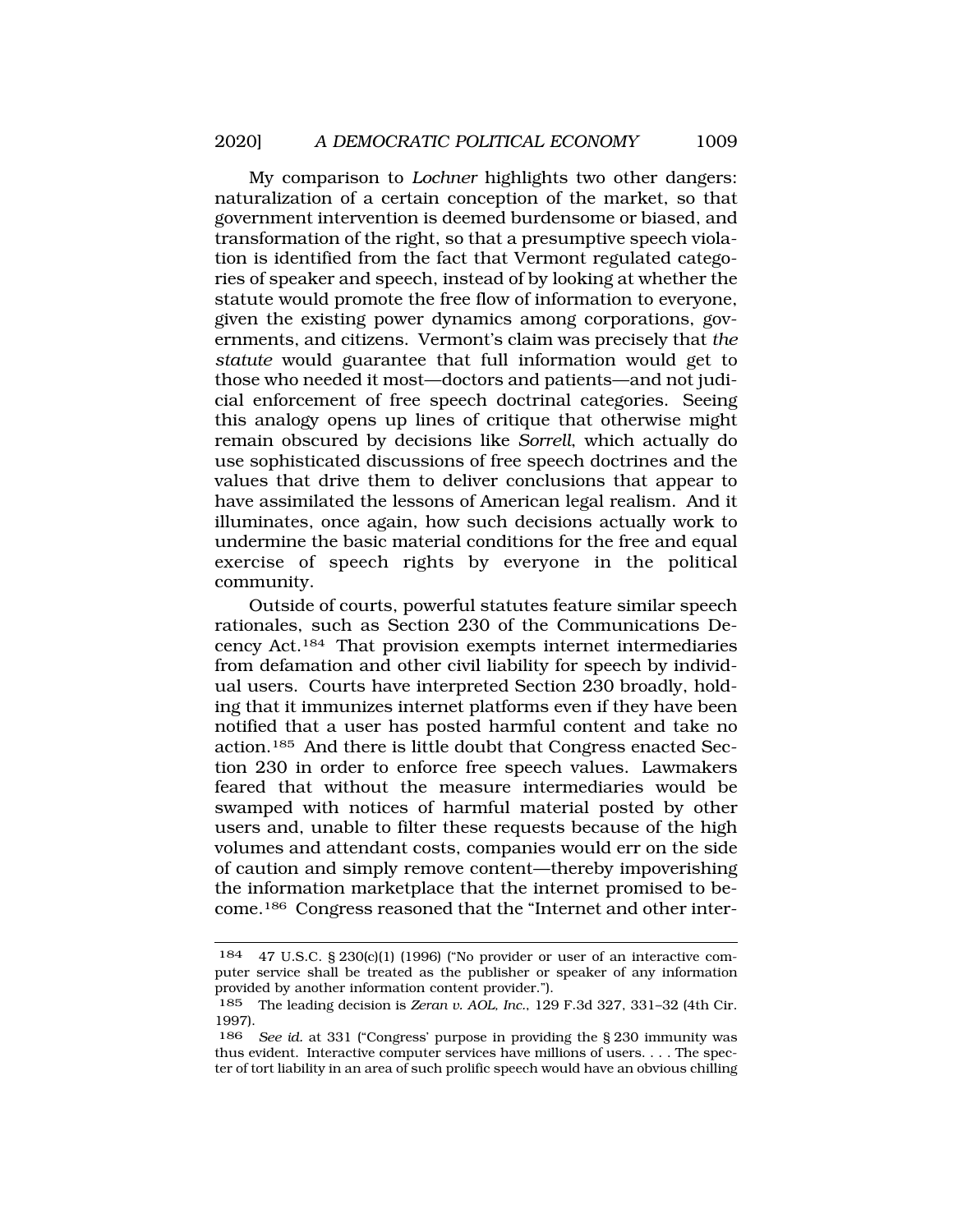My comparison to *Lochner* highlights two other dangers: naturalization of a certain conception of the market, so that government intervention is deemed burdensome or biased, and transformation of the right, so that a presumptive speech violation is identified from the fact that Vermont regulated categories of speaker and speech, instead of by looking at whether the statute would promote the free flow of information to everyone, given the existing power dynamics among corporations, governments, and citizens. Vermont's claim was precisely that *the statute* would guarantee that full information would get to those who needed it most—doctors and patients—and not judicial enforcement of free speech doctrinal categories. Seeing this analogy opens up lines of critique that otherwise might remain obscured by decisions like *Sorrell*, which actually do use sophisticated discussions of free speech doctrines and the values that drive them to deliver conclusions that appear to have assimilated the lessons of American legal realism. And it illuminates, once again, how such decisions actually work to undermine the basic material conditions for the free and equal exercise of speech rights by everyone in the political community.

Outside of courts, powerful statutes feature similar speech rationales, such as Section 230 of the Communications Decency Act.[184] That provision exempts internet intermediaries from defamation and other civil liability for speech by individual users. Courts have interpreted Section 230 broadly, holding that it immunizes internet platforms even if they have been notified that a user has posted harmful content and take no action.[185] And there is little doubt that Congress enacted Section 230 in order to enforce free speech values. Lawmakers feared that without the measure intermediaries would be swamped with notices of harmful material posted by other users and, unable to filter these requests because of the high volumes and attendant costs, companies would err on the side of caution and simply remove content—thereby impoverishing the information marketplace that the internet promised to become.[186] Congress reasoned that the "Internet and other inter-

---

184 47 U.S.C. § 230(c)(1) (1996) ("No provider or user of an interactive computer service shall be treated as the publisher or speaker of any information provided by another information content provider.").

185 The leading decision is *Zeran v. AOL, Inc.*, 129 F.3d 327, 331–32 (4th Cir. 1997).

186 *See id.* at 331 ("Congress' purpose in providing the § 230 immunity was thus evident. Interactive computer services have millions of users. . . . The specter of tort liability in an area of such prolific speech would have an obvious chilling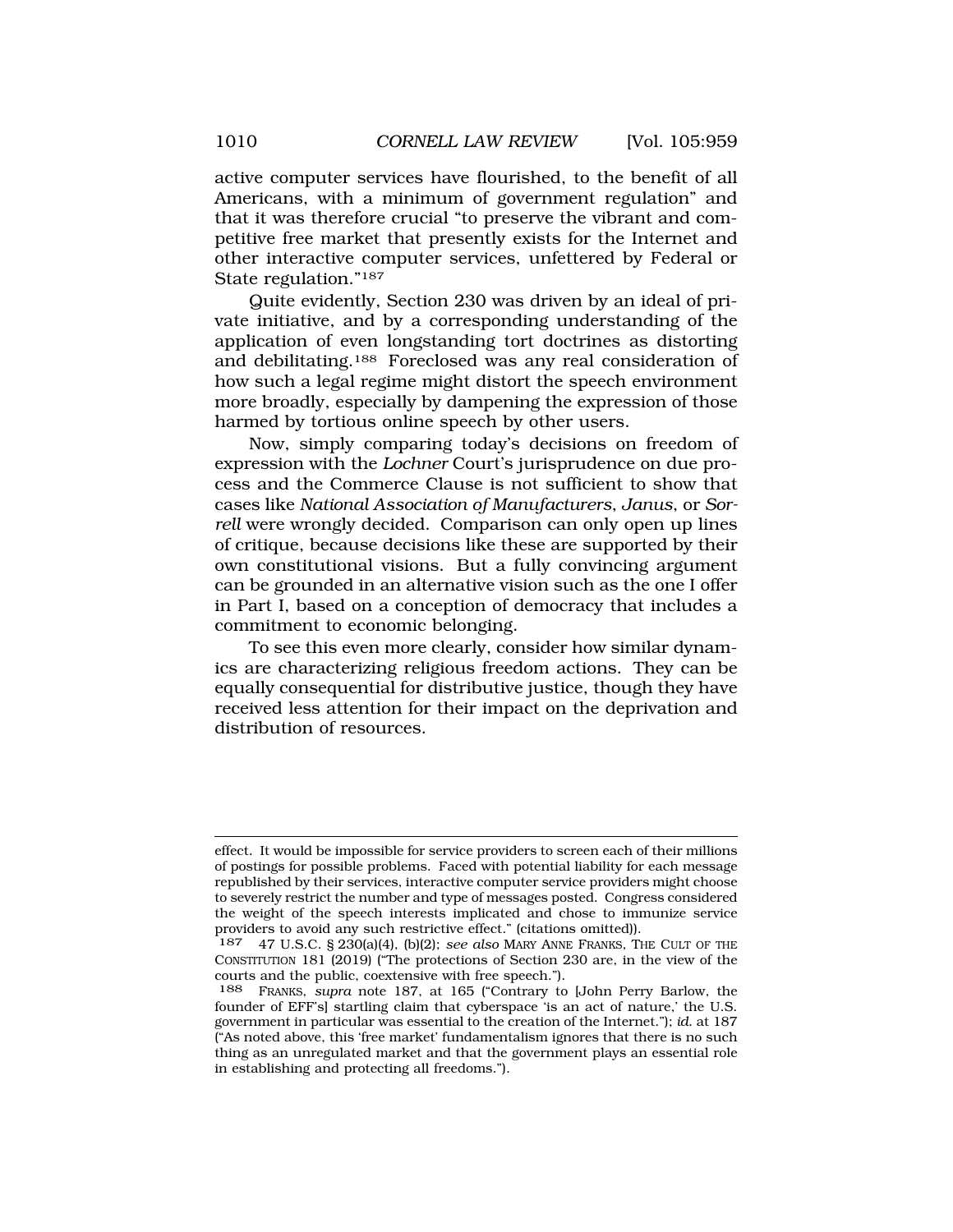active computer services have flourished, to the benefit of all Americans, with a minimum of government regulation" and that it was therefore crucial "to preserve the vibrant and competitive free market that presently exists for the Internet and other interactive computer services, unfettered by Federal or State regulation."[187]

Quite evidently, Section 230 was driven by an ideal of private initiative, and by a corresponding understanding of the application of even longstanding tort doctrines as distorting and debilitating.[188] Foreclosed was any real consideration of how such a legal regime might distort the speech environment more broadly, especially by dampening the expression of those harmed by tortious online speech by other users.

Now, simply comparing today's decisions on freedom of expression with the *Lochner* Court's jurisprudence on due process and the Commerce Clause is not sufficient to show that cases like *National Association of Manufacturers*, *Janus*, or *Sorrell* were wrongly decided. Comparison can only open up lines of critique, because decisions like these are supported by their own constitutional visions. But a fully convincing argument can be grounded in an alternative vision such as the one I offer in Part I, based on a conception of democracy that includes a commitment to economic belonging.

To see this even more clearly, consider how similar dynamics are characterizing religious freedom actions. They can be equally consequential for distributive justice, though they have received less attention for their impact on the deprivation and distribution of resources.

---

effect. It would be impossible for service providers to screen each of their millions of postings for possible problems. Faced with potential liability for each message republished by their services, interactive computer service providers might choose to severely restrict the number and type of messages posted. Congress considered the weight of the speech interests implicated and chose to immunize service providers to avoid any such restrictive effect." (citations omitted)).

187 47 U.S.C. § 230(a)(4), (b)(2); *see also* MARY ANNE FRANKS, THE CULT OF THE CONSTITUTION 181 (2019) ("The protections of Section 230 are, in the view of the courts and the public, coextensive with free speech.").

188 FRANKS, *supra* note 187, at 165 ("Contrary to [John Perry Barlow, the founder of EFF's] startling claim that cyberspace 'is an act of nature,' the U.S. government in particular was essential to the creation of the Internet."); *id.* at 187 ("As noted above, this 'free market' fundamentalism ignores that there is no such thing as an unregulated market and that the government plays an essential role in establishing and protecting all freedoms.").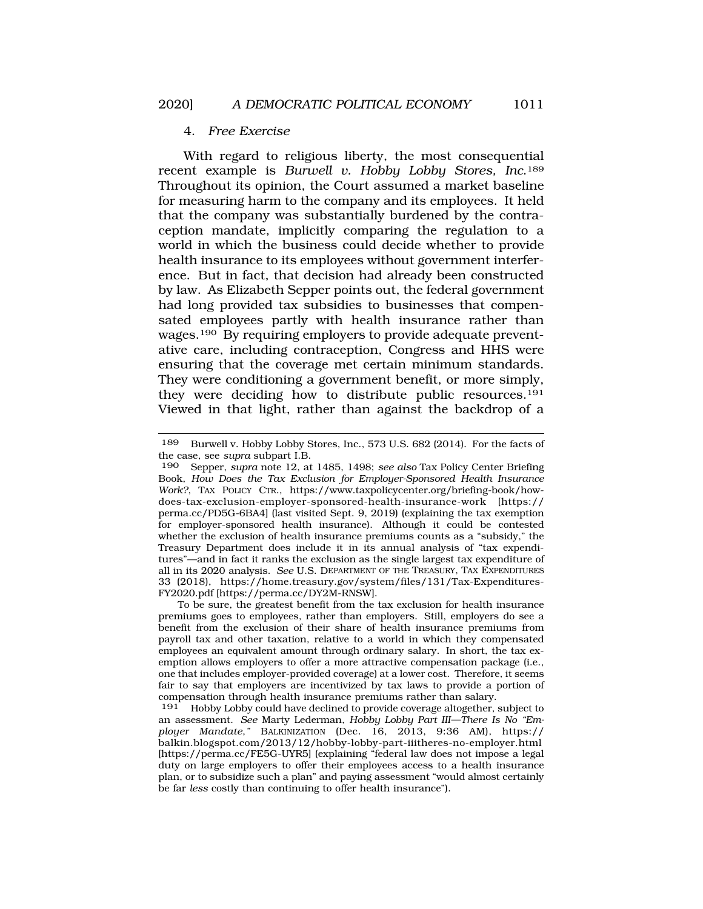#### 4. *Free Exercise*

With regard to religious liberty, the most consequential recent example is *Burwell v. Hobby Lobby Stores, Inc.*[189] Throughout its opinion, the Court assumed a market baseline for measuring harm to the company and its employees. It held that the company was substantially burdened by the contraception mandate, implicitly comparing the regulation to a world in which the business could decide whether to provide health insurance to its employees without government interference. But in fact, that decision had already been constructed by law. As Elizabeth Sepper points out, the federal government had long provided tax subsidies to businesses that compensated employees partly with health insurance rather than wages.[190] By requiring employers to provide adequate preventative care, including contraception, Congress and HHS were ensuring that the coverage met certain minimum standards. They were conditioning a government benefit, or more simply, they were deciding how to distribute public resources.[191] Viewed in that light, rather than against the backdrop of a

---

189 Burwell v. Hobby Lobby Stores, Inc., 573 U.S. 682 (2014). For the facts of the case, see *supra* subpart I.B.

190 Sepper, *supra* note 12, at 1485, 1498; *see also* Tax Policy Center Briefing Book, *How Does the Tax Exclusion for Employer-Sponsored Health Insurance Work?*, TAX POLICY CTR., https://www.taxpolicycenter.org/briefing-book/how-does-tax-exclusion-employer-sponsored-health-insurance-work [https://perma.cc/PD5G-6BA4] (last visited Sept. 9, 2019) (explaining the tax exemption for employer-sponsored health insurance). Although it could be contested whether the exclusion of health insurance premiums counts as a "subsidy," the Treasury Department does include it in its annual analysis of "tax expenditures"—and in fact it ranks the exclusion as the single largest tax expenditure of all in its 2020 analysis. *See* U.S. DEPARTMENT OF THE TREASURY, TAX EXPENDITURES 33 (2018), https://home.treasury.gov/system/files/131/Tax-Expenditures-FY2020.pdf [https://perma.cc/DY2M-RNSW].

To be sure, the greatest benefit from the tax exclusion for health insurance premiums goes to employees, rather than employers. Still, employers do see a benefit from the exclusion of their share of health insurance premiums from payroll tax and other taxation, relative to a world in which they compensated employees an equivalent amount through ordinary salary. In short, the tax exemption allows employers to offer a more attractive compensation package (i.e., one that includes employer-provided coverage) at a lower cost. Therefore, it seems fair to say that employers are incentivized by tax laws to provide a portion of compensation through health insurance premiums rather than salary.

191 Hobby Lobby could have declined to provide coverage altogether, subject to an assessment. *See* Marty Lederman, *Hobby Lobby Part III—There Is No "Employer Mandate,"* BALKINIZATION (Dec. 16, 2013, 9:36 AM), https://balkin.blogspot.com/2013/12/hobby-lobby-part-iiitheres-no-employer.html [https://perma.cc/FE5G-UYR5] (explaining "federal law does not impose a legal duty on large employers to offer their employees access to a health insurance plan, or to subsidize such a plan" and paying assessment "would almost certainly be far *less* costly than continuing to offer health insurance").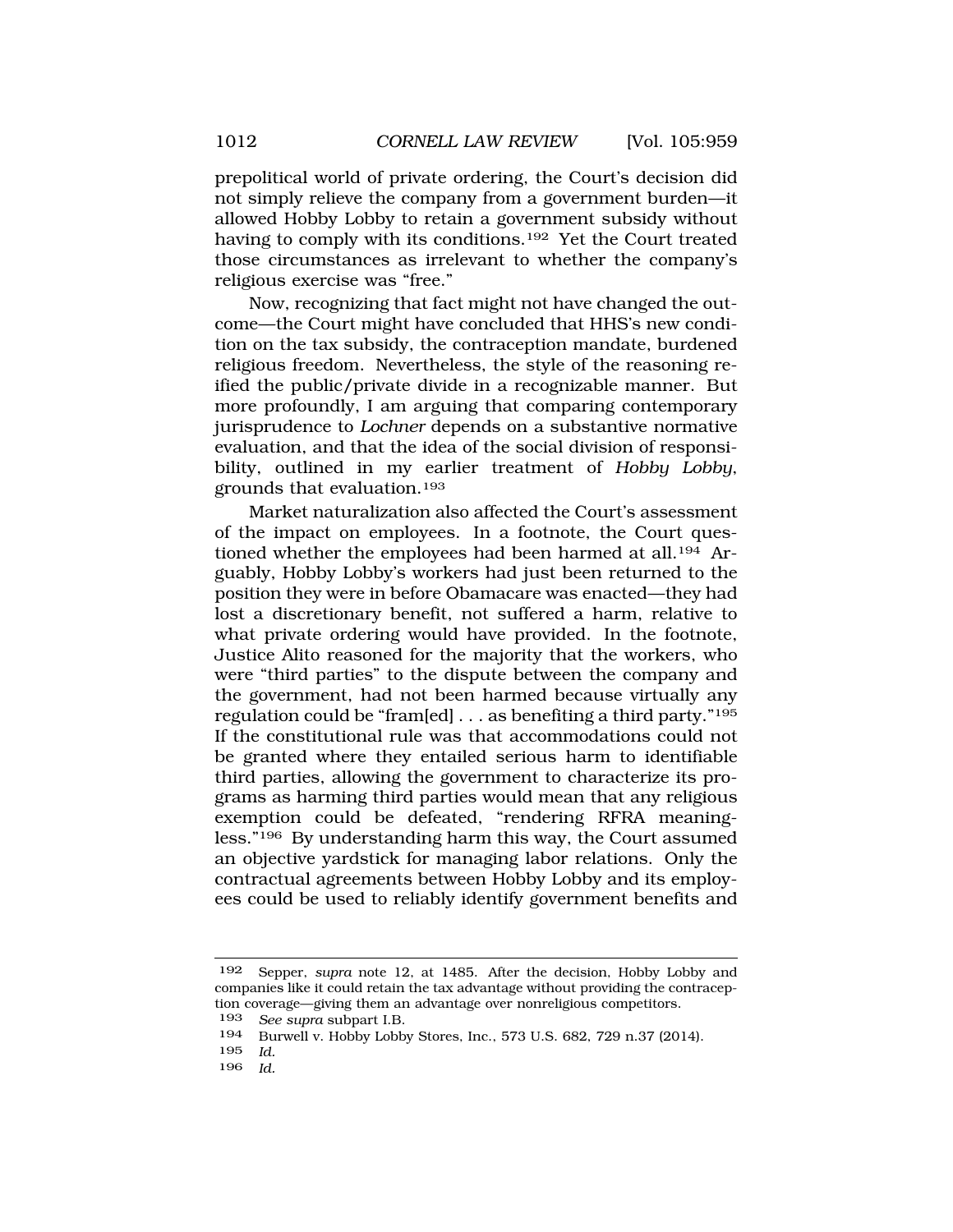prepolitical world of private ordering, the Court's decision did not simply relieve the company from a government burden—it allowed Hobby Lobby to retain a government subsidy without having to comply with its conditions.[192] Yet the Court treated those circumstances as irrelevant to whether the company's religious exercise was "free."

Now, recognizing that fact might not have changed the outcome—the Court might have concluded that HHS's new condition on the tax subsidy, the contraception mandate, burdened religious freedom. Nevertheless, the style of the reasoning reified the public/private divide in a recognizable manner. But more profoundly, I am arguing that comparing contemporary jurisprudence to *Lochner* depends on a substantive normative evaluation, and that the idea of the social division of responsibility, outlined in my earlier treatment of *Hobby Lobby*, grounds that evaluation.[193]

Market naturalization also affected the Court's assessment of the impact on employees. In a footnote, the Court questioned whether the employees had been harmed at all.[194] Arguably, Hobby Lobby's workers had just been returned to the position they were in before Obamacare was enacted—they had lost a discretionary benefit, not suffered a harm, relative to what private ordering would have provided. In the footnote, Justice Alito reasoned for the majority that the workers, who were "third parties" to the dispute between the company and the government, had not been harmed because virtually any regulation could be "fram[ed] . . . as benefiting a third party."[195] If the constitutional rule was that accommodations could not be granted where they entailed serious harm to identifiable third parties, allowing the government to characterize its programs as harming third parties would mean that any religious exemption could be defeated, "rendering RFRA meaningless."[196] By understanding harm this way, the Court assumed an objective yardstick for managing labor relations. Only the contractual agreements between Hobby Lobby and its employees could be used to reliably identify government benefits and

---

192 Sepper, *supra* note 12, at 1485. After the decision, Hobby Lobby and companies like it could retain the tax advantage without providing the contraception coverage—giving them an advantage over nonreligious competitors.

193 *See supra* subpart I.B.

194 Burwell v. Hobby Lobby Stores, Inc., 573 U.S. 682, 729 n.37 (2014).

195 *Id.*

196 *Id.*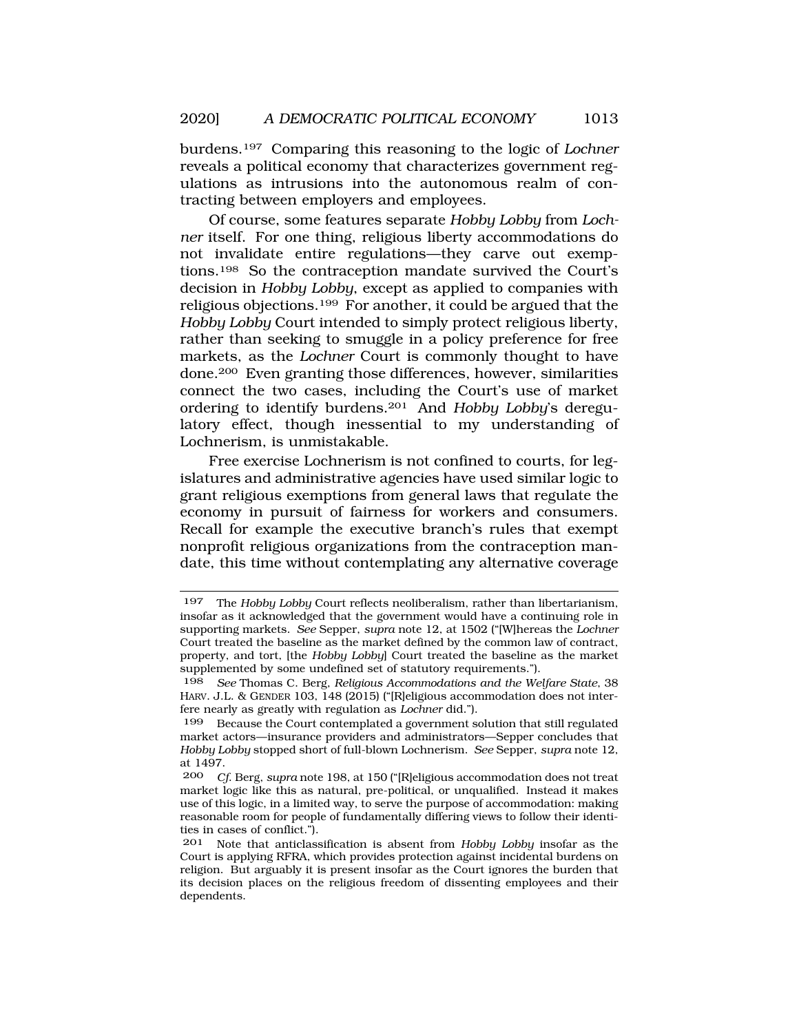burdens.[197] Comparing this reasoning to the logic of *Lochner* reveals a political economy that characterizes government regulations as intrusions into the autonomous realm of contracting between employers and employees.

Of course, some features separate *Hobby Lobby* from *Lochner* itself. For one thing, religious liberty accommodations do not invalidate entire regulations—they carve out exemptions.[198] So the contraception mandate survived the Court's decision in *Hobby Lobby*, except as applied to companies with religious objections.[199] For another, it could be argued that the *Hobby Lobby* Court intended to simply protect religious liberty, rather than seeking to smuggle in a policy preference for free markets, as the *Lochner* Court is commonly thought to have done.[200] Even granting those differences, however, similarities connect the two cases, including the Court's use of market ordering to identify burdens.[201] And *Hobby Lobby*'s deregulatory effect, though inessential to my understanding of Lochnerism, is unmistakable.

Free exercise Lochnerism is not confined to courts, for legislatures and administrative agencies have used similar logic to grant religious exemptions from general laws that regulate the economy in pursuit of fairness for workers and consumers. Recall for example the executive branch's rules that exempt nonprofit religious organizations from the contraception mandate, this time without contemplating any alternative coverage

---

197 The *Hobby Lobby* Court reflects neoliberalism, rather than libertarianism, insofar as it acknowledged that the government would have a continuing role in supporting markets. *See* Sepper, *supra* note 12, at 1502 ("[W]hereas the *Lochner* Court treated the baseline as the market defined by the common law of contract, property, and tort, [the *Hobby Lobby*] Court treated the baseline as the market supplemented by some undefined set of statutory requirements.").

198 *See* Thomas C. Berg, *Religious Accommodations and the Welfare State*, 38 HARV. J.L. & GENDER 103, 148 (2015) ("[R]eligious accommodation does not interfere nearly as greatly with regulation as *Lochner* did.").

199 Because the Court contemplated a government solution that still regulated market actors—insurance providers and administrators—Sepper concludes that *Hobby Lobby* stopped short of full-blown Lochnerism. *See* Sepper, *supra* note 12, at 1497.

200 *Cf.* Berg, *supra* note 198, at 150 ("[R]eligious accommodation does not treat market logic like this as natural, pre-political, or unqualified. Instead it makes use of this logic, in a limited way, to serve the purpose of accommodation: making reasonable room for people of fundamentally differing views to follow their identities in cases of conflict.").

201 Note that anticlassification is absent from *Hobby Lobby* insofar as the Court is applying RFRA, which provides protection against incidental burdens on religion. But arguably it is present insofar as the Court ignores the burden that its decision places on the religious freedom of dissenting employees and their dependents.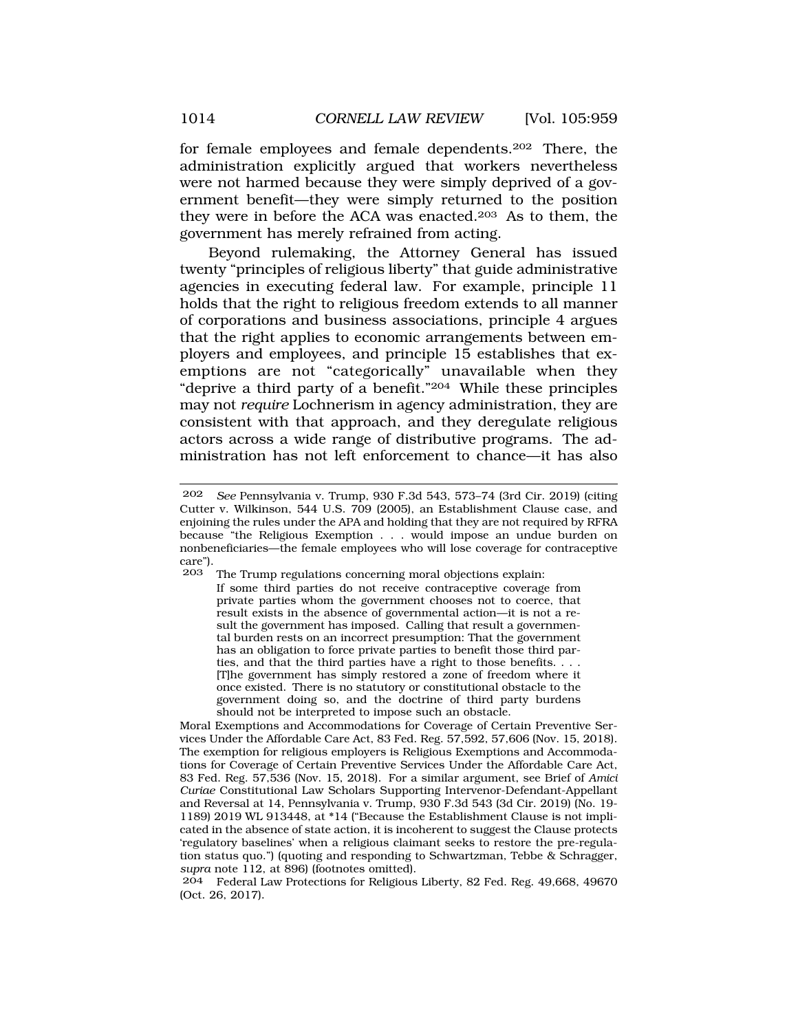for female employees and female dependents.[202] There, the administration explicitly argued that workers nevertheless were not harmed because they were simply deprived of a government benefit—they were simply returned to the position they were in before the ACA was enacted.[203] As to them, the government has merely refrained from acting.

Beyond rulemaking, the Attorney General has issued twenty "principles of religious liberty" that guide administrative agencies in executing federal law. For example, principle 11 holds that the right to religious freedom extends to all manner of corporations and business associations, principle 4 argues that the right applies to economic arrangements between employers and employees, and principle 15 establishes that exemptions are not "categorically" unavailable when they "deprive a third party of a benefit."[204] While these principles may not *require* Lochnerism in agency administration, they are consistent with that approach, and they deregulate religious actors across a wide range of distributive programs. The administration has not left enforcement to chance—it has also

---

[202] *See* Pennsylvania v. Trump, 930 F.3d 543, 573–74 (3rd Cir. 2019) (citing Cutter v. Wilkinson, 544 U.S. 709 (2005), an Establishment Clause case, and enjoining the rules under the APA and holding that they are not required by RFRA because "the Religious Exemption . . . would impose an undue burden on nonbeneficiaries—the female employees who will lose coverage for contraceptive care").

[203] The Trump regulations concerning moral objections explain:

> If some third parties do not receive contraceptive coverage from private parties whom the government chooses not to coerce, that result exists in the absence of governmental action—it is not a result the government has imposed. Calling that result a governmental burden rests on an incorrect presumption: That the government has an obligation to force private parties to benefit those third parties, and that the third parties have a right to those benefits. . . . [T]he government has simply restored a zone of freedom where it once existed. There is no statutory or constitutional obstacle to the government doing so, and the doctrine of third party burdens should not be interpreted to impose such an obstacle.

Moral Exemptions and Accommodations for Coverage of Certain Preventive Services Under the Affordable Care Act, 83 Fed. Reg. 57,592, 57,606 (Nov. 15, 2018). The exemption for religious employers is Religious Exemptions and Accommodations for Coverage of Certain Preventive Services Under the Affordable Care Act, 83 Fed. Reg. 57,536 (Nov. 15, 2018). For a similar argument, see Brief of *Amici Curiae* Constitutional Law Scholars Supporting Intervenor-Defendant-Appellant and Reversal at 14, Pennsylvania v. Trump, 930 F.3d 543 (3d Cir. 2019) (No. 19-1189) 2019 WL 913448, at *14 ("Because the Establishment Clause is not implicated in the absence of state action, it is incoherent to suggest the Clause protects 'regulatory baselines' when a religious claimant seeks to restore the pre-regulation status quo.") (quoting and responding to Schwartzman, Tebbe & Schragger, *supra* note 112, at 896) (footnotes omitted).

[204] Federal Law Protections for Religious Liberty, 82 Fed. Reg. 49,668, 49670 (Oct. 26, 2017).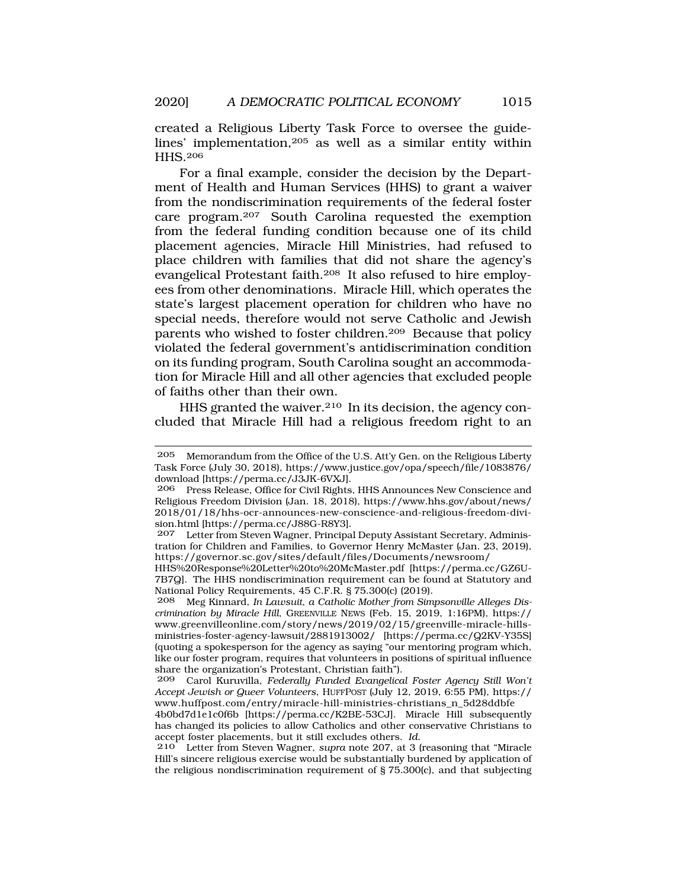created a Religious Liberty Task Force to oversee the guidelines' implementation,[205] as well as a similar entity within HHS.[206]

For a final example, consider the decision by the Department of Health and Human Services (HHS) to grant a waiver from the nondiscrimination requirements of the federal foster care program.[207] South Carolina requested the exemption from the federal funding condition because one of its child placement agencies, Miracle Hill Ministries, had refused to place children with families that did not share the agency's evangelical Protestant faith.[208] It also refused to hire employees from other denominations. Miracle Hill, which operates the state's largest placement operation for children who have no special needs, therefore would not serve Catholic and Jewish parents who wished to foster children.[209] Because that policy violated the federal government's antidiscrimination condition on its funding program, South Carolina sought an accommodation for Miracle Hill and all other agencies that excluded people of faiths other than their own.

HHS granted the waiver.[210] In its decision, the agency concluded that Miracle Hill had a religious freedom right to an

---

205 Memorandum from the Office of the U.S. Att'y Gen. on the Religious Liberty Task Force (July 30, 2018), https://www.justice.gov/opa/speech/file/1083876/download [https://perma.cc/J3JK-6VXJ].

206 Press Release, Office for Civil Rights, HHS Announces New Conscience and Religious Freedom Division (Jan. 18, 2018), https://www.hhs.gov/about/news/2018/01/18/hhs-ocr-announces-new-conscience-and-religious-freedom-division.html [https://perma.cc/J88G-R8Y3].

207 Letter from Steven Wagner, Principal Deputy Assistant Secretary, Administration for Children and Families, to Governor Henry McMaster (Jan. 23, 2019), https://governor.sc.gov/sites/default/files/Documents/newsroom/HHS%20Response%20Letter%20to%20McMaster.pdf [https://perma.cc/GZ6U-7B7Q]. The HHS nondiscrimination requirement can be found at Statutory and National Policy Requirements, 45 C.F.R. § 75.300(c) (2019).

208 Meg Kinnard, *In Lawsuit, a Catholic Mother from Simpsonville Alleges Discrimination by Miracle Hill*, GREENVILLE NEWS (Feb. 15, 2019, 1:16PM), https://www.greenvilleonline.com/story/news/2019/02/15/greenville-miracle-hills-ministries-foster-agency-lawsuit/2881913002/ [https://perma.cc/Q2KV-Y35S] (quoting a spokesperson for the agency as saying "our mentoring program which, like our foster program, requires that volunteers in positions of spiritual influence share the organization's Protestant, Christian faith").

209 Carol Kuruvilla, *Federally Funded Evangelical Foster Agency Still Won't Accept Jewish or Queer Volunteers*, HUFFPOST (July 12, 2019, 6:55 PM), https://www.huffpost.com/entry/miracle-hill-ministries-christians_n_5d28ddbfe4b0bd7d1e1c0f6b [https://perma.cc/K2BE-53CJ]. Miracle Hill subsequently has changed its policies to allow Catholics and other conservative Christians to accept foster placements, but it still excludes others. *Id.*

210 Letter from Steven Wagner, *supra* note 207, at 3 (reasoning that "Miracle Hill's sincere religious exercise would be substantially burdened by application of the religious nondiscrimination requirement of § 75.300(c), and that subjecting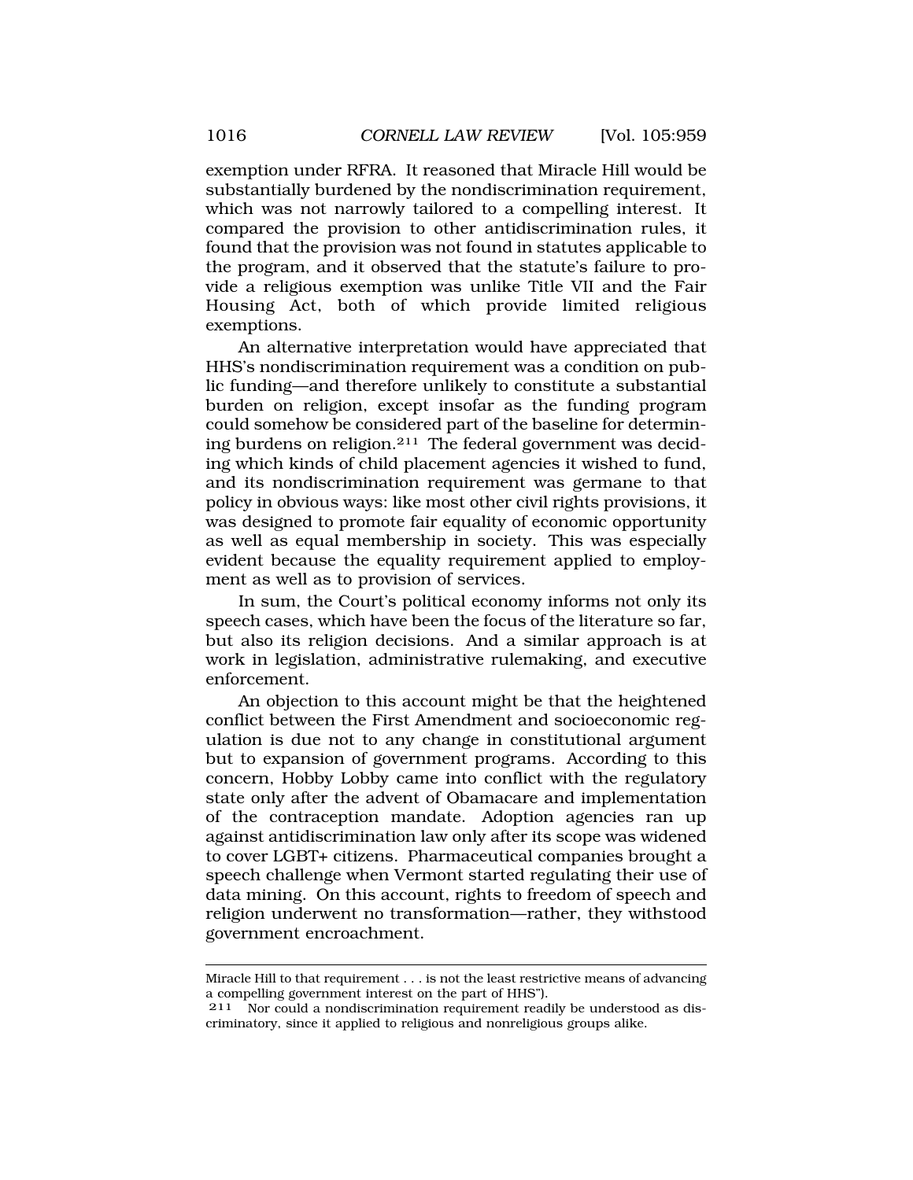exemption under RFRA. It reasoned that Miracle Hill would be substantially burdened by the nondiscrimination requirement, which was not narrowly tailored to a compelling interest. It compared the provision to other antidiscrimination rules, it found that the provision was not found in statutes applicable to the program, and it observed that the statute's failure to provide a religious exemption was unlike Title VII and the Fair Housing Act, both of which provide limited religious exemptions.

An alternative interpretation would have appreciated that HHS's nondiscrimination requirement was a condition on public funding—and therefore unlikely to constitute a substantial burden on religion, except insofar as the funding program could somehow be considered part of the baseline for determining burdens on religion.[211] The federal government was deciding which kinds of child placement agencies it wished to fund, and its nondiscrimination requirement was germane to that policy in obvious ways: like most other civil rights provisions, it was designed to promote fair equality of economic opportunity as well as equal membership in society. This was especially evident because the equality requirement applied to employment as well as to provision of services.

In sum, the Court's political economy informs not only its speech cases, which have been the focus of the literature so far, but also its religion decisions. And a similar approach is at work in legislation, administrative rulemaking, and executive enforcement.

An objection to this account might be that the heightened conflict between the First Amendment and socioeconomic regulation is due not to any change in constitutional argument but to expansion of government programs. According to this concern, Hobby Lobby came into conflict with the regulatory state only after the advent of Obamacare and implementation of the contraception mandate. Adoption agencies ran up against antidiscrimination law only after its scope was widened to cover LGBT+ citizens. Pharmaceutical companies brought a speech challenge when Vermont started regulating their use of data mining. On this account, rights to freedom of speech and religion underwent no transformation—rather, they withstood government encroachment.

---

Miracle Hill to that requirement . . . is not the least restrictive means of advancing a compelling government interest on the part of HHS").

[211] Nor could a nondiscrimination requirement readily be understood as discriminatory, since it applied to religious and nonreligious groups alike.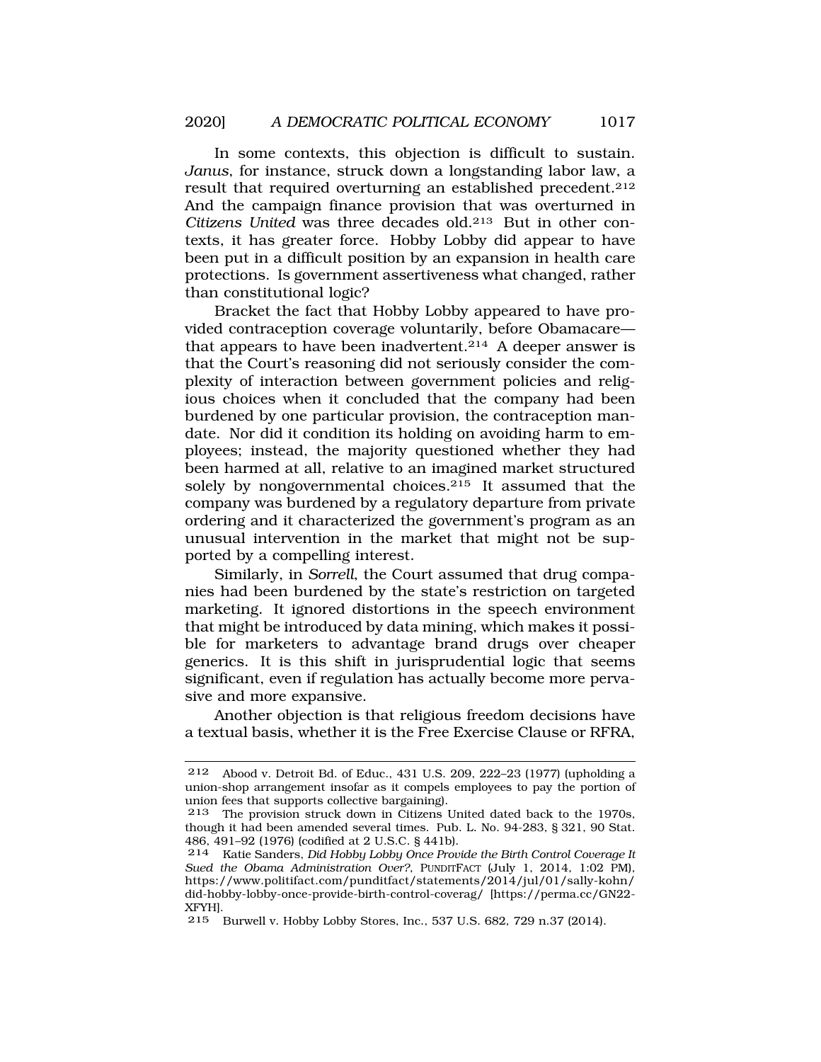In some contexts, this objection is difficult to sustain. *Janus*, for instance, struck down a longstanding labor law, a result that required overturning an established precedent.[212] And the campaign finance provision that was overturned in *Citizens United* was three decades old.[213] But in other contexts, it has greater force. Hobby Lobby did appear to have been put in a difficult position by an expansion in health care protections. Is government assertiveness what changed, rather than constitutional logic?

Bracket the fact that Hobby Lobby appeared to have provided contraception coverage voluntarily, before Obamacare—that appears to have been inadvertent.[214] A deeper answer is that the Court's reasoning did not seriously consider the complexity of interaction between government policies and religious choices when it concluded that the company had been burdened by one particular provision, the contraception mandate. Nor did it condition its holding on avoiding harm to employees; instead, the majority questioned whether they had been harmed at all, relative to an imagined market structured solely by nongovernmental choices.[215] It assumed that the company was burdened by a regulatory departure from private ordering and it characterized the government's program as an unusual intervention in the market that might not be supported by a compelling interest.

Similarly, in *Sorrell*, the Court assumed that drug companies had been burdened by the state's restriction on targeted marketing. It ignored distortions in the speech environment that might be introduced by data mining, which makes it possible for marketers to advantage brand drugs over cheaper generics. It is this shift in jurisprudential logic that seems significant, even if regulation has actually become more pervasive and more expansive.

Another objection is that religious freedom decisions have a textual basis, whether it is the Free Exercise Clause or RFRA,

---

212 Abood v. Detroit Bd. of Educ., 431 U.S. 209, 222–23 (1977) (upholding a union-shop arrangement insofar as it compels employees to pay the portion of union fees that supports collective bargaining).

213 The provision struck down in Citizens United dated back to the 1970s, though it had been amended several times. Pub. L. No. 94-283, § 321, 90 Stat. 486, 491–92 (1976) (codified at 2 U.S.C. § 441b).

214 Katie Sanders, *Did Hobby Lobby Once Provide the Birth Control Coverage It Sued the Obama Administration Over?*, PUNDITFACT (July 1, 2014, 1:02 PM), https://www.politifact.com/punditfact/statements/2014/jul/01/sally-kohn/did-hobby-lobby-once-provide-birth-control-coverag/ [https://perma.cc/GN22-XFYH].

215 Burwell v. Hobby Lobby Stores, Inc., 537 U.S. 682, 729 n.37 (2014).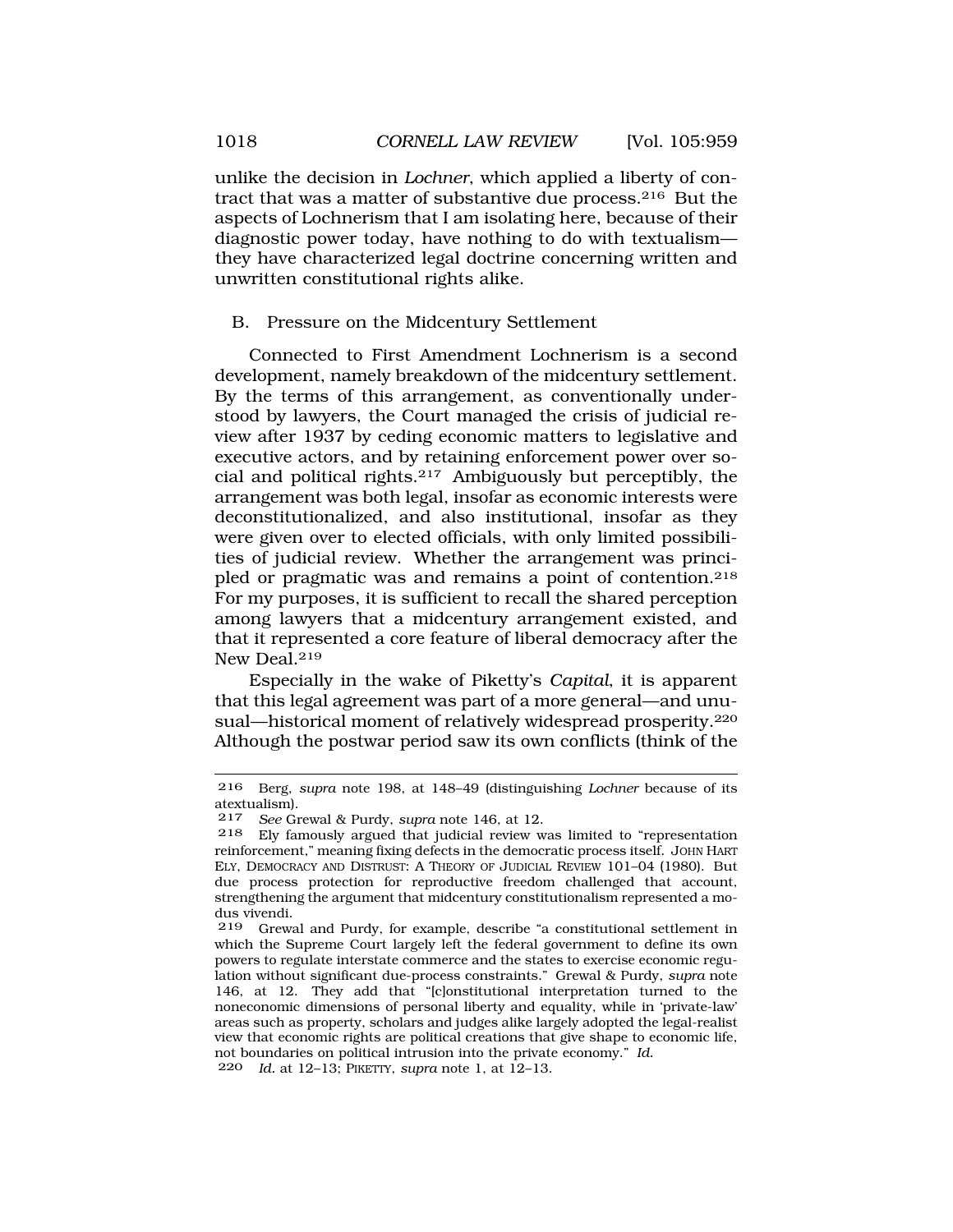unlike the decision in *Lochner*, which applied a liberty of contract that was a matter of substantive due process.[216] But the aspects of Lochnerism that I am isolating here, because of their diagnostic power today, have nothing to do with textualism—they have characterized legal doctrine concerning written and unwritten constitutional rights alike.

## B. Pressure on the Midcentury Settlement

Connected to First Amendment Lochnerism is a second development, namely breakdown of the midcentury settlement. By the terms of this arrangement, as conventionally understood by lawyers, the Court managed the crisis of judicial review after 1937 by ceding economic matters to legislative and executive actors, and by retaining enforcement power over social and political rights.[217] Ambiguously but perceptibly, the arrangement was both legal, insofar as economic interests were deconstitutionalized, and also institutional, insofar as they were given over to elected officials, with only limited possibilities of judicial review. Whether the arrangement was principled or pragmatic was and remains a point of contention.[218] For my purposes, it is sufficient to recall the shared perception among lawyers that a midcentury arrangement existed, and that it represented a core feature of liberal democracy after the New Deal.[219]

Especially in the wake of Piketty's *Capital*, it is apparent that this legal agreement was part of a more general—and unusual—historical moment of relatively widespread prosperity.[220] Although the postwar period saw its own conflicts (think of the

---

216 Berg, *supra* note 198, at 148–49 (distinguishing *Lochner* because of its atextualism).

217 *See* Grewal & Purdy, *supra* note 146, at 12.

218 Ely famously argued that judicial review was limited to "representation reinforcement," meaning fixing defects in the democratic process itself. JOHN HART ELY, DEMOCRACY AND DISTRUST: A THEORY OF JUDICIAL REVIEW 101–04 (1980). But due process protection for reproductive freedom challenged that account, strengthening the argument that midcentury constitutionalism represented a modus vivendi.

219 Grewal and Purdy, for example, describe "a constitutional settlement in which the Supreme Court largely left the federal government to define its own powers to regulate interstate commerce and the states to exercise economic regulation without significant due-process constraints." Grewal & Purdy, *supra* note 146, at 12. They add that "[c]onstitutional interpretation turned to the noneconomic dimensions of personal liberty and equality, while in 'private-law' areas such as property, scholars and judges alike largely adopted the legal-realist view that economic rights are political creations that give shape to economic life, not boundaries on political intrusion into the private economy." *Id.*

220 *Id.* at 12–13; PIKETTY, *supra* note 1, at 12–13.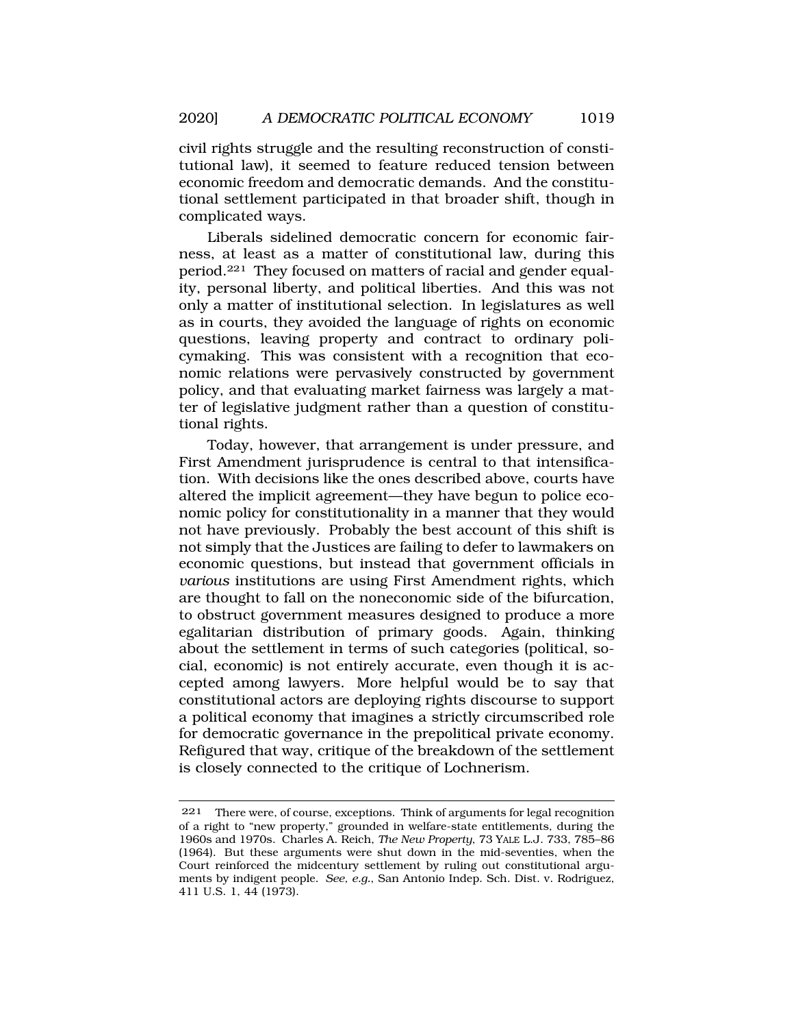civil rights struggle and the resulting reconstruction of constitutional law), it seemed to feature reduced tension between economic freedom and democratic demands. And the constitutional settlement participated in that broader shift, though in complicated ways.

Liberals sidelined democratic concern for economic fairness, at least as a matter of constitutional law, during this period.[221] They focused on matters of racial and gender equality, personal liberty, and political liberties. And this was not only a matter of institutional selection. In legislatures as well as in courts, they avoided the language of rights on economic questions, leaving property and contract to ordinary policymaking. This was consistent with a recognition that economic relations were pervasively constructed by government policy, and that evaluating market fairness was largely a matter of legislative judgment rather than a question of constitutional rights.

Today, however, that arrangement is under pressure, and First Amendment jurisprudence is central to that intensification. With decisions like the ones described above, courts have altered the implicit agreement—they have begun to police economic policy for constitutionality in a manner that they would not have previously. Probably the best account of this shift is not simply that the Justices are failing to defer to lawmakers on economic questions, but instead that government officials in *various* institutions are using First Amendment rights, which are thought to fall on the noneconomic side of the bifurcation, to obstruct government measures designed to produce a more egalitarian distribution of primary goods. Again, thinking about the settlement in terms of such categories (political, social, economic) is not entirely accurate, even though it is accepted among lawyers. More helpful would be to say that constitutional actors are deploying rights discourse to support a political economy that imagines a strictly circumscribed role for democratic governance in the prepolitical private economy. Refigured that way, critique of the breakdown of the settlement is closely connected to the critique of Lochnerism.

---

221 There were, of course, exceptions. Think of arguments for legal recognition of a right to "new property," grounded in welfare-state entitlements, during the 1960s and 1970s. Charles A. Reich, *The New Property*, 73 YALE L.J. 733, 785–86 (1964). But these arguments were shut down in the mid-seventies, when the Court reinforced the midcentury settlement by ruling out constitutional arguments by indigent people. *See, e.g.*, San Antonio Indep. Sch. Dist. v. Rodriguez, 411 U.S. 1, 44 (1973).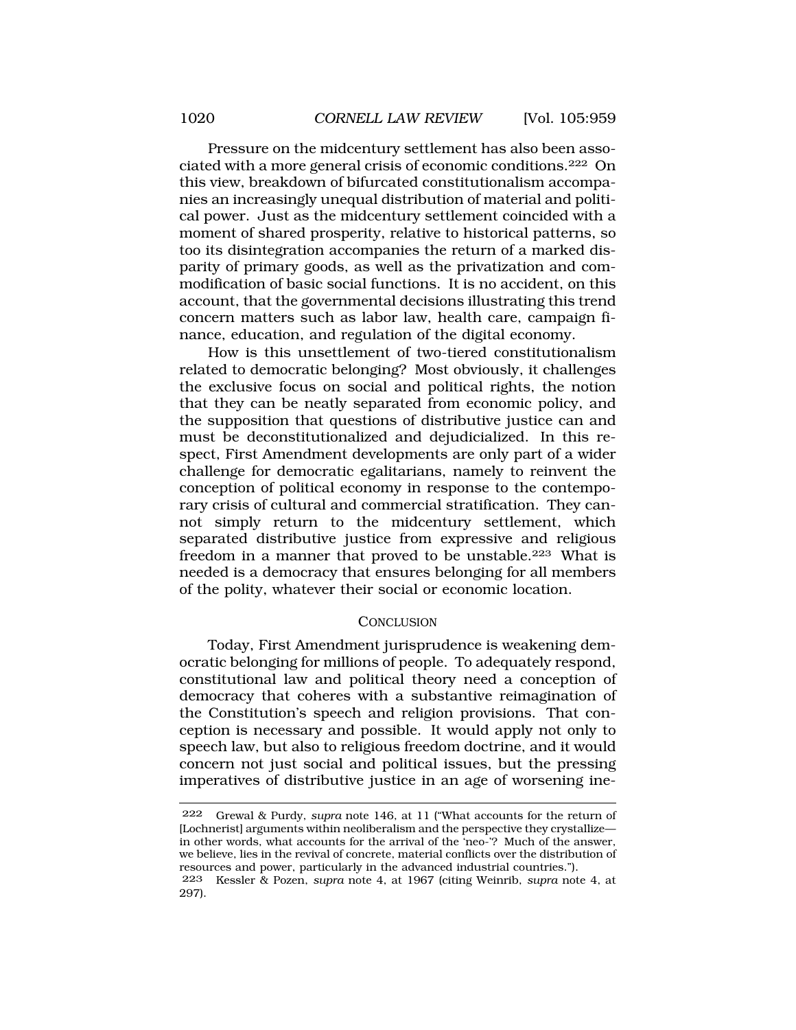Pressure on the midcentury settlement has also been associated with a more general crisis of economic conditions.[222] On this view, breakdown of bifurcated constitutionalism accompanies an increasingly unequal distribution of material and political power. Just as the midcentury settlement coincided with a moment of shared prosperity, relative to historical patterns, so too its disintegration accompanies the return of a marked disparity of primary goods, as well as the privatization and commodification of basic social functions. It is no accident, on this account, that the governmental decisions illustrating this trend concern matters such as labor law, health care, campaign finance, education, and regulation of the digital economy.

How is this unsettlement of two-tiered constitutionalism related to democratic belonging? Most obviously, it challenges the exclusive focus on social and political rights, the notion that they can be neatly separated from economic policy, and the supposition that questions of distributive justice can and must be deconstitutionalized and dejudicialized. In this respect, First Amendment developments are only part of a wider challenge for democratic egalitarians, namely to reinvent the conception of political economy in response to the contemporary crisis of cultural and commercial stratification. They cannot simply return to the midcentury settlement, which separated distributive justice from expressive and religious freedom in a manner that proved to be unstable.[223] What is needed is a democracy that ensures belonging for all members of the polity, whatever their social or economic location.

## CONCLUSION

Today, First Amendment jurisprudence is weakening democratic belonging for millions of people. To adequately respond, constitutional law and political theory need a conception of democracy that coheres with a substantive reimagination of the Constitution's speech and religion provisions. That conception is necessary and possible. It would apply not only to speech law, but also to religious freedom doctrine, and it would concern not just social and political issues, but the pressing imperatives of distributive justice in an age of worsening ine-

---

222 Grewal & Purdy, *supra* note 146, at 11 ("What accounts for the return of [Lochnerist] arguments within neoliberalism and the perspective they crystallize—in other words, what accounts for the arrival of the 'neo-'? Much of the answer, we believe, lies in the revival of concrete, material conflicts over the distribution of resources and power, particularly in the advanced industrial countries.").

223 Kessler & Pozen, *supra* note 4, at 1967 (citing Weinrib, *supra* note 4, at 297).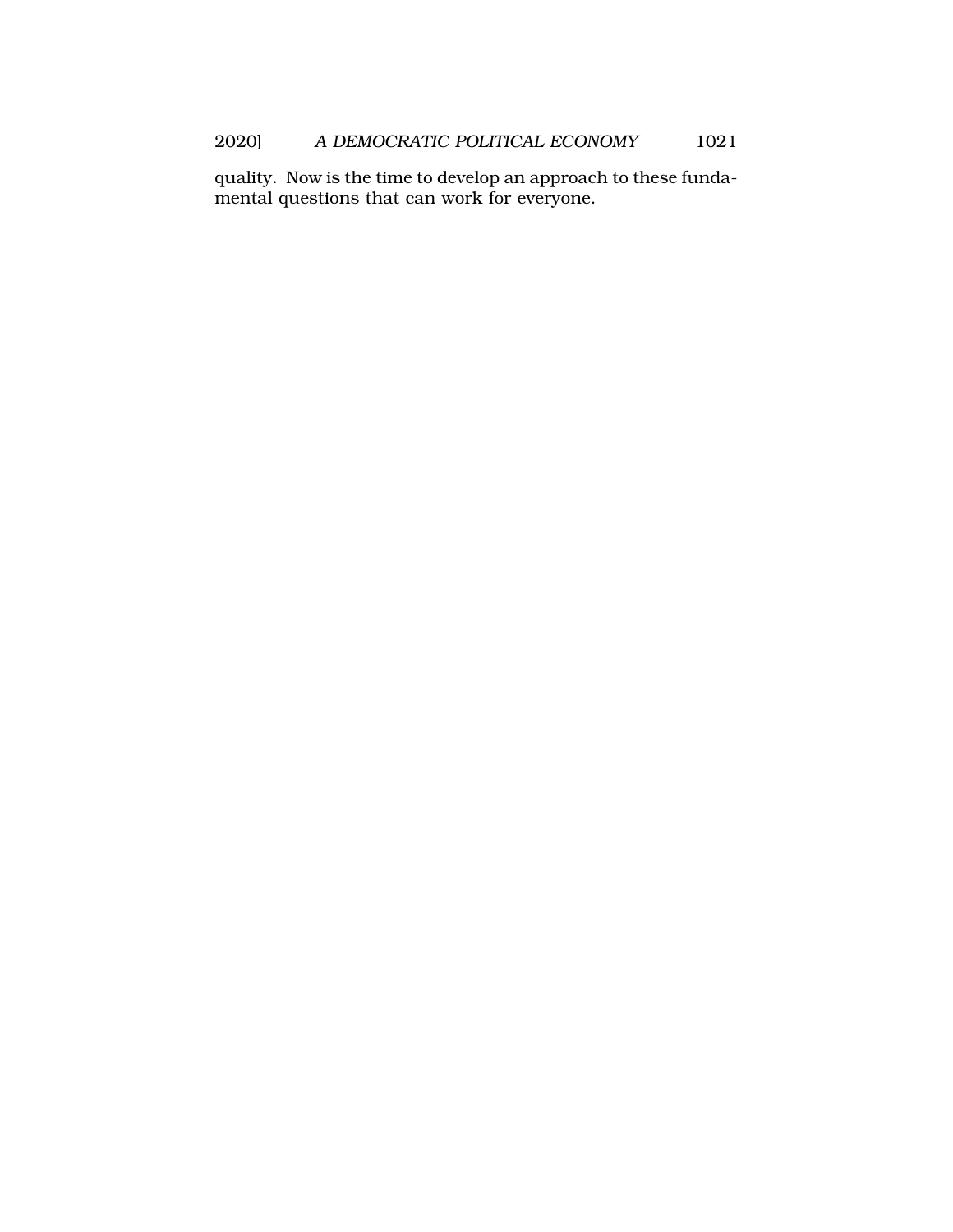quality. Now is the time to develop an approach to these fundamental questions that can work for everyone.